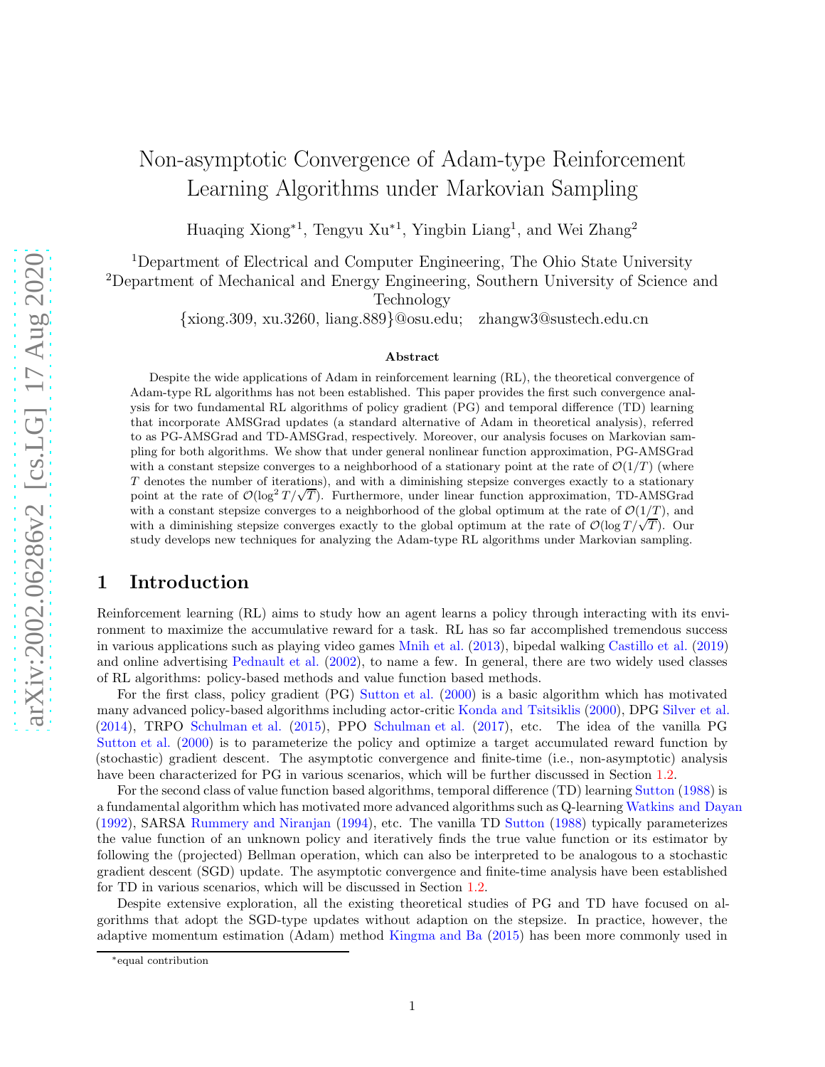# Non-asymptotic Convergence of Adam-type Reinforcement Learning Algorithms under Markovian Sampling

Huaqing Xiong*[1], Tengyu Xu*[1], Yingbin Liang[1], and Wei Zhang[2]

[1]Department of Electrical and Computer Engineering, The Ohio State University
[2]Department of Mechanical and Energy Engineering, Southern University of Science and Technology

{xiong.309, xu.3260, liang.889}@osu.edu;   zhangw3@sustech.edu.cn

### Abstract

Despite the wide applications of Adam in reinforcement learning (RL), the theoretical convergence of Adam-type RL algorithms has not been established. This paper provides the first such convergence analysis for two fundamental RL algorithms of policy gradient (PG) and temporal difference (TD) learning that incorporate AMSGrad updates (a standard alternative of Adam in theoretical analysis), referred to as PG-AMSGrad and TD-AMSGrad, respectively. Moreover, our analysis focuses on Markovian sampling for both algorithms. We show that under general nonlinear function approximation, PG-AMSGrad with a constant stepsize converges to a neighborhood of a stationary point at the rate of $\mathcal{O}(1/T)$ (where $T$ denotes the number of iterations), and with a diminishing stepsize converges exactly to a stationary point at the rate of $\mathcal{O}(\log^2 T/\sqrt{T})$. Furthermore, under linear function approximation, TD-AMSGrad with a constant stepsize converges to a neighborhood of the global optimum at the rate of $\mathcal{O}(1/T)$, and with a diminishing stepsize converges exactly to the global optimum at the rate of $\mathcal{O}(\log T/\sqrt{T})$. Our study develops new techniques for analyzing the Adam-type RL algorithms under Markovian sampling.

## 1 Introduction

Reinforcement learning (RL) aims to study how an agent learns a policy through interacting with its environment to maximize the accumulative reward for a task. RL has so far accomplished tremendous success in various applications such as playing video games Mnih et al. (2013), bipedal walking Castillo et al. (2019) and online advertising Pednault et al. (2002), to name a few. In general, there are two widely used classes of RL algorithms: policy-based methods and value function based methods.

For the first class, policy gradient (PG) Sutton et al. (2000) is a basic algorithm which has motivated many advanced policy-based algorithms including actor-critic Konda and Tsitsiklis (2000), DPG Silver et al. (2014), TRPO Schulman et al. (2015), PPO Schulman et al. (2017), etc. The idea of the vanilla PG Sutton et al. (2000) is to parameterize the policy and optimize a target accumulated reward function by (stochastic) gradient descent. The asymptotic convergence and finite-time (i.e., non-asymptotic) analysis have been characterized for PG in various scenarios, which will be further discussed in Section 1.2.

For the second class of value function based algorithms, temporal difference (TD) learning Sutton (1988) is a fundamental algorithm which has motivated more advanced algorithms such as Q-learning Watkins and Dayan (1992), SARSA Rummery and Niranjan (1994), etc. The vanilla TD Sutton (1988) typically parameterizes the value function of an unknown policy and iteratively finds the true value function or its estimator by following the (projected) Bellman operation, which can also be interpreted to be analogous to a stochastic gradient descent (SGD) update. The asymptotic convergence and finite-time analysis have been established for TD in various scenarios, which will be discussed in Section 1.2.

Despite extensive exploration, all the existing theoretical studies of PG and TD have focused on algorithms that adopt the SGD-type updates without adaption on the stepsize. In practice, however, the adaptive momentum estimation (Adam) method Kingma and Ba (2015) has been more commonly used in

*equal contribution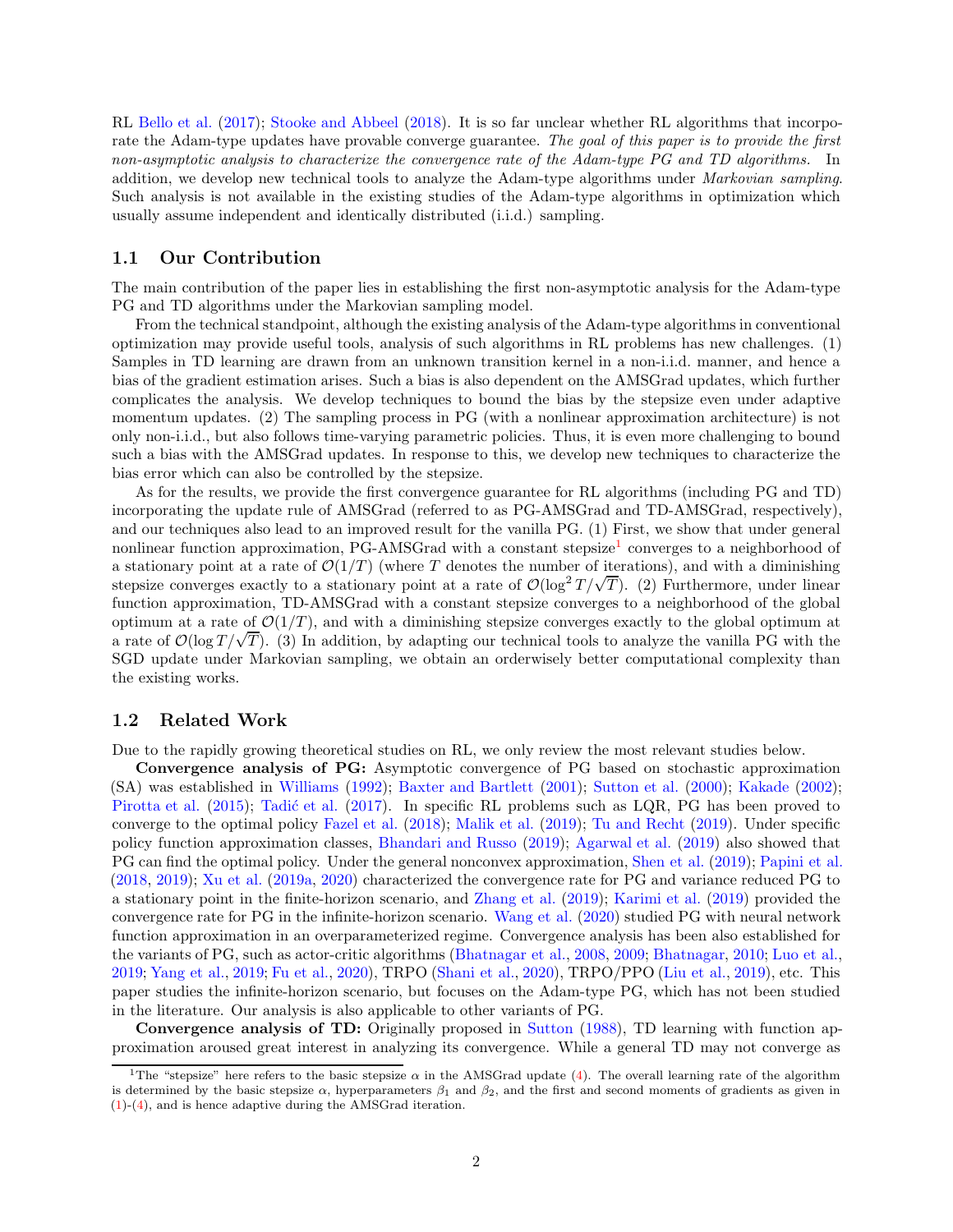RL Bello et al. (2017); Stooke and Abbeel (2018). It is so far unclear whether RL algorithms that incorporate the Adam-type updates have provable converge guarantee. *The goal of this paper is to provide the first non-asymptotic analysis to characterize the convergence rate of the Adam-type PG and TD algorithms.* In addition, we develop new technical tools to analyze the Adam-type algorithms under *Markovian sampling*. Such analysis is not available in the existing studies of the Adam-type algorithms in optimization which usually assume independent and identically distributed (i.i.d.) sampling.

## 1.1 Our Contribution

The main contribution of the paper lies in establishing the first non-asymptotic analysis for the Adam-type PG and TD algorithms under the Markovian sampling model.

From the technical standpoint, although the existing analysis of the Adam-type algorithms in conventional optimization may provide useful tools, analysis of such algorithms in RL problems has new challenges. (1) Samples in TD learning are drawn from an unknown transition kernel in a non-i.i.d. manner, and hence a bias of the gradient estimation arises. Such a bias is also dependent on the AMSGrad updates, which further complicates the analysis. We develop techniques to bound the bias by the stepsize even under adaptive momentum updates. (2) The sampling process in PG (with a nonlinear approximation architecture) is not only non-i.i.d., but also follows time-varying parametric policies. Thus, it is even more challenging to bound such a bias with the AMSGrad updates. In response to this, we develop new techniques to characterize the bias error which can also be controlled by the stepsize.

As for the results, we provide the first convergence guarantee for RL algorithms (including PG and TD) incorporating the update rule of AMSGrad (referred to as PG-AMSGrad and TD-AMSGrad, respectively), and our techniques also lead to an improved result for the vanilla PG. (1) First, we show that under general nonlinear function approximation, PG-AMSGrad with a constant stepsize[1] converges to a neighborhood of a stationary point at a rate of $\mathcal{O}(1/T)$ (where $T$ denotes the number of iterations), and with a diminishing stepsize converges exactly to a stationary point at a rate of $\mathcal{O}(\log^2 T/\sqrt{T})$. (2) Furthermore, under linear function approximation, TD-AMSGrad with a constant stepsize converges to a neighborhood of the global optimum at a rate of $\mathcal{O}(1/T)$, and with a diminishing stepsize converges exactly to the global optimum at a rate of $\mathcal{O}(\log T/\sqrt{T})$. (3) In addition, by adapting our technical tools to analyze the vanilla PG with the SGD update under Markovian sampling, we obtain an orderwisely better computational complexity than the existing works.

## 1.2 Related Work

Due to the rapidly growing theoretical studies on RL, we only review the most relevant studies below.

**Convergence analysis of PG:** Asymptotic convergence of PG based on stochastic approximation (SA) was established in Williams (1992); Baxter and Bartlett (2001); Sutton et al. (2000); Kakade (2002); Pirotta et al. (2015); Tadić et al. (2017). In specific RL problems such as LQR, PG has been proved to converge to the optimal policy Fazel et al. (2018); Malik et al. (2019); Tu and Recht (2019). Under specific policy function approximation classes, Bhandari and Russo (2019); Agarwal et al. (2019) also showed that PG can find the optimal policy. Under the general nonconvex approximation, Shen et al. (2019); Papini et al. (2018, 2019); Xu et al. (2019a, 2020) characterized the convergence rate for PG and variance reduced PG to a stationary point in the finite-horizon scenario, and Zhang et al. (2019); Karimi et al. (2019) provided the convergence rate for PG in the infinite-horizon scenario. Wang et al. (2020) studied PG with neural network function approximation in an overparameterized regime. Convergence analysis has been also established for the variants of PG, such as actor-critic algorithms (Bhatnagar et al., 2008, 2009; Bhatnagar, 2010; Luo et al., 2019; Yang et al., 2019; Fu et al., 2020), TRPO (Shani et al., 2020), TRPO/PPO (Liu et al., 2019), etc. This paper studies the infinite-horizon scenario, but focuses on the Adam-type PG, which has not been studied in the literature. Our analysis is also applicable to other variants of PG.

**Convergence analysis of TD:** Originally proposed in Sutton (1988), TD learning with function approximation aroused great interest in analyzing its convergence. While a general TD may not converge as

[1] The "stepsize" here refers to the basic stepsize $\alpha$ in the AMSGrad update (4). The overall learning rate of the algorithm is determined by the basic stepsize $\alpha$, hyperparameters $\beta_1$ and $\beta_2$, and the first and second moments of gradients as given in (1)-(4), and is hence adaptive during the AMSGrad iteration.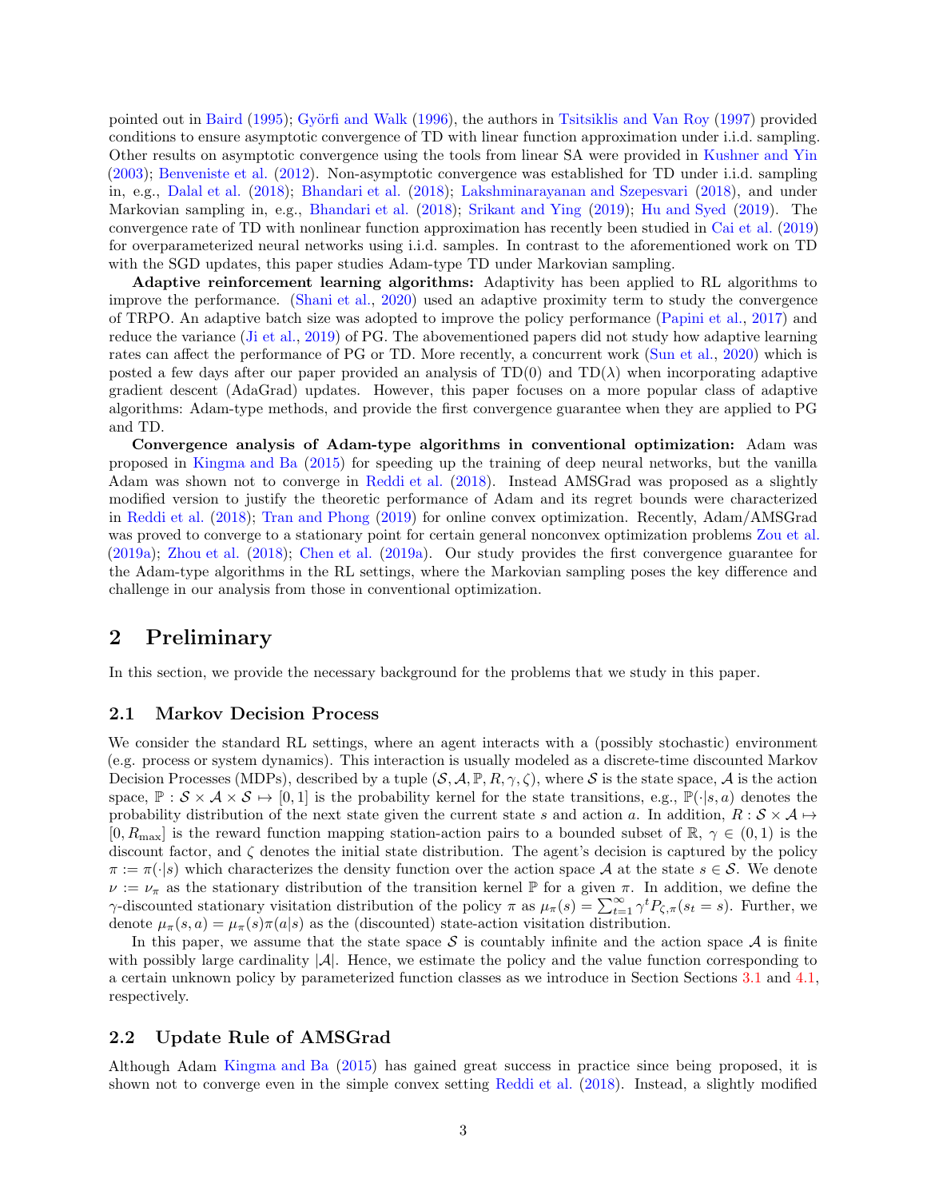pointed out in Baird (1995); Györfi and Walk (1996), the authors in Tsitsiklis and Van Roy (1997) provided conditions to ensure asymptotic convergence of TD with linear function approximation under i.i.d. sampling. Other results on asymptotic convergence using the tools from linear SA were provided in Kushner and Yin (2003); Benveniste et al. (2012). Non-asymptotic convergence was established for TD under i.i.d. sampling in, e.g., Dalal et al. (2018); Bhandari et al. (2018); Lakshminarayanan and Szepesvari (2018), and under Markovian sampling in, e.g., Bhandari et al. (2018); Srikant and Ying (2019); Hu and Syed (2019). The convergence rate of TD with nonlinear function approximation has recently been studied in Cai et al. (2019) for overparameterized neural networks using i.i.d. samples. In contrast to the aforementioned work on TD with the SGD updates, this paper studies Adam-type TD under Markovian sampling.

**Adaptive reinforcement learning algorithms:** Adaptivity has been applied to RL algorithms to improve the performance. (Shani et al., 2020) used an adaptive proximity term to study the convergence of TRPO. An adaptive batch size was adopted to improve the policy performance (Papini et al., 2017) and reduce the variance (Ji et al., 2019) of PG. The abovementioned papers did not study how adaptive learning rates can affect the performance of PG or TD. More recently, a concurrent work (Sun et al., 2020) which is posted a few days after our paper provided an analysis of TD(0) and TD($\lambda$) when incorporating adaptive gradient descent (AdaGrad) updates. However, this paper focuses on a more popular class of adaptive algorithms: Adam-type methods, and provide the first convergence guarantee when they are applied to PG and TD.

**Convergence analysis of Adam-type algorithms in conventional optimization:** Adam was proposed in Kingma and Ba (2015) for speeding up the training of deep neural networks, but the vanilla Adam was shown not to converge in Reddi et al. (2018). Instead AMSGrad was proposed as a slightly modified version to justify the theoretic performance of Adam and its regret bounds were characterized in Reddi et al. (2018); Tran and Phong (2019) for online convex optimization. Recently, Adam/AMSGrad was proved to converge to a stationary point for certain general nonconvex optimization problems Zou et al. (2019a); Zhou et al. (2018); Chen et al. (2019a). Our study provides the first convergence guarantee for the Adam-type algorithms in the RL settings, where the Markovian sampling poses the key difference and challenge in our analysis from those in conventional optimization.

# 2 Preliminary

In this section, we provide the necessary background for the problems that we study in this paper.

## 2.1 Markov Decision Process

We consider the standard RL settings, where an agent interacts with a (possibly stochastic) environment (e.g. process or system dynamics). This interaction is usually modeled as a discrete-time discounted Markov Decision Processes (MDPs), described by a tuple $(\mathcal{S}, \mathcal{A}, \mathbb{P}, R, \gamma, \zeta)$, where $\mathcal{S}$ is the state space, $\mathcal{A}$ is the action space, $\mathbb{P} : \mathcal{S} \times \mathcal{A} \times \mathcal{S} \mapsto [0, 1]$ is the probability kernel for the state transitions, e.g., $\mathbb{P}(\cdot|s, a)$ denotes the probability distribution of the next state given the current state $s$ and action $a$. In addition, $R : \mathcal{S} \times \mathcal{A} \mapsto [0, R_{\max}]$ is the reward function mapping station-action pairs to a bounded subset of $\mathbb{R}$, $\gamma \in (0, 1)$ is the discount factor, and $\zeta$ denotes the initial state distribution. The agent's decision is captured by the policy $\pi := \pi(\cdot|s)$ which characterizes the density function over the action space $\mathcal{A}$ at the state $s \in \mathcal{S}$. We denote $\nu := \nu_\pi$ as the stationary distribution of the transition kernel $\mathbb{P}$ for a given $\pi$. In addition, we define the $\gamma$-discounted stationary visitation distribution of the policy $\pi$ as $\mu_\pi(s) = \sum_{t=1}^{\infty} \gamma^t P_{\zeta,\pi}(s_t = s)$. Further, we denote $\mu_\pi(s, a) = \mu_\pi(s)\pi(a|s)$ as the (discounted) state-action visitation distribution.

In this paper, we assume that the state space $\mathcal{S}$ is countably infinite and the action space $\mathcal{A}$ is finite with possibly large cardinality $|\mathcal{A}|$. Hence, we estimate the policy and the value function corresponding to a certain unknown policy by parameterized function classes as we introduce in Section Sections 3.1 and 4.1, respectively.

## 2.2 Update Rule of AMSGrad

Although Adam Kingma and Ba (2015) has gained great success in practice since being proposed, it is shown not to converge even in the simple convex setting Reddi et al. (2018). Instead, a slightly modified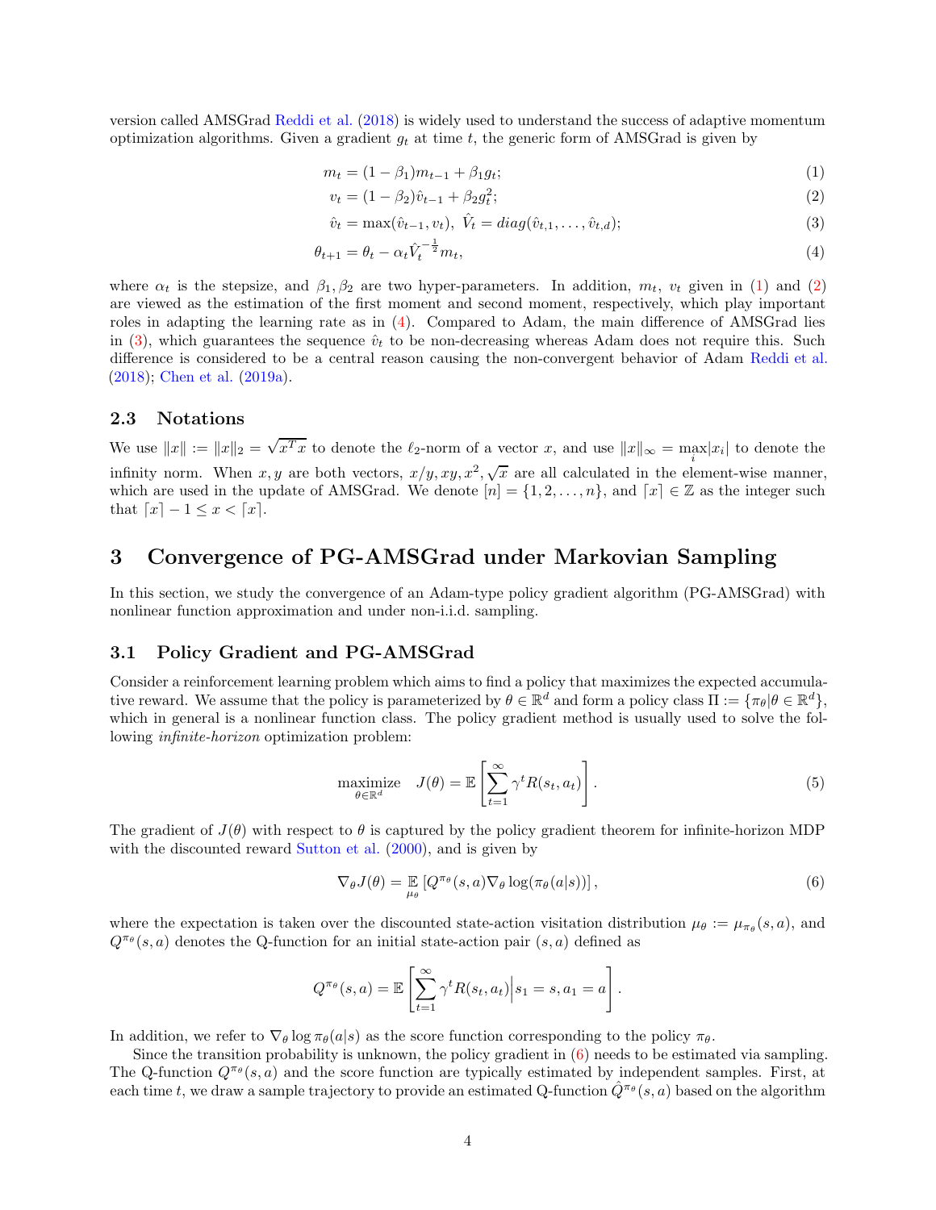version called AMSGrad Reddi et al. (2018) is widely used to understand the success of adaptive momentum optimization algorithms. Given a gradient $g_t$ at time $t$, the generic form of AMSGrad is given by

$$m_t = (1-\beta_1)m_{t-1} + \beta_1 g_t; \tag{1}$$

$$v_t = (1-\beta_2)\hat{v}_{t-1} + \beta_2 g_t^2; \tag{2}$$

$$\hat{v}_t = \max(\hat{v}_{t-1}, v_t),\ \hat{V}_t = diag(\hat{v}_{t,1}, \ldots, \hat{v}_{t,d}); \tag{3}$$

$$\theta_{t+1} = \theta_t - \alpha_t \hat{V}_t^{-\frac{1}{2}} m_t, \tag{4}$$

where $\alpha_t$ is the stepsize, and $\beta_1, \beta_2$ are two hyper-parameters. In addition, $m_t$, $v_t$ given in (1) and (2) are viewed as the estimation of the first moment and second moment, respectively, which play important roles in adapting the learning rate as in (4). Compared to Adam, the main difference of AMSGrad lies in (3), which guarantees the sequence $\hat{v}_t$ to be non-decreasing whereas Adam does not require this. Such difference is considered to be a central reason causing the non-convergent behavior of Adam Reddi et al. (2018); Chen et al. (2019a).

### 2.3 Notations

We use $\|x\| := \|x\|_2 = \sqrt{x^T x}$ to denote the $\ell_2$-norm of a vector $x$, and use $\|x\|_\infty = \max_i |x_i|$ to denote the infinity norm. When $x, y$ are both vectors, $x/y, xy, x^2, \sqrt{x}$ are all calculated in the element-wise manner, which are used in the update of AMSGrad. We denote $[n] = \{1, 2, \ldots, n\}$, and $\lceil x \rceil \in \mathbb{Z}$ as the integer such that $\lceil x \rceil - 1 \le x < \lceil x \rceil$.

## 3 Convergence of PG-AMSGrad under Markovian Sampling

In this section, we study the convergence of an Adam-type policy gradient algorithm (PG-AMSGrad) with nonlinear function approximation and under non-i.i.d. sampling.

### 3.1 Policy Gradient and PG-AMSGrad

Consider a reinforcement learning problem which aims to find a policy that maximizes the expected accumulative reward. We assume that the policy is parameterized by $\theta \in \mathbb{R}^d$ and form a policy class $\Pi := \{\pi_\theta | \theta \in \mathbb{R}^d\}$, which in general is a nonlinear function class. The policy gradient method is usually used to solve the following *infinite-horizon* optimization problem:

$$\underset{\theta \in \mathbb{R}^d}{\text{maximize}} \quad J(\theta) = \mathbb{E}\left[\sum_{t=1}^{\infty} \gamma^t R(s_t, a_t)\right]. \tag{5}$$

The gradient of $J(\theta)$ with respect to $\theta$ is captured by the policy gradient theorem for infinite-horizon MDP with the discounted reward Sutton et al. (2000), and is given by

$$\nabla_\theta J(\theta) = \underset{\mu_\theta}{\mathbb{E}}\left[Q^{\pi_\theta}(s,a) \nabla_\theta \log(\pi_\theta(a|s))\right], \tag{6}$$

where the expectation is taken over the discounted state-action visitation distribution $\mu_\theta := \mu_{\pi_\theta}(s,a)$, and $Q^{\pi_\theta}(s,a)$ denotes the Q-function for an initial state-action pair $(s,a)$ defined as

$$Q^{\pi_\theta}(s,a) = \mathbb{E}\left[\sum_{t=1}^{\infty} \gamma^t R(s_t, a_t) \middle| s_1 = s, a_1 = a\right].$$

In addition, we refer to $\nabla_\theta \log \pi_\theta(a|s)$ as the score function corresponding to the policy $\pi_\theta$.

Since the transition probability is unknown, the policy gradient in (6) needs to be estimated via sampling. The Q-function $Q^{\pi_\theta}(s,a)$ and the score function are typically estimated by independent samples. First, at each time $t$, we draw a sample trajectory to provide an estimated Q-function $\hat{Q}^{\pi_\theta}(s,a)$ based on the algorithm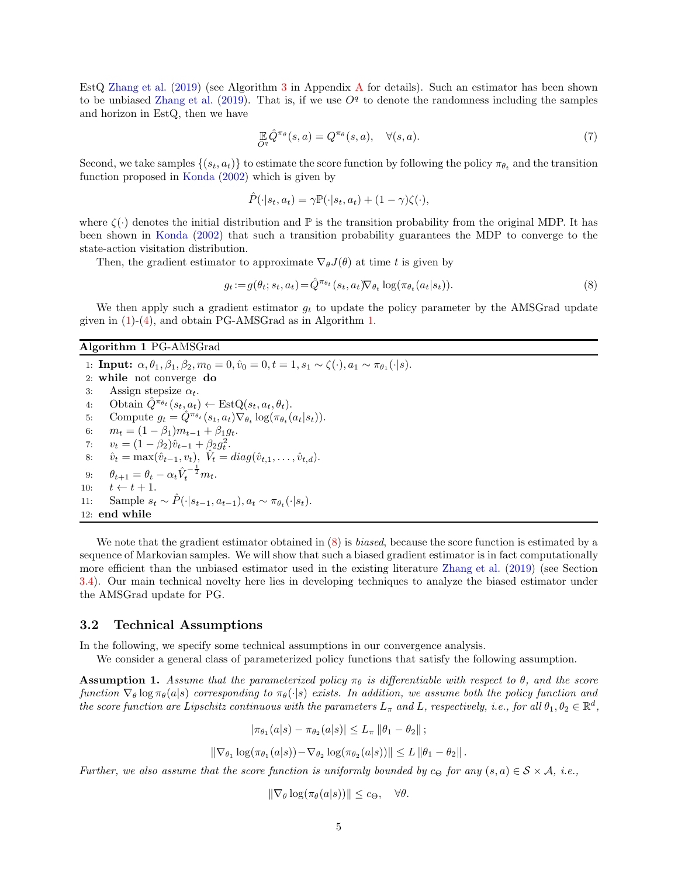EstQ Zhang et al. (2019) (see Algorithm 3 in Appendix A for details). Such an estimator has been shown to be unbiased Zhang et al. (2019). That is, if we use $O^q$ to denote the randomness including the samples and horizon in EstQ, then we have

$$\mathop{\mathbb{E}}_{O^q} \hat{Q}^{\pi_\theta}(s,a) = Q^{\pi_\theta}(s,a), \quad \forall (s,a). \tag{7}$$

Second, we take samples $\{(s_t, a_t)\}$ to estimate the score function by following the policy $\pi_{\theta_t}$ and the transition function proposed in Konda (2002) which is given by

$$\hat{P}(\cdot|s_t, a_t) = \gamma \mathbb{P}(\cdot|s_t, a_t) + (1-\gamma)\zeta(\cdot),$$

where $\zeta(\cdot)$ denotes the initial distribution and $\mathbb{P}$ is the transition probability from the original MDP. It has been shown in Konda (2002) that such a transition probability guarantees the MDP to converge to the state-action visitation distribution.

Then, the gradient estimator to approximate $\nabla_\theta J(\theta)$ at time $t$ is given by

$$g_t := g(\theta_t; s_t, a_t) = \hat{Q}^{\pi_{\theta_t}}(s_t, a_t) \nabla_{\theta_t} \log(\pi_{\theta_t}(a_t|s_t)). \tag{8}$$

We then apply such a gradient estimator $g_t$ to update the policy parameter by the AMSGrad update given in (1)-(4), and obtain PG-AMSGrad as in Algorithm 1.

**Algorithm 1** PG-AMSGrad

1: **Input:** $\alpha, \theta_1, \beta_1, \beta_2, m_0 = 0, \hat{v}_0 = 0, t = 1, s_1 \sim \zeta(\cdot), a_1 \sim \pi_{\theta_1}(\cdot|s)$.
2: **while** not converge **do**
3: Assign stepsize $\alpha_t$.
4: Obtain $\hat{Q}^{\pi_{\theta_t}}(s_t, a_t) \leftarrow \text{EstQ}(s_t, a_t, \theta_t)$.
5: Compute $g_t = \hat{Q}^{\pi_{\theta_t}}(s_t, a_t) \nabla_{\theta_t} \log(\pi_{\theta_t}(a_t|s_t))$.
6: $m_t = (1-\beta_1)m_{t-1} + \beta_1 g_t$.
7: $v_t = (1-\beta_2)\hat{v}_{t-1} + \beta_2 g_t^2$.
8: $\hat{v}_t = \max(\hat{v}_{t-1}, v_t)$, $\hat{V}_t = diag(\hat{v}_{t,1}, \ldots, \hat{v}_{t,d})$.
9: $\theta_{t+1} = \theta_t - \alpha_t \hat{V}_t^{-\frac{1}{2}} m_t$.
10: $t \leftarrow t + 1$.
11: Sample $s_t \sim \hat{P}(\cdot|s_{t-1}, a_{t-1}), a_t \sim \pi_{\theta_t}(\cdot|s_t)$.
12: **end while**

We note that the gradient estimator obtained in (8) is *biased*, because the score function is estimated by a sequence of Markovian samples. We will show that such a biased gradient estimator is in fact computationally more efficient than the unbiased estimator used in the existing literature Zhang et al. (2019) (see Section 3.4). Our main technical novelty here lies in developing techniques to analyze the biased estimator under the AMSGrad update for PG.

### 3.2 Technical Assumptions

In the following, we specify some technical assumptions in our convergence analysis.

We consider a general class of parameterized policy functions that satisfy the following assumption.

**Assumption 1.** *Assume that the parameterized policy $\pi_\theta$ is differentiable with respect to $\theta$, and the score function $\nabla_\theta \log \pi_\theta(a|s)$ corresponding to $\pi_\theta(\cdot|s)$ exists. In addition, we assume both the policy function and the score function are Lipschitz continuous with the parameters $L_\pi$ and $L$, respectively, i.e., for all $\theta_1, \theta_2 \in \mathbb{R}^d$,*

$$|\pi_{\theta_1}(a|s) - \pi_{\theta_2}(a|s)| \leq L_\pi \|\theta_1 - \theta_2\|;$$

$$\|\nabla_{\theta_1} \log(\pi_{\theta_1}(a|s)) - \nabla_{\theta_2} \log(\pi_{\theta_2}(a|s))\| \leq L \|\theta_1 - \theta_2\|.$$

*Further, we also assume that the score function is uniformly bounded by $c_\Theta$ for any $(s,a) \in \mathcal{S} \times \mathcal{A}$, i.e.,*

$$\|\nabla_\theta \log(\pi_\theta(a|s))\| \leq c_\Theta, \quad \forall \theta.$$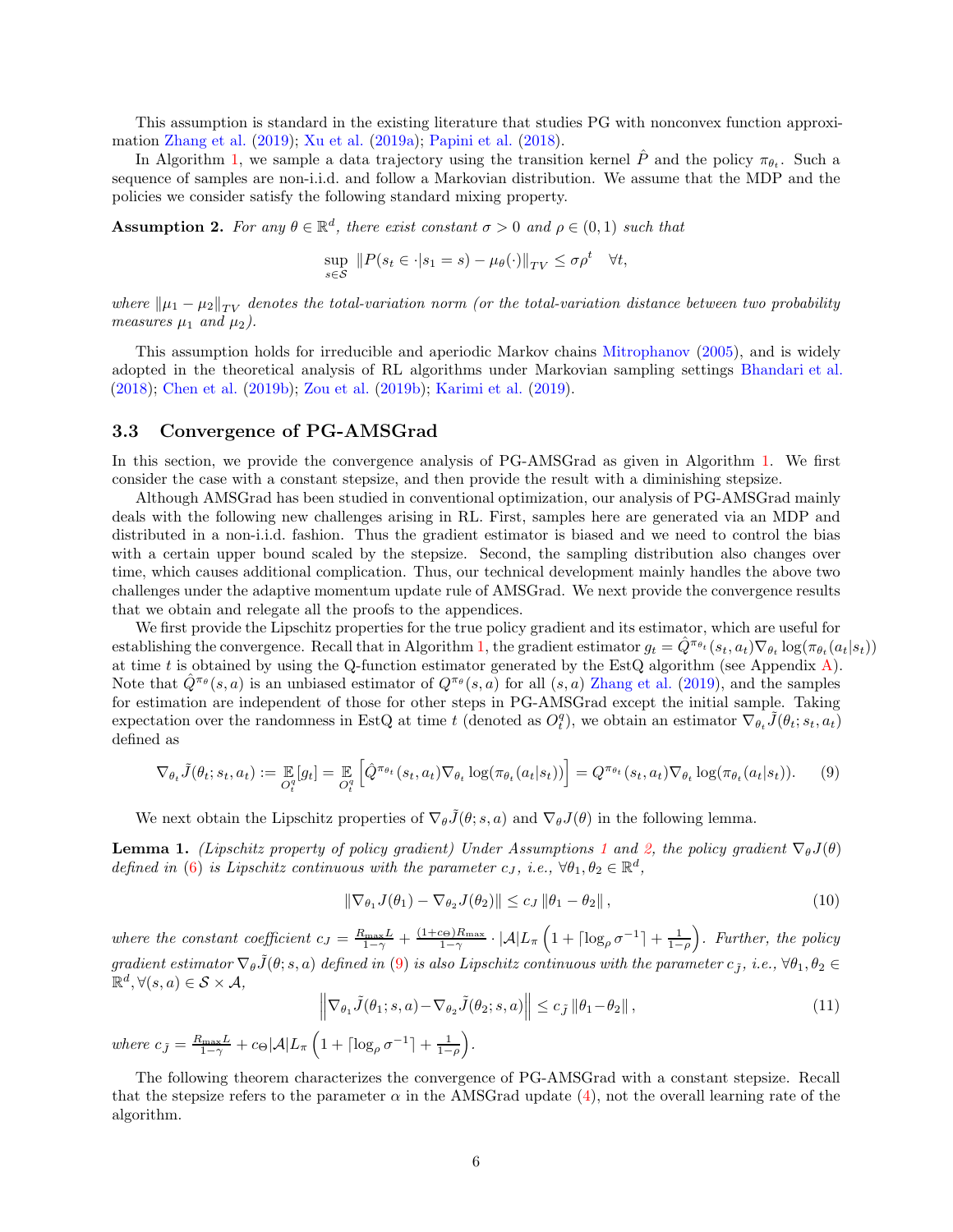This assumption is standard in the existing literature that studies PG with nonconvex function approximation Zhang et al. (2019); Xu et al. (2019a); Papini et al. (2018).

In Algorithm 1, we sample a data trajectory using the transition kernel $\hat{P}$ and the policy $\pi_{\theta_t}$. Such a sequence of samples are non-i.i.d. and follow a Markovian distribution. We assume that the MDP and the policies we consider satisfy the following standard mixing property.

**Assumption 2.** *For any $\theta \in \mathbb{R}^d$, there exist constant $\sigma > 0$ and $\rho \in (0, 1)$ such that*

$$\sup_{s\in\mathcal{S}} \|P(s_t \in \cdot | s_1 = s) - \mu_\theta(\cdot)\|_{TV} \leq \sigma\rho^t \quad \forall t,$$

*where $\|\mu_1 - \mu_2\|_{TV}$ denotes the total-variation norm (or the total-variation distance between two probability measures $\mu_1$ and $\mu_2$).*

This assumption holds for irreducible and aperiodic Markov chains Mitrophanov (2005), and is widely adopted in the theoretical analysis of RL algorithms under Markovian sampling settings Bhandari et al. (2018); Chen et al. (2019b); Zou et al. (2019b); Karimi et al. (2019).

### 3.3 Convergence of PG-AMSGrad

In this section, we provide the convergence analysis of PG-AMSGrad as given in Algorithm 1. We first consider the case with a constant stepsize, and then provide the result with a diminishing stepsize.

Although AMSGrad has been studied in conventional optimization, our analysis of PG-AMSGrad mainly deals with the following new challenges arising in RL. First, samples here are generated via an MDP and distributed in a non-i.i.d. fashion. Thus the gradient estimator is biased and we need to control the bias with a certain upper bound scaled by the stepsize. Second, the sampling distribution also changes over time, which causes additional complication. Thus, our technical development mainly handles the above two challenges under the adaptive momentum update rule of AMSGrad. We next provide the convergence results that we obtain and relegate all the proofs to the appendices.

We first provide the Lipschitz properties for the true policy gradient and its estimator, which are useful for establishing the convergence. Recall that in Algorithm 1, the gradient estimator $g_t = \hat{Q}^{\pi_{\theta_t}}(s_t, a_t)\nabla_{\theta_t} \log(\pi_{\theta_t}(a_t|s_t))$ at time $t$ is obtained by using the Q-function estimator generated by the EstQ algorithm (see Appendix A). Note that $\hat{Q}^{\pi_\theta}(s, a)$ is an unbiased estimator of $Q^{\pi_\theta}(s, a)$ for all $(s, a)$ Zhang et al. (2019), and the samples for estimation are independent of those for other steps in PG-AMSGrad except the initial sample. Taking expectation over the randomness in EstQ at time $t$ (denoted as $O_t^q$), we obtain an estimator $\nabla_{\theta_t}\tilde{J}(\theta_t; s_t, a_t)$ defined as

$$\nabla_{\theta_t}\tilde{J}(\theta_t; s_t, a_t) := \mathop{\mathbb{E}}_{O_t^q}[g_t] = \mathop{\mathbb{E}}_{O_t^q}\left[\hat{Q}^{\pi_{\theta_t}}(s_t, a_t)\nabla_{\theta_t} \log(\pi_{\theta_t}(a_t|s_t))\right] = Q^{\pi_{\theta_t}}(s_t, a_t)\nabla_{\theta_t} \log(\pi_{\theta_t}(a_t|s_t)). \quad (9)$$

We next obtain the Lipschitz properties of $\nabla_\theta \tilde{J}(\theta; s, a)$ and $\nabla_\theta J(\theta)$ in the following lemma.

**Lemma 1.** *(Lipschitz property of policy gradient) Under Assumptions 1 and 2, the policy gradient $\nabla_\theta J(\theta)$ defined in (6) is Lipschitz continuous with the parameter $c_J$, i.e., $\forall \theta_1, \theta_2 \in \mathbb{R}^d$,*

$$\|\nabla_{\theta_1} J(\theta_1) - \nabla_{\theta_2} J(\theta_2)\| \leq c_J \|\theta_1 - \theta_2\|, \quad (10)$$

*where the constant coefficient $c_J = \frac{R_{\max}L}{1-\gamma} + \frac{(1+c_\Theta)R_{\max}}{1-\gamma} \cdot |\mathcal{A}|L_\pi\left(1 + \lceil\log_\rho \sigma^{-1}\rceil + \frac{1}{1-\rho}\right)$. Further, the policy gradient estimator $\nabla_\theta \tilde{J}(\theta; s, a)$ defined in (9) is also Lipschitz continuous with the parameter $c_{\tilde{J}}$, i.e., $\forall \theta_1, \theta_2 \in \mathbb{R}^d, \forall (s, a) \in \mathcal{S} \times \mathcal{A}$,*

$$\left\|\nabla_{\theta_1}\tilde{J}(\theta_1; s, a) - \nabla_{\theta_2}\tilde{J}(\theta_2; s, a)\right\| \leq c_{\tilde{J}} \|\theta_1 - \theta_2\|, \quad (11)$$

*where $c_{\tilde{J}} = \frac{R_{\max}L}{1-\gamma} + c_\Theta|\mathcal{A}|L_\pi\left(1 + \lceil\log_\rho \sigma^{-1}\rceil + \frac{1}{1-\rho}\right)$.*

The following theorem characterizes the convergence of PG-AMSGrad with a constant stepsize. Recall that the stepsize refers to the parameter $\alpha$ in the AMSGrad update (4), not the overall learning rate of the algorithm.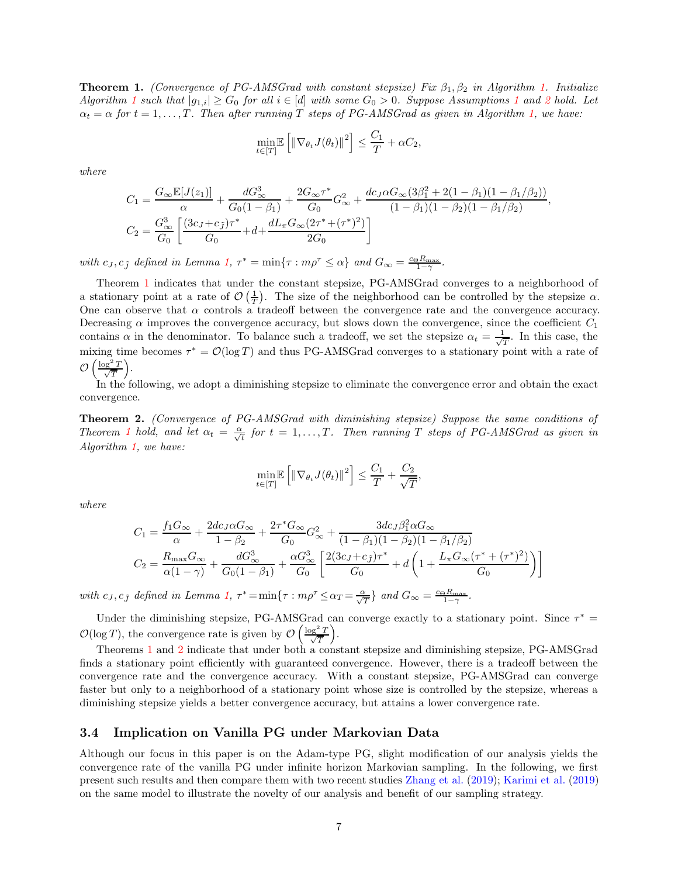**Theorem 1.** *(Convergence of PG-AMSGrad with constant stepsize) Fix $\beta_1, \beta_2$ in Algorithm 1. Initialize Algorithm 1 such that $|g_{1,i}| \geq G_0$ for all $i \in [d]$ with some $G_0 > 0$. Suppose Assumptions 1 and 2 hold. Let $\alpha_t = \alpha$ for $t = 1, \ldots, T$. Then after running $T$ steps of PG-AMSGrad as given in Algorithm 1, we have:*

$$\min_{t \in [T]} \mathbb{E}\left[\left\|\nabla_{\theta_t} J(\theta_t)\right\|^2\right] \leq \frac{C_1}{T} + \alpha C_2,$$

*where*

$$C_1 = \frac{G_\infty \mathbb{E}[J(z_1)]}{\alpha} + \frac{dG_\infty^3}{G_0(1-\beta_1)} + \frac{2G_\infty \tau^*}{G_0} G_\infty^2 + \frac{dc_J \alpha G_\infty (3\beta_1^2 + 2(1-\beta_1)(1-\beta_1/\beta_2))}{(1-\beta_1)(1-\beta_2)(1-\beta_1/\beta_2)},$$

$$C_2 = \frac{G_\infty^3}{G_0}\left[\frac{(3c_J + c_{\tilde{J}})\tau^*}{G_0} + d + \frac{dL_\pi G_\infty (2\tau^* + (\tau^*)^2)}{2G_0}\right]$$

*with $c_J, c_{\tilde{J}}$ defined in Lemma 1, $\tau^* = \min\{\tau : m\rho^\tau \leq \alpha\}$ and $G_\infty = \frac{c_\Theta R_{\max}}{1-\gamma}$.*

Theorem 1 indicates that under the constant stepsize, PG-AMSGrad converges to a neighborhood of a stationary point at a rate of $\mathcal{O}\left(\frac{1}{T}\right)$. The size of the neighborhood can be controlled by the stepsize $\alpha$. One can observe that $\alpha$ controls a tradeoff between the convergence rate and the convergence accuracy. Decreasing $\alpha$ improves the convergence accuracy, but slows down the convergence, since the coefficient $C_1$ contains $\alpha$ in the denominator. To balance such a tradeoff, we set the stepsize $\alpha_t = \frac{1}{\sqrt{T}}$. In this case, the mixing time becomes $\tau^* = \mathcal{O}(\log T)$ and thus PG-AMSGrad converges to a stationary point with a rate of $\mathcal{O}\left(\frac{\log^2 T}{\sqrt{T}}\right)$.

In the following, we adopt a diminishing stepsize to eliminate the convergence error and obtain the exact convergence.

**Theorem 2.** *(Convergence of PG-AMSGrad with diminishing stepsize) Suppose the same conditions of Theorem 1 hold, and let $\alpha_t = \frac{\alpha}{\sqrt{t}}$ for $t = 1, \ldots, T$. Then running $T$ steps of PG-AMSGrad as given in Algorithm 1, we have:*

$$\min_{t \in [T]} \mathbb{E}\left[\left\|\nabla_{\theta_t} J(\theta_t)\right\|^2\right] \leq \frac{C_1}{T} + \frac{C_2}{\sqrt{T}},$$

*where*

$$C_1 = \frac{f_1 G_\infty}{\alpha} + \frac{2dc_J \alpha G_\infty}{1-\beta_2} + \frac{2\tau^* G_\infty}{G_0} G_\infty^2 + \frac{3dc_J \beta_1^2 \alpha G_\infty}{(1-\beta_1)(1-\beta_2)(1-\beta_1/\beta_2)}$$

$$C_2 = \frac{R_{\max} G_\infty}{\alpha(1-\gamma)} + \frac{dG_\infty^3}{G_0(1-\beta_1)} + \frac{\alpha G_\infty^3}{G_0}\left[\frac{2(3c_J + c_{\tilde{J}})\tau^*}{G_0} + d\left(1 + \frac{L_\pi G_\infty (\tau^* + (\tau^*)^2)}{G_0}\right)\right]$$

*with $c_J, c_{\tilde{J}}$ defined in Lemma 1, $\tau^* = \min\{\tau : m\rho^\tau \leq \alpha_T = \frac{\alpha}{\sqrt{T}}\}$ and $G_\infty = \frac{c_\Theta R_{\max}}{1-\gamma}$.*

Under the diminishing stepsize, PG-AMSGrad can converge exactly to a stationary point. Since $\tau^* = \mathcal{O}(\log T)$, the convergence rate is given by $\mathcal{O}\left(\frac{\log^2 T}{\sqrt{T}}\right)$.

Theorems 1 and 2 indicate that under both a constant stepsize and diminishing stepsize, PG-AMSGrad finds a stationary point efficiently with guaranteed convergence. However, there is a tradeoff between the convergence rate and the convergence accuracy. With a constant stepsize, PG-AMSGrad can converge faster but only to a neighborhood of a stationary point whose size is controlled by the stepsize, whereas a diminishing stepsize yields a better convergence accuracy, but attains a lower convergence rate.

## 3.4 Implication on Vanilla PG under Markovian Data

Although our focus in this paper is on the Adam-type PG, slight modification of our analysis yields the convergence rate of the vanilla PG under infinite horizon Markovian sampling. In the following, we first present such results and then compare them with two recent studies Zhang et al. (2019); Karimi et al. (2019) on the same model to illustrate the novelty of our analysis and benefit of our sampling strategy.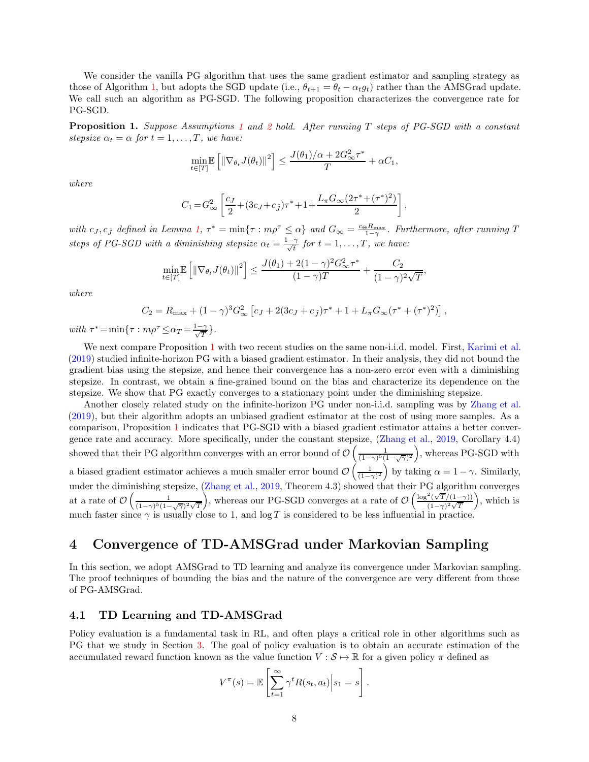We consider the vanilla PG algorithm that uses the same gradient estimator and sampling strategy as those of Algorithm 1, but adopts the SGD update (i.e., $\theta_{t+1} = \theta_t - \alpha_t g_t$) rather than the AMSGrad update. We call such an algorithm as PG-SGD. The following proposition characterizes the convergence rate for PG-SGD.

**Proposition 1.** *Suppose Assumptions 1 and 2 hold. After running $T$ steps of PG-SGD with a constant stepsize $\alpha_t = \alpha$ for $t = 1, \dots, T$, we have:*

$$\min_{t\in[T]} \mathbb{E}\left[\|\nabla_{\theta_t} J(\theta_t)\|^2\right] \le \frac{J(\theta_1)/\alpha + 2G_\infty^2 \tau^*}{T} + \alpha C_1,$$

*where*

$$C_1 = G_\infty^2 \left[\frac{c_J}{2} + (3c_J + c_{\tilde{J}})\tau^* + 1 + \frac{L_\pi G_\infty (2\tau^* + (\tau^*)^2)}{2}\right],$$

*with $c_J, c_{\tilde{J}}$ defined in Lemma 1, $\tau^* = \min\{\tau : m\rho^\tau \le \alpha\}$ and $G_\infty = \frac{c_\Theta R_{\max}}{1-\gamma}$. Furthermore, after running $T$ steps of PG-SGD with a diminishing stepsize $\alpha_t = \frac{1-\gamma}{\sqrt{t}}$ for $t = 1, \dots, T$, we have:*

$$\min_{t\in[T]} \mathbb{E}\left[\|\nabla_{\theta_t} J(\theta_t)\|^2\right] \le \frac{J(\theta_1) + 2(1-\gamma)^2 G_\infty^2 \tau^*}{(1-\gamma)T} + \frac{C_2}{(1-\gamma)^2\sqrt{T}},$$

*where*

$$C_2 = R_{\max} + (1-\gamma)^3 G_\infty^2 \left[c_J + 2(3c_J + c_{\tilde{J}})\tau^* + 1 + L_\pi G_\infty (\tau^* + (\tau^*)^2)\right],$$

*with $\tau^* = \min\{\tau : m\rho^\tau \le \alpha_T = \frac{1-\gamma}{\sqrt{T}}\}$.*

We next compare Proposition 1 with two recent studies on the same non-i.i.d. model. First, Karimi et al. (2019) studied infinite-horizon PG with a biased gradient estimator. In their analysis, they did not bound the gradient bias using the stepsize, and hence their convergence has a non-zero error even with a diminishing stepsize. In contrast, we obtain a fine-grained bound on the bias and characterize its dependence on the stepsize. We show that PG exactly converges to a stationary point under the diminishing stepsize.

Another closely related study on the infinite-horizon PG under non-i.i.d. sampling was by Zhang et al. (2019), but their algorithm adopts an unbiased gradient estimator at the cost of using more samples. As a comparison, Proposition 1 indicates that PG-SGD with a biased gradient estimator attains a better convergence rate and accuracy. More specifically, under the constant stepsize, (Zhang et al., 2019, Corollary 4.4) showed that their PG algorithm converges with an error bound of $\mathcal{O}\left(\frac{1}{(1-\gamma)^5(1-\sqrt{\gamma})^2}\right)$, whereas PG-SGD with a biased gradient estimator achieves a much smaller error bound $\mathcal{O}\left(\frac{1}{(1-\gamma)^2}\right)$ by taking $\alpha = 1-\gamma$. Similarly, under the diminishing stepsize, (Zhang et al., 2019, Theorem 4.3) showed that their PG algorithm converges at a rate of $\mathcal{O}\left(\frac{1}{(1-\gamma)^5(1-\sqrt{\gamma})^2\sqrt{T}}\right)$, whereas our PG-SGD converges at a rate of $\mathcal{O}\left(\frac{\log^2(\sqrt{T}/(1-\gamma))}{(1-\gamma)^2\sqrt{T}}\right)$, which is much faster since $\gamma$ is usually close to 1, and $\log T$ is considered to be less influential in practice.

# 4 Convergence of TD-AMSGrad under Markovian Sampling

In this section, we adopt AMSGrad to TD learning and analyze its convergence under Markovian sampling. The proof techniques of bounding the bias and the nature of the convergence are very different from those of PG-AMSGrad.

## 4.1 TD Learning and TD-AMSGrad

Policy evaluation is a fundamental task in RL, and often plays a critical role in other algorithms such as PG that we study in Section 3. The goal of policy evaluation is to obtain an accurate estimation of the accumulated reward function known as the value function $V : \mathcal{S} \mapsto \mathbb{R}$ for a given policy $\pi$ defined as

$$V^\pi(s) = \mathbb{E}\left[\sum_{t=1}^{\infty} \gamma^t R(s_t, a_t) \Big| s_1 = s\right].$$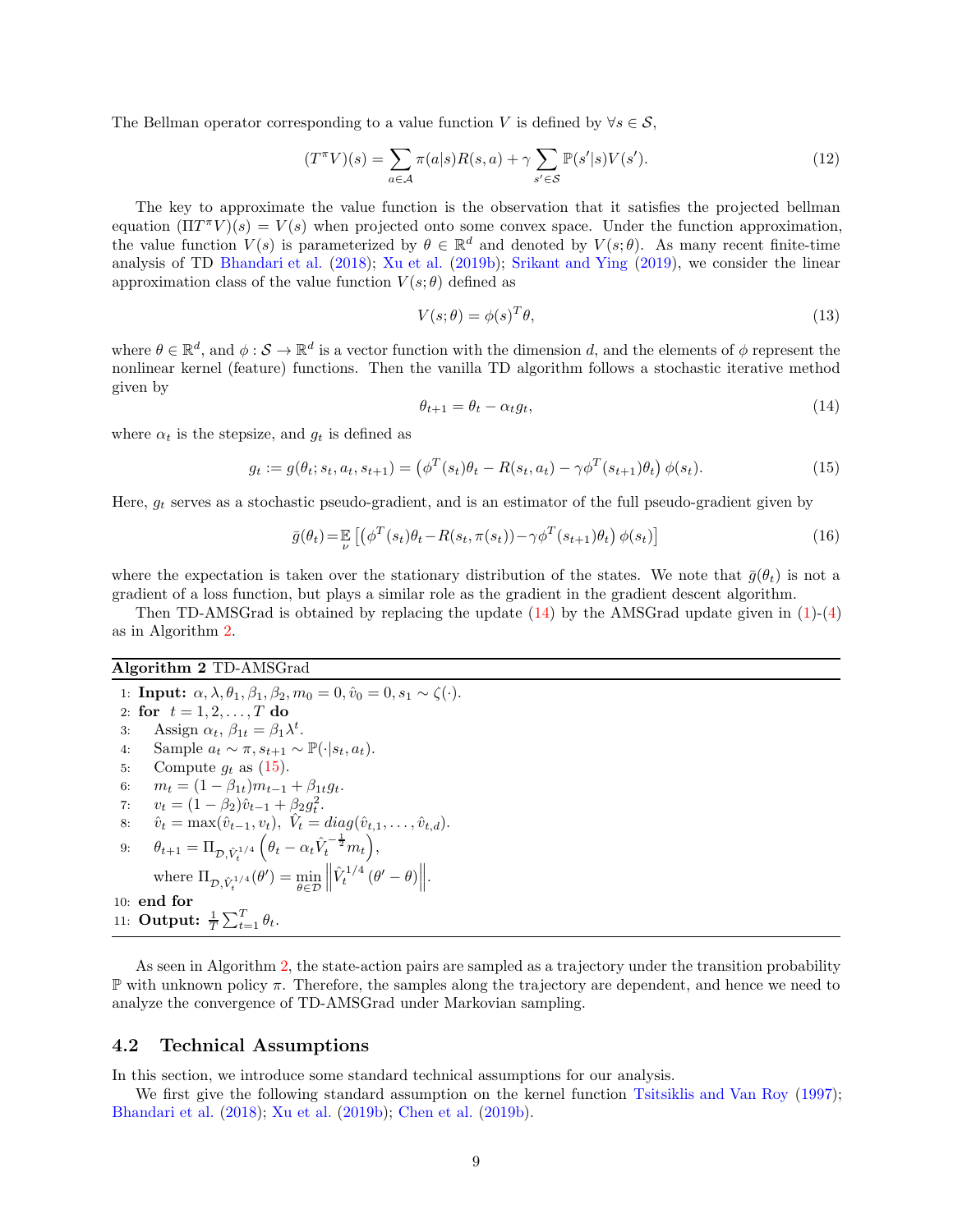The Bellman operator corresponding to a value function $V$ is defined by $\forall s \in \mathcal{S}$,

$$(T^\pi V)(s) = \sum_{a\in\mathcal{A}} \pi(a|s)R(s,a) + \gamma \sum_{s'\in\mathcal{S}} \mathbb{P}(s'|s)V(s'). \tag{12}$$

The key to approximate the value function is the observation that it satisfies the projected bellman equation $(\Pi T^\pi V)(s) = V(s)$ when projected onto some convex space. Under the function approximation, the value function $V(s)$ is parameterized by $\theta \in \mathbb{R}^d$ and denoted by $V(s;\theta)$. As many recent finite-time analysis of TD Bhandari et al. (2018); Xu et al. (2019b); Srikant and Ying (2019), we consider the linear approximation class of the value function $V(s;\theta)$ defined as

$$V(s;\theta) = \phi(s)^T\theta, \tag{13}$$

where $\theta \in \mathbb{R}^d$, and $\phi : \mathcal{S} \to \mathbb{R}^d$ is a vector function with the dimension $d$, and the elements of $\phi$ represent the nonlinear kernel (feature) functions. Then the vanilla TD algorithm follows a stochastic iterative method given by

$$\theta_{t+1} = \theta_t - \alpha_t g_t, \tag{14}$$

where $\alpha_t$ is the stepsize, and $g_t$ is defined as

$$g_t := g(\theta_t; s_t, a_t, s_{t+1}) = \left(\phi^T(s_t)\theta_t - R(s_t,a_t) - \gamma\phi^T(s_{t+1})\theta_t\right)\phi(s_t). \tag{15}$$

Here, $g_t$ serves as a stochastic pseudo-gradient, and is an estimator of the full pseudo-gradient given by

$$\bar{g}(\theta_t) = \mathop{\mathbb{E}}_{\nu}\left[\left(\phi^T(s_t)\theta_t - R(s_t,\pi(s_t)) - \gamma\phi^T(s_{t+1})\theta_t\right)\phi(s_t)\right] \tag{16}$$

where the expectation is taken over the stationary distribution of the states. We note that $\bar{g}(\theta_t)$ is not a gradient of a loss function, but plays a similar role as the gradient in the gradient descent algorithm.

Then TD-AMSGrad is obtained by replacing the update (14) by the AMSGrad update given in (1)-(4) as in Algorithm 2.

**Algorithm 2** TD-AMSGrad

1: **Input:** $\alpha, \lambda, \theta_1, \beta_1, \beta_2, m_0 = 0, \hat{v}_0 = 0, s_1 \sim \zeta(\cdot)$.
2: **for** $t = 1, 2, \ldots, T$ **do**
3: Assign $\alpha_t$, $\beta_{1t} = \beta_1\lambda^t$.
4: Sample $a_t \sim \pi, s_{t+1} \sim \mathbb{P}(\cdot|s_t,a_t)$.
5: Compute $g_t$ as (15).
6: $m_t = (1-\beta_{1t})m_{t-1} + \beta_{1t}g_t$.
7: $v_t = (1-\beta_2)\hat{v}_{t-1} + \beta_2 g_t^2$.
8: $\hat{v}_t = \max(\hat{v}_{t-1}, v_t)$, $\hat{V}_t = diag(\hat{v}_{t,1}, \ldots, \hat{v}_{t,d})$.
9: $\theta_{t+1} = \Pi_{\mathcal{D},\hat{V}_t^{1/4}}\left(\theta_t - \alpha_t\hat{V}_t^{-\frac{1}{2}}m_t\right)$,
where $\Pi_{\mathcal{D},\hat{V}_t^{1/4}}(\theta') = \min_{\theta\in\mathcal{D}}\left\|\hat{V}_t^{1/4}(\theta'-\theta)\right\|$.
10: **end for**
11: **Output:** $\frac{1}{T}\sum_{t=1}^T \theta_t$.

As seen in Algorithm 2, the state-action pairs are sampled as a trajectory under the transition probability $\mathbb{P}$ with unknown policy $\pi$. Therefore, the samples along the trajectory are dependent, and hence we need to analyze the convergence of TD-AMSGrad under Markovian sampling.

## 4.2 Technical Assumptions

In this section, we introduce some standard technical assumptions for our analysis.

We first give the following standard assumption on the kernel function Tsitsiklis and Van Roy (1997); Bhandari et al. (2018); Xu et al. (2019b); Chen et al. (2019b).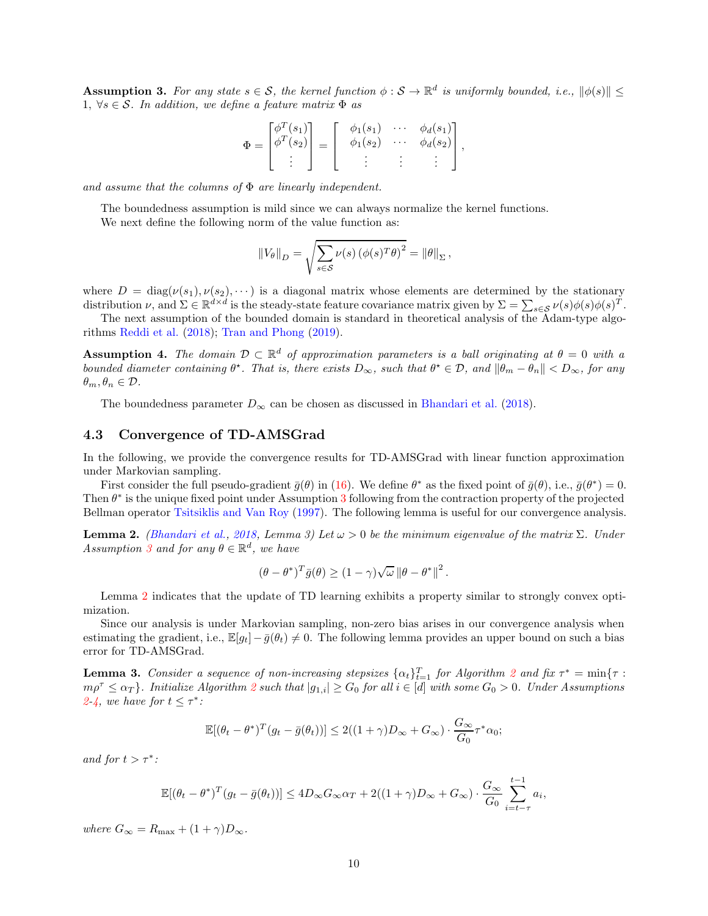**Assumption 3.** *For any state $s \in \mathcal{S}$, the kernel function $\phi : \mathcal{S} \to \mathbb{R}^d$ is uniformly bounded, i.e., $\|\phi(s)\| \leq 1$, $\forall s \in \mathcal{S}$. In addition, we define a feature matrix $\Phi$ as*

$$\Phi = \begin{bmatrix} \phi^T(s_1) \\ \phi^T(s_2) \\ \vdots \end{bmatrix} = \begin{bmatrix} \phi_1(s_1) & \cdots & \phi_d(s_1) \\ \phi_1(s_2) & \cdots & \phi_d(s_2) \\ \vdots & \vdots & \vdots \end{bmatrix},$$

*and assume that the columns of $\Phi$ are linearly independent.*

The boundedness assumption is mild since we can always normalize the kernel functions.

We next define the following norm of the value function as:

$$\|V_\theta\|_D = \sqrt{\sum_{s \in \mathcal{S}} \nu(s) \left(\phi(s)^T \theta\right)^2} = \|\theta\|_\Sigma,$$

where $D = \text{diag}(\nu(s_1), \nu(s_2), \cdots)$ is a diagonal matrix whose elements are determined by the stationary distribution $\nu$, and $\Sigma \in \mathbb{R}^{d \times d}$ is the steady-state feature covariance matrix given by $\Sigma = \sum_{s \in \mathcal{S}} \nu(s) \phi(s) \phi(s)^T$.

The next assumption of the bounded domain is standard in theoretical analysis of the Adam-type algorithms Reddi et al. (2018); Tran and Phong (2019).

**Assumption 4.** *The domain $\mathcal{D} \subset \mathbb{R}^d$ of approximation parameters is a ball originating at $\theta = 0$ with a bounded diameter containing $\theta^\star$. That is, there exists $D_\infty$, such that $\theta^\star \in \mathcal{D}$, and $\|\theta_m - \theta_n\| < D_\infty$, for any $\theta_m, \theta_n \in \mathcal{D}$.*

The boundedness parameter $D_\infty$ can be chosen as discussed in Bhandari et al. (2018).

### 4.3 Convergence of TD-AMSGrad

In the following, we provide the convergence results for TD-AMSGrad with linear function approximation under Markovian sampling.

First consider the full pseudo-gradient $\bar{g}(\theta)$ in (16). We define $\theta^*$ as the fixed point of $\bar{g}(\theta)$, i.e., $\bar{g}(\theta^*) = 0$. Then $\theta^*$ is the unique fixed point under Assumption 3 following from the contraction property of the projected Bellman operator Tsitsiklis and Van Roy (1997). The following lemma is useful for our convergence analysis.

**Lemma 2.** *(Bhandari et al., 2018, Lemma 3) Let $\omega > 0$ be the minimum eigenvalue of the matrix $\Sigma$. Under Assumption 3 and for any $\theta \in \mathbb{R}^d$, we have*

$$(\theta - \theta^*)^T \bar{g}(\theta) \geq (1 - \gamma)\sqrt{\omega} \left\|\theta - \theta^*\right\|^2.$$

Lemma 2 indicates that the update of TD learning exhibits a property similar to strongly convex optimization.

Since our analysis is under Markovian sampling, non-zero bias arises in our convergence analysis when estimating the gradient, i.e., $\mathbb{E}[g_t] - \bar{g}(\theta_t) \neq 0$. The following lemma provides an upper bound on such a bias error for TD-AMSGrad.

**Lemma 3.** *Consider a sequence of non-increasing stepsizes $\{\alpha_t\}_{t=1}^T$ for Algorithm 2 and fix $\tau^* = \min\{\tau : m\rho^\tau \leq \alpha_T\}$. Initialize Algorithm 2 such that $|g_{1,i}| \geq G_0$ for all $i \in [d]$ with some $G_0 > 0$. Under Assumptions 2-4, we have for $t \leq \tau^*$:*

$$\mathbb{E}[(\theta_t - \theta^*)^T (g_t - \bar{g}(\theta_t))] \leq 2((1+\gamma)D_\infty + G_\infty) \cdot \frac{G_\infty}{G_0} \tau^* \alpha_0;$$

*and for $t > \tau^*$:*

$$\mathbb{E}[(\theta_t - \theta^*)^T (g_t - \bar{g}(\theta_t))] \leq 4D_\infty G_\infty \alpha_T + 2((1+\gamma)D_\infty + G_\infty) \cdot \frac{G_\infty}{G_0} \sum_{i=t-\tau}^{t-1} a_i,$$

*where $G_\infty = R_{\max} + (1+\gamma)D_\infty$.*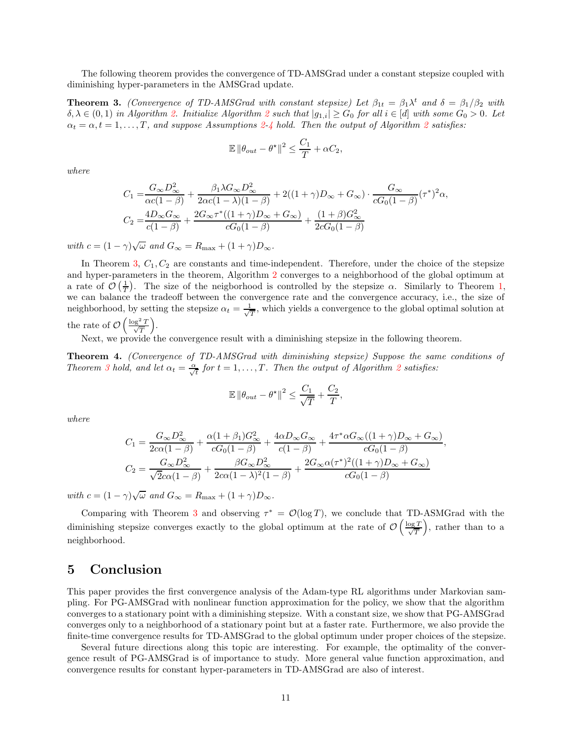The following theorem provides the convergence of TD-AMSGrad under a constant stepsize coupled with diminishing hyper-parameters in the AMSGrad update.

**Theorem 3.** *(Convergence of TD-AMSGrad with constant stepsize) Let $\beta_{1t} = \beta_1 \lambda^t$ and $\delta = \beta_1/\beta_2$ with $\delta, \lambda \in (0,1)$ in Algorithm 2. Initialize Algorithm 2 such that $|g_{1,i}| \geq G_0$ for all $i \in [d]$ with some $G_0 > 0$. Let $\alpha_t = \alpha, t = 1, \ldots, T$, and suppose Assumptions 2-4 hold. Then the output of Algorithm 2 satisfies:*

$$\mathbb{E}\left\|\theta_{out} - \theta^\star\right\|^2 \leq \frac{C_1}{T} + \alpha C_2,$$

*where*

$$\begin{aligned} C_1 =& \frac{G_\infty D_\infty^2}{\alpha c(1-\beta)} + \frac{\beta_1 \lambda G_\infty D_\infty^2}{2\alpha c(1-\lambda)(1-\beta)} + 2((1+\gamma)D_\infty + G_\infty) \cdot \frac{G_\infty}{cG_0(1-\beta)}(\tau^*)^2 \alpha, \\ C_2 =& \frac{4D_\infty G_\infty}{c(1-\beta)} + \frac{2G_\infty \tau^*((1+\gamma)D_\infty + G_\infty)}{cG_0(1-\beta)} + \frac{(1+\beta)G_\infty^2}{2cG_0(1-\beta)} \end{aligned}$$

*with $c = (1-\gamma)\sqrt{\omega}$ and $G_\infty = R_{\max} + (1+\gamma)D_\infty$.*

In Theorem 3, $C_1, C_2$ are constants and time-independent. Therefore, under the choice of the stepsize and hyper-parameters in the theorem, Algorithm 2 converges to a neighborhood of the global optimum at a rate of $\mathcal{O}\left(\frac{1}{T}\right)$. The size of the neigborhood is controlled by the stepsize $\alpha$. Similarly to Theorem 1, we can balance the tradeoff between the convergence rate and the convergence accuracy, i.e., the size of neighborhood, by setting the stepsize $\alpha_t = \frac{1}{\sqrt{T}}$, which yields a convergence to the global optimal solution at the rate of $\mathcal{O}\left(\frac{\log^2 T}{\sqrt{T}}\right)$.

Next, we provide the convergence result with a diminishing stepsize in the following theorem.

**Theorem 4.** *(Convergence of TD-AMSGrad with diminishing stepsize) Suppose the same conditions of Theorem 3 hold, and let $\alpha_t = \frac{\alpha}{\sqrt{t}}$ for $t = 1, \ldots, T$. Then the output of Algorithm 2 satisfies:*

$$\mathbb{E}\left\|\theta_{out} - \theta^\star\right\|^2 \leq \frac{C_1}{\sqrt{T}} + \frac{C_2}{T},$$

*where*

$$\begin{aligned} C_1 &= \frac{G_\infty D_\infty^2}{2c\alpha(1-\beta)} + \frac{\alpha(1+\beta_1)G_\infty^2}{cG_0(1-\beta)} + \frac{4\alpha D_\infty G_\infty}{c(1-\beta)} + \frac{4\tau^* \alpha G_\infty((1+\gamma)D_\infty + G_\infty)}{cG_0(1-\beta)}, \\ C_2 &= \frac{G_\infty D_\infty^2}{\sqrt{2}c\alpha(1-\beta)} + \frac{\beta G_\infty D_\infty^2}{2c\alpha(1-\lambda)^2(1-\beta)} + \frac{2G_\infty \alpha(\tau^*)^2((1+\gamma)D_\infty + G_\infty)}{cG_0(1-\beta)} \end{aligned}$$

*with $c = (1-\gamma)\sqrt{\omega}$ and $G_\infty = R_{\max} + (1+\gamma)D_\infty$.*

Comparing with Theorem 3 and observing $\tau^* = \mathcal{O}(\log T)$, we conclude that TD-ASMGrad with the diminishing stepsize converges exactly to the global optimum at the rate of $\mathcal{O}\left(\frac{\log T}{\sqrt{T}}\right)$, rather than to a neighborhood.

# 5 Conclusion

This paper provides the first convergence analysis of the Adam-type RL algorithms under Markovian sampling. For PG-AMSGrad with nonlinear function approximation for the policy, we show that the algorithm converges to a stationary point with a diminishing stepsize. With a constant size, we show that PG-AMSGrad converges only to a neighborhood of a stationary point but at a faster rate. Furthermore, we also provide the finite-time convergence results for TD-AMSGrad to the global optimum under proper choices of the stepsize.

Several future directions along this topic are interesting. For example, the optimality of the convergence result of PG-AMSGrad is of importance to study. More general value function approximation, and convergence results for constant hyper-parameters in TD-AMSGrad are also of interest.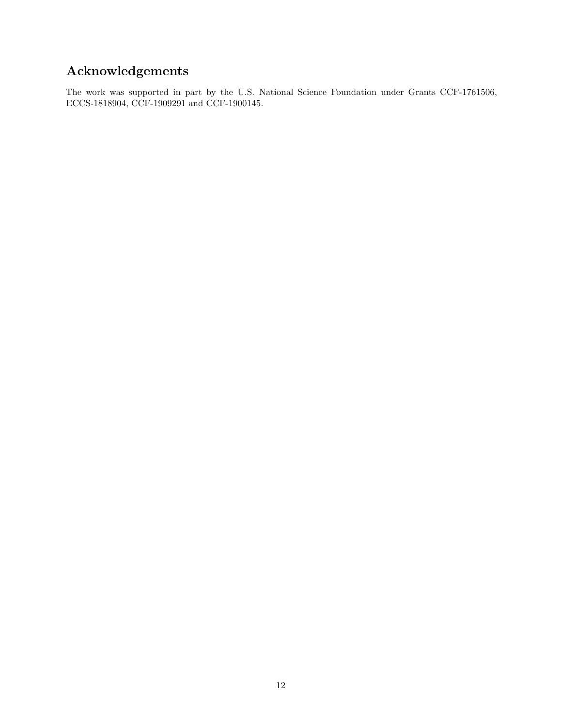## Acknowledgements

The work was supported in part by the U.S. National Science Foundation under Grants CCF-1761506, ECCS-1818904, CCF-1909291 and CCF-1900145.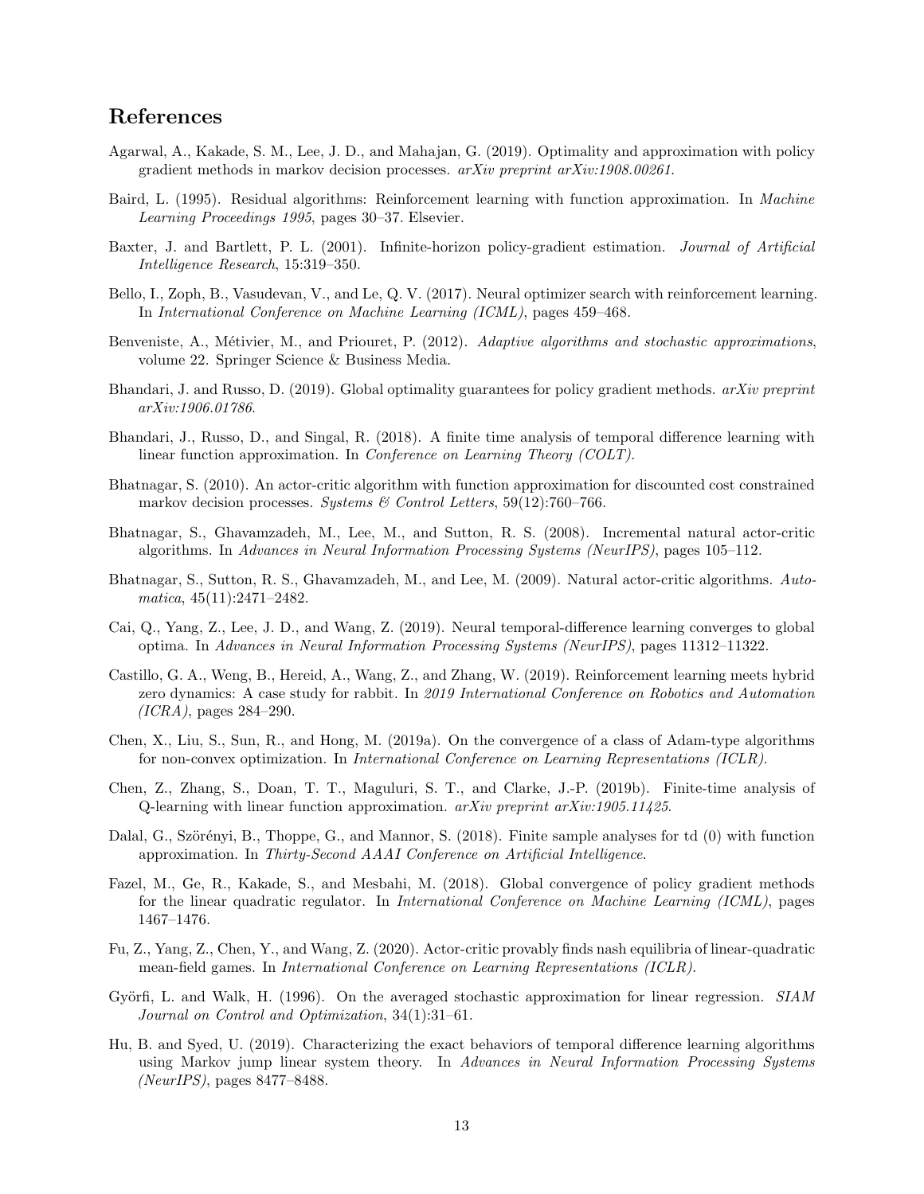# References

Agarwal, A., Kakade, S. M., Lee, J. D., and Mahajan, G. (2019). Optimality and approximation with policy gradient methods in markov decision processes. *arXiv preprint arXiv:1908.00261*.

Baird, L. (1995). Residual algorithms: Reinforcement learning with function approximation. In *Machine Learning Proceedings 1995*, pages 30–37. Elsevier.

Baxter, J. and Bartlett, P. L. (2001). Infinite-horizon policy-gradient estimation. *Journal of Artificial Intelligence Research*, 15:319–350.

Bello, I., Zoph, B., Vasudevan, V., and Le, Q. V. (2017). Neural optimizer search with reinforcement learning. In *International Conference on Machine Learning (ICML)*, pages 459–468.

Benveniste, A., Métivier, M., and Priouret, P. (2012). *Adaptive algorithms and stochastic approximations*, volume 22. Springer Science & Business Media.

Bhandari, J. and Russo, D. (2019). Global optimality guarantees for policy gradient methods. *arXiv preprint arXiv:1906.01786*.

Bhandari, J., Russo, D., and Singal, R. (2018). A finite time analysis of temporal difference learning with linear function approximation. In *Conference on Learning Theory (COLT)*.

Bhatnagar, S. (2010). An actor-critic algorithm with function approximation for discounted cost constrained markov decision processes. *Systems & Control Letters*, 59(12):760–766.

Bhatnagar, S., Ghavamzadeh, M., Lee, M., and Sutton, R. S. (2008). Incremental natural actor-critic algorithms. In *Advances in Neural Information Processing Systems (NeurIPS)*, pages 105–112.

Bhatnagar, S., Sutton, R. S., Ghavamzadeh, M., and Lee, M. (2009). Natural actor-critic algorithms. *Automatica*, 45(11):2471–2482.

Cai, Q., Yang, Z., Lee, J. D., and Wang, Z. (2019). Neural temporal-difference learning converges to global optima. In *Advances in Neural Information Processing Systems (NeurIPS)*, pages 11312–11322.

Castillo, G. A., Weng, B., Hereid, A., Wang, Z., and Zhang, W. (2019). Reinforcement learning meets hybrid zero dynamics: A case study for rabbit. In *2019 International Conference on Robotics and Automation (ICRA)*, pages 284–290.

Chen, X., Liu, S., Sun, R., and Hong, M. (2019a). On the convergence of a class of Adam-type algorithms for non-convex optimization. In *International Conference on Learning Representations (ICLR)*.

Chen, Z., Zhang, S., Doan, T. T., Maguluri, S. T., and Clarke, J.-P. (2019b). Finite-time analysis of Q-learning with linear function approximation. *arXiv preprint arXiv:1905.11425*.

Dalal, G., Szörényi, B., Thoppe, G., and Mannor, S. (2018). Finite sample analyses for td (0) with function approximation. In *Thirty-Second AAAI Conference on Artificial Intelligence*.

Fazel, M., Ge, R., Kakade, S., and Mesbahi, M. (2018). Global convergence of policy gradient methods for the linear quadratic regulator. In *International Conference on Machine Learning (ICML)*, pages 1467–1476.

Fu, Z., Yang, Z., Chen, Y., and Wang, Z. (2020). Actor-critic provably finds nash equilibria of linear-quadratic mean-field games. In *International Conference on Learning Representations (ICLR)*.

Györfi, L. and Walk, H. (1996). On the averaged stochastic approximation for linear regression. *SIAM Journal on Control and Optimization*, 34(1):31–61.

Hu, B. and Syed, U. (2019). Characterizing the exact behaviors of temporal difference learning algorithms using Markov jump linear system theory. In *Advances in Neural Information Processing Systems (NeurIPS)*, pages 8477–8488.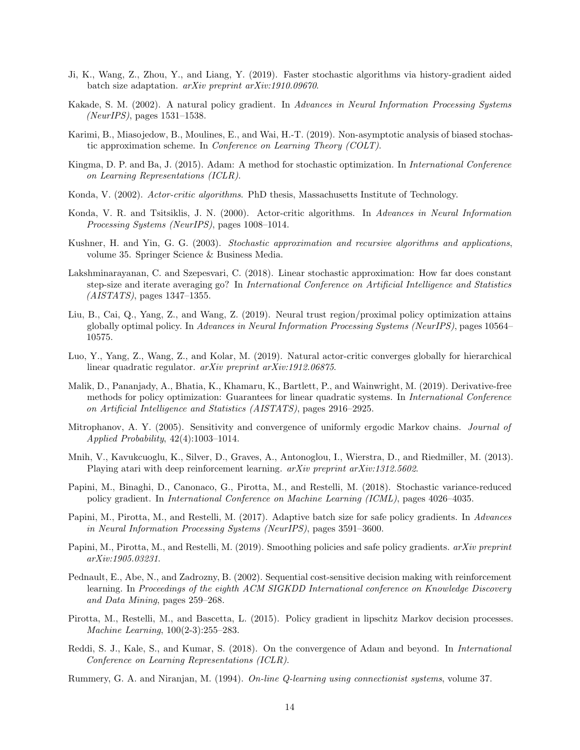Ji, K., Wang, Z., Zhou, Y., and Liang, Y. (2019). Faster stochastic algorithms via history-gradient aided batch size adaptation. *arXiv preprint arXiv:1910.09670*.

Kakade, S. M. (2002). A natural policy gradient. In *Advances in Neural Information Processing Systems (NeurIPS)*, pages 1531–1538.

Karimi, B., Miasojedow, B., Moulines, E., and Wai, H.-T. (2019). Non-asymptotic analysis of biased stochastic approximation scheme. In *Conference on Learning Theory (COLT)*.

Kingma, D. P. and Ba, J. (2015). Adam: A method for stochastic optimization. In *International Conference on Learning Representations (ICLR)*.

Konda, V. (2002). *Actor-critic algorithms*. PhD thesis, Massachusetts Institute of Technology.

Konda, V. R. and Tsitsiklis, J. N. (2000). Actor-critic algorithms. In *Advances in Neural Information Processing Systems (NeurIPS)*, pages 1008–1014.

Kushner, H. and Yin, G. G. (2003). *Stochastic approximation and recursive algorithms and applications*, volume 35. Springer Science & Business Media.

Lakshminarayanan, C. and Szepesvari, C. (2018). Linear stochastic approximation: How far does constant step-size and iterate averaging go? In *International Conference on Artificial Intelligence and Statistics (AISTATS)*, pages 1347–1355.

Liu, B., Cai, Q., Yang, Z., and Wang, Z. (2019). Neural trust region/proximal policy optimization attains globally optimal policy. In *Advances in Neural Information Processing Systems (NeurIPS)*, pages 10564–10575.

Luo, Y., Yang, Z., Wang, Z., and Kolar, M. (2019). Natural actor-critic converges globally for hierarchical linear quadratic regulator. *arXiv preprint arXiv:1912.06875*.

Malik, D., Pananjady, A., Bhatia, K., Khamaru, K., Bartlett, P., and Wainwright, M. (2019). Derivative-free methods for policy optimization: Guarantees for linear quadratic systems. In *International Conference on Artificial Intelligence and Statistics (AISTATS)*, pages 2916–2925.

Mitrophanov, A. Y. (2005). Sensitivity and convergence of uniformly ergodic Markov chains. *Journal of Applied Probability*, 42(4):1003–1014.

Mnih, V., Kavukcuoglu, K., Silver, D., Graves, A., Antonoglou, I., Wierstra, D., and Riedmiller, M. (2013). Playing atari with deep reinforcement learning. *arXiv preprint arXiv:1312.5602*.

Papini, M., Binaghi, D., Canonaco, G., Pirotta, M., and Restelli, M. (2018). Stochastic variance-reduced policy gradient. In *International Conference on Machine Learning (ICML)*, pages 4026–4035.

Papini, M., Pirotta, M., and Restelli, M. (2017). Adaptive batch size for safe policy gradients. In *Advances in Neural Information Processing Systems (NeurIPS)*, pages 3591–3600.

Papini, M., Pirotta, M., and Restelli, M. (2019). Smoothing policies and safe policy gradients. *arXiv preprint arXiv:1905.03231*.

Pednault, E., Abe, N., and Zadrozny, B. (2002). Sequential cost-sensitive decision making with reinforcement learning. In *Proceedings of the eighth ACM SIGKDD International conference on Knowledge Discovery and Data Mining*, pages 259–268.

Pirotta, M., Restelli, M., and Bascetta, L. (2015). Policy gradient in lipschitz Markov decision processes. *Machine Learning*, 100(2-3):255–283.

Reddi, S. J., Kale, S., and Kumar, S. (2018). On the convergence of Adam and beyond. In *International Conference on Learning Representations (ICLR)*.

Rummery, G. A. and Niranjan, M. (1994). *On-line Q-learning using connectionist systems*, volume 37.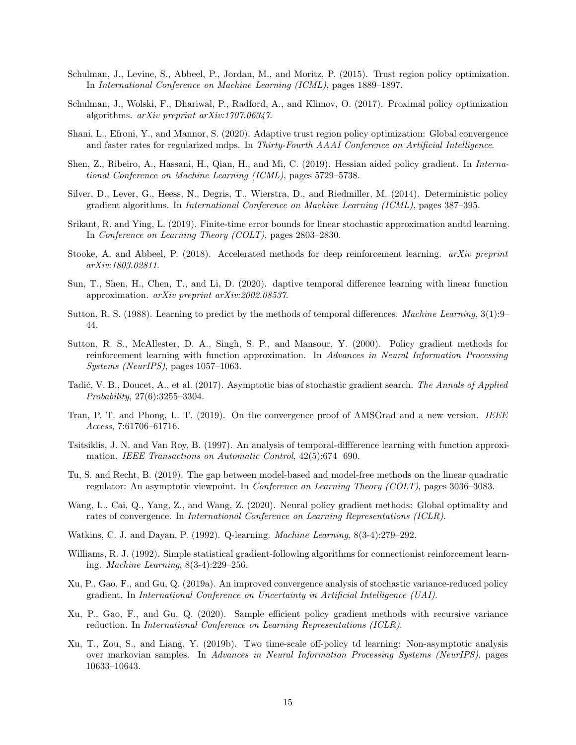Schulman, J., Levine, S., Abbeel, P., Jordan, M., and Moritz, P. (2015). Trust region policy optimization. In *International Conference on Machine Learning (ICML)*, pages 1889–1897.

Schulman, J., Wolski, F., Dhariwal, P., Radford, A., and Klimov, O. (2017). Proximal policy optimization algorithms. *arXiv preprint arXiv:1707.06347*.

Shani, L., Efroni, Y., and Mannor, S. (2020). Adaptive trust region policy optimization: Global convergence and faster rates for regularized mdps. In *Thirty-Fourth AAAI Conference on Artificial Intelligence*.

Shen, Z., Ribeiro, A., Hassani, H., Qian, H., and Mi, C. (2019). Hessian aided policy gradient. In *International Conference on Machine Learning (ICML)*, pages 5729–5738.

Silver, D., Lever, G., Heess, N., Degris, T., Wierstra, D., and Riedmiller, M. (2014). Deterministic policy gradient algorithms. In *International Conference on Machine Learning (ICML)*, pages 387–395.

Srikant, R. and Ying, L. (2019). Finite-time error bounds for linear stochastic approximation andtd learning. In *Conference on Learning Theory (COLT)*, pages 2803–2830.

Stooke, A. and Abbeel, P. (2018). Accelerated methods for deep reinforcement learning. *arXiv preprint arXiv:1803.02811*.

Sun, T., Shen, H., Chen, T., and Li, D. (2020). daptive temporal difference learning with linear function approximation. *arXiv preprint arXiv:2002.08537*.

Sutton, R. S. (1988). Learning to predict by the methods of temporal differences. *Machine Learning*, 3(1):9–44.

Sutton, R. S., McAllester, D. A., Singh, S. P., and Mansour, Y. (2000). Policy gradient methods for reinforcement learning with function approximation. In *Advances in Neural Information Processing Systems (NeurIPS)*, pages 1057–1063.

Tadić, V. B., Doucet, A., et al. (2017). Asymptotic bias of stochastic gradient search. *The Annals of Applied Probability*, 27(6):3255–3304.

Tran, P. T. and Phong, L. T. (2019). On the convergence proof of AMSGrad and a new version. *IEEE Access*, 7:61706–61716.

Tsitsiklis, J. N. and Van Roy, B. (1997). An analysis of temporal-diffference learning with function approximation. *IEEE Transactions on Automatic Control*, 42(5):674 690.

Tu, S. and Recht, B. (2019). The gap between model-based and model-free methods on the linear quadratic regulator: An asymptotic viewpoint. In *Conference on Learning Theory (COLT)*, pages 3036–3083.

Wang, L., Cai, Q., Yang, Z., and Wang, Z. (2020). Neural policy gradient methods: Global optimality and rates of convergence. In *International Conference on Learning Representations (ICLR)*.

Watkins, C. J. and Dayan, P. (1992). Q-learning. *Machine Learning*, 8(3-4):279–292.

Williams, R. J. (1992). Simple statistical gradient-following algorithms for connectionist reinforcement learning. *Machine Learning*, 8(3-4):229–256.

Xu, P., Gao, F., and Gu, Q. (2019a). An improved convergence analysis of stochastic variance-reduced policy gradient. In *International Conference on Uncertainty in Artificial Intelligence (UAI)*.

Xu, P., Gao, F., and Gu, Q. (2020). Sample efficient policy gradient methods with recursive variance reduction. In *International Conference on Learning Representations (ICLR)*.

Xu, T., Zou, S., and Liang, Y. (2019b). Two time-scale off-policy td learning: Non-asymptotic analysis over markovian samples. In *Advances in Neural Information Processing Systems (NeurIPS)*, pages 10633–10643.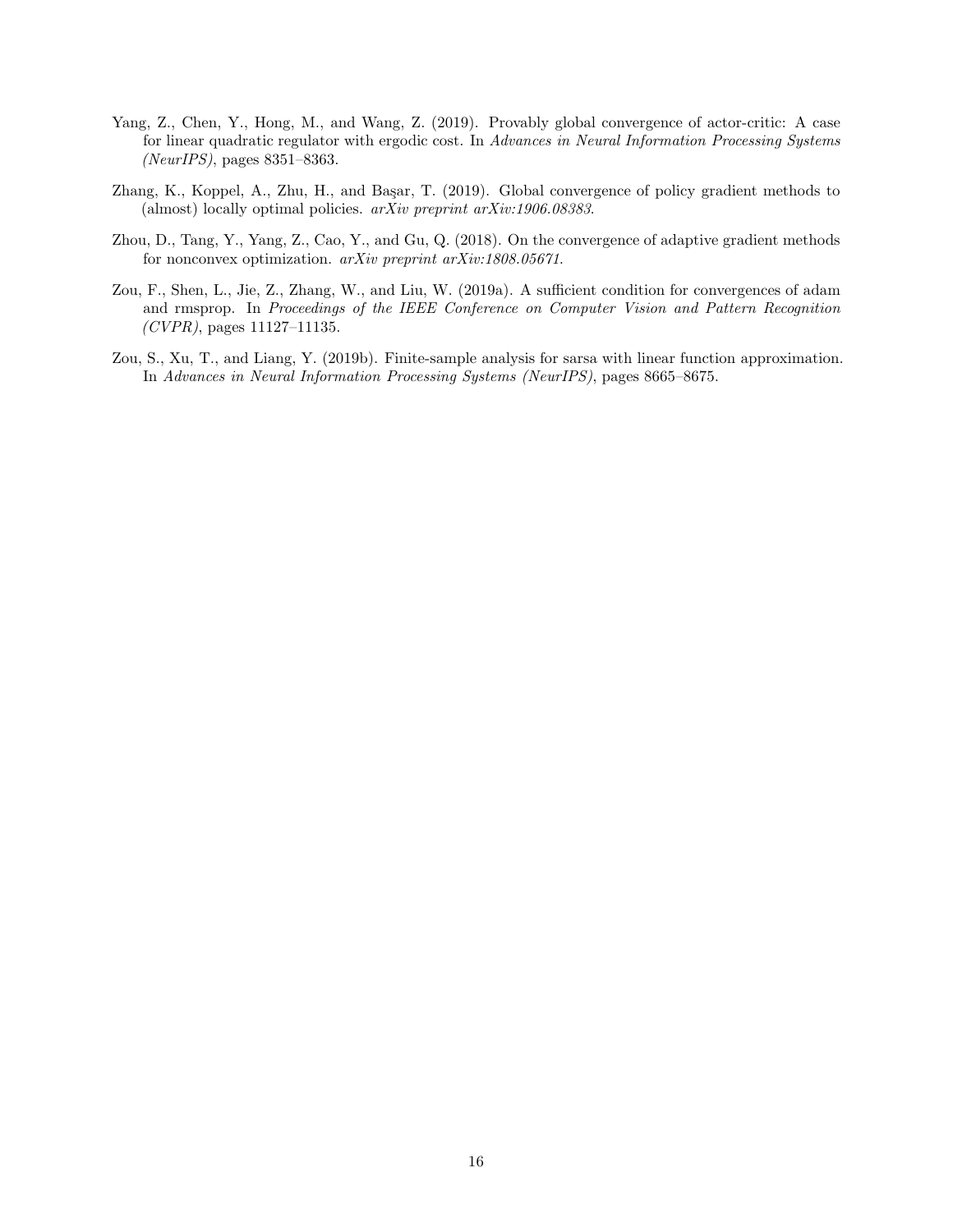Yang, Z., Chen, Y., Hong, M., and Wang, Z. (2019). Provably global convergence of actor-critic: A case for linear quadratic regulator with ergodic cost. In *Advances in Neural Information Processing Systems (NeurIPS)*, pages 8351–8363.

Zhang, K., Koppel, A., Zhu, H., and Başar, T. (2019). Global convergence of policy gradient methods to (almost) locally optimal policies. *arXiv preprint arXiv:1906.08383*.

Zhou, D., Tang, Y., Yang, Z., Cao, Y., and Gu, Q. (2018). On the convergence of adaptive gradient methods for nonconvex optimization. *arXiv preprint arXiv:1808.05671*.

Zou, F., Shen, L., Jie, Z., Zhang, W., and Liu, W. (2019a). A sufficient condition for convergences of adam and rmsprop. In *Proceedings of the IEEE Conference on Computer Vision and Pattern Recognition (CVPR)*, pages 11127–11135.

Zou, S., Xu, T., and Liang, Y. (2019b). Finite-sample analysis for sarsa with linear function approximation. In *Advances in Neural Information Processing Systems (NeurIPS)*, pages 8665–8675.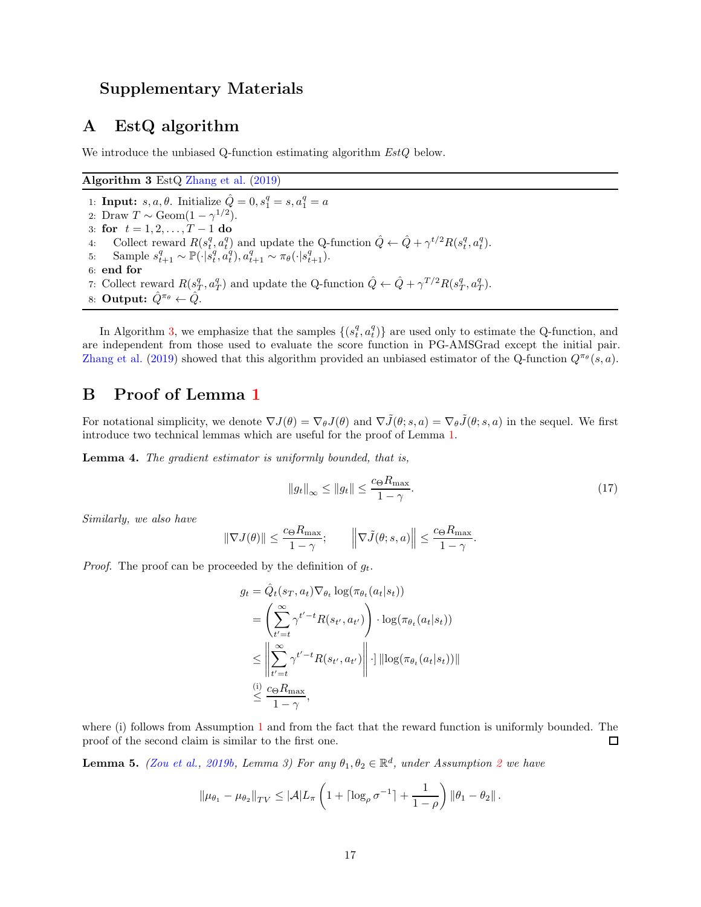# Supplementary Materials

## A EstQ algorithm

We introduce the unbiased Q-function estimating algorithm *EstQ* below.

**Algorithm 3** EstQ Zhang et al. (2019)

1: **Input:** $s, a, \theta$. Initialize $\hat{Q} = 0, s_1^q = s, a_1^q = a$
2: Draw $T \sim \text{Geom}(1 - \gamma^{1/2})$.
3: **for** $t = 1, 2, \ldots, T-1$ **do**
4: Collect reward $R(s_t^q, a_t^q)$ and update the Q-function $\hat{Q} \leftarrow \hat{Q} + \gamma^{t/2} R(s_t^q, a_t^q)$.
5: Sample $s_{t+1}^q \sim \mathbb{P}(\cdot|s_t^q, a_t^q), a_{t+1}^q \sim \pi_\theta(\cdot|s_{t+1}^q)$.
6: **end for**
7: Collect reward $R(s_T^q, a_T^q)$ and update the Q-function $\hat{Q} \leftarrow \hat{Q} + \gamma^{T/2} R(s_T^q, a_T^q)$.
8: **Output:** $\hat{Q}^{\pi_\theta} \leftarrow \hat{Q}$.

In Algorithm 3, we emphasize that the samples $\{(s_t^q, a_t^q)\}$ are used only to estimate the Q-function, and are independent from those used to evaluate the score function in PG-AMSGrad except the initial pair. Zhang et al. (2019) showed that this algorithm provided an unbiased estimator of the Q-function $Q^{\pi_\theta}(s, a)$.

## B Proof of Lemma 1

For notational simplicity, we denote $\nabla J(\theta) = \nabla_\theta J(\theta)$ and $\nabla \tilde{J}(\theta; s, a) = \nabla_\theta \tilde{J}(\theta; s, a)$ in the sequel. We first introduce two technical lemmas which are useful for the proof of Lemma 1.

**Lemma 4.** *The gradient estimator is uniformly bounded, that is,*

$$\|g_t\|_\infty \leq \|g_t\| \leq \frac{c_\Theta R_{\max}}{1-\gamma}. \tag{17}$$

*Similarly, we also have*

$$\|\nabla J(\theta)\| \leq \frac{c_\Theta R_{\max}}{1-\gamma}; \qquad \left\|\nabla \tilde{J}(\theta; s, a)\right\| \leq \frac{c_\Theta R_{\max}}{1-\gamma}.$$

*Proof.* The proof can be proceeded by the definition of $g_t$.

$$\begin{aligned}
g_t &= \hat{Q}_t(s_T, a_t) \nabla_{\theta_t} \log(\pi_{\theta_t}(a_t|s_t)) \\
&= \left(\sum_{t'=t}^{\infty} \gamma^{t'-t} R(s_{t'}, a_{t'})\right) \cdot \log(\pi_{\theta_t}(a_t|s_t)) \\
&\leq \left\|\sum_{t'=t}^{\infty} \gamma^{t'-t} R(s_{t'}, a_{t'})\right\| \cdot] \left\|\log(\pi_{\theta_t}(a_t|s_t))\right\| \\
&\overset{\text{(i)}}{\leq} \frac{c_\Theta R_{\max}}{1-\gamma},
\end{aligned}$$

where (i) follows from Assumption 1 and from the fact that the reward function is uniformly bounded. The proof of the second claim is similar to the first one. $\square$

**Lemma 5.** *(Zou et al., 2019b, Lemma 3) For any $\theta_1, \theta_2 \in \mathbb{R}^d$, under Assumption 2 we have*

$$\|\mu_{\theta_1} - \mu_{\theta_2}\|_{TV} \leq |\mathcal{A}| L_\pi \left(1 + \lceil \log_\rho \sigma^{-1} \rceil + \frac{1}{1-\rho}\right) \|\theta_1 - \theta_2\|.$$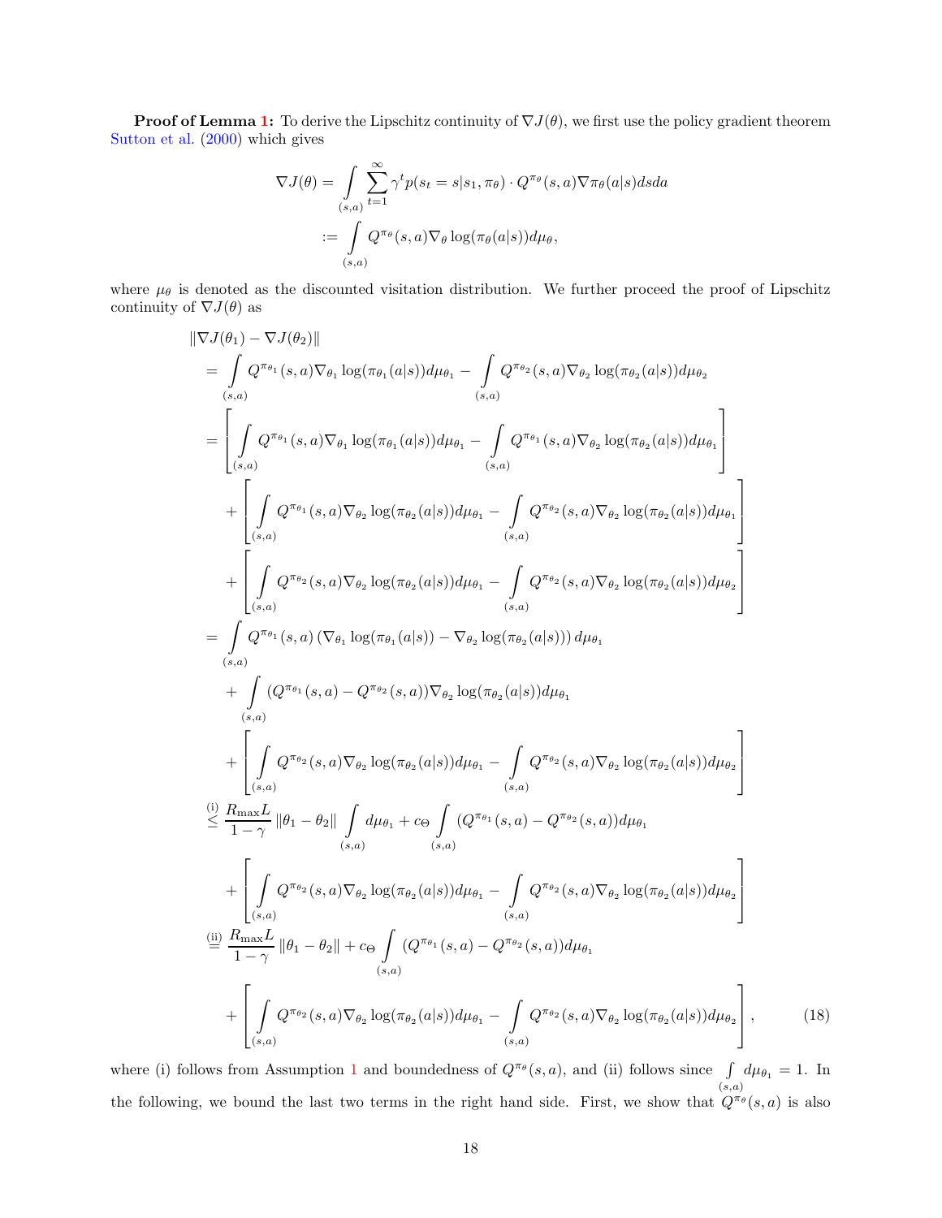**Proof of Lemma 1:** To derive the Lipschitz continuity of $\nabla J(\theta)$, we first use the policy gradient theorem Sutton et al. (2000) which gives

$$
\begin{aligned}
\nabla J(\theta) &= \int_{(s,a)} \sum_{t=1}^{\infty} \gamma^t p(s_t = s | s_1, \pi_\theta) \cdot Q^{\pi_\theta}(s,a) \nabla \pi_\theta(a|s) ds da \\
&:= \int_{(s,a)} Q^{\pi_\theta}(s,a) \nabla_\theta \log(\pi_\theta(a|s)) d\mu_\theta,
\end{aligned}
$$

where $\mu_\theta$ is denoted as the discounted visitation distribution. We further proceed the proof of Lipschitz continuity of $\nabla J(\theta)$ as

$$
\begin{aligned}
&\|\nabla J(\theta_1) - \nabla J(\theta_2)\| \\
&= \int_{(s,a)} Q^{\pi_{\theta_1}}(s,a) \nabla_{\theta_1} \log(\pi_{\theta_1}(a|s)) d\mu_{\theta_1} - \int_{(s,a)} Q^{\pi_{\theta_2}}(s,a) \nabla_{\theta_2} \log(\pi_{\theta_2}(a|s)) d\mu_{\theta_2} \\
&= \left[ \int_{(s,a)} Q^{\pi_{\theta_1}}(s,a) \nabla_{\theta_1} \log(\pi_{\theta_1}(a|s)) d\mu_{\theta_1} - \int_{(s,a)} Q^{\pi_{\theta_1}}(s,a) \nabla_{\theta_2} \log(\pi_{\theta_2}(a|s)) d\mu_{\theta_1} \right] \\
&\quad + \left[ \int_{(s,a)} Q^{\pi_{\theta_1}}(s,a) \nabla_{\theta_2} \log(\pi_{\theta_2}(a|s)) d\mu_{\theta_1} - \int_{(s,a)} Q^{\pi_{\theta_2}}(s,a) \nabla_{\theta_2} \log(\pi_{\theta_2}(a|s)) d\mu_{\theta_1} \right] \\
&\quad + \left[ \int_{(s,a)} Q^{\pi_{\theta_2}}(s,a) \nabla_{\theta_2} \log(\pi_{\theta_2}(a|s)) d\mu_{\theta_1} - \int_{(s,a)} Q^{\pi_{\theta_2}}(s,a) \nabla_{\theta_2} \log(\pi_{\theta_2}(a|s)) d\mu_{\theta_2} \right] \\
&= \int_{(s,a)} Q^{\pi_{\theta_1}}(s,a) \left( \nabla_{\theta_1} \log(\pi_{\theta_1}(a|s)) - \nabla_{\theta_2} \log(\pi_{\theta_2}(a|s)) \right) d\mu_{\theta_1} \\
&\quad + \int_{(s,a)} (Q^{\pi_{\theta_1}}(s,a) - Q^{\pi_{\theta_2}}(s,a)) \nabla_{\theta_2} \log(\pi_{\theta_2}(a|s)) d\mu_{\theta_1} \\
&\quad + \left[ \int_{(s,a)} Q^{\pi_{\theta_2}}(s,a) \nabla_{\theta_2} \log(\pi_{\theta_2}(a|s)) d\mu_{\theta_1} - \int_{(s,a)} Q^{\pi_{\theta_2}}(s,a) \nabla_{\theta_2} \log(\pi_{\theta_2}(a|s)) d\mu_{\theta_2} \right] \\
&\overset{\text{(i)}}{\leq} \frac{R_{\max} L}{1-\gamma} \|\theta_1 - \theta_2\| \int_{(s,a)} d\mu_{\theta_1} + c_\Theta \int_{(s,a)} (Q^{\pi_{\theta_1}}(s,a) - Q^{\pi_{\theta_2}}(s,a)) d\mu_{\theta_1} \\
&\quad + \left[ \int_{(s,a)} Q^{\pi_{\theta_2}}(s,a) \nabla_{\theta_2} \log(\pi_{\theta_2}(a|s)) d\mu_{\theta_1} - \int_{(s,a)} Q^{\pi_{\theta_2}}(s,a) \nabla_{\theta_2} \log(\pi_{\theta_2}(a|s)) d\mu_{\theta_2} \right] \\
&\overset{\text{(ii)}}{=} \frac{R_{\max} L}{1-\gamma} \|\theta_1 - \theta_2\| + c_\Theta \int_{(s,a)} (Q^{\pi_{\theta_1}}(s,a) - Q^{\pi_{\theta_2}}(s,a)) d\mu_{\theta_1} \\
&\quad + \left[ \int_{(s,a)} Q^{\pi_{\theta_2}}(s,a) \nabla_{\theta_2} \log(\pi_{\theta_2}(a|s)) d\mu_{\theta_1} - \int_{(s,a)} Q^{\pi_{\theta_2}}(s,a) \nabla_{\theta_2} \log(\pi_{\theta_2}(a|s)) d\mu_{\theta_2} \right], \qquad (18)
\end{aligned}
$$

where (i) follows from Assumption 1 and boundedness of $Q^{\pi_\theta}(s,a)$, and (ii) follows since $\int_{(s,a)} d\mu_{\theta_1} = 1$. In the following, we bound the last two terms in the right hand side. First, we show that $Q^{\pi_\theta}(s,a)$ is also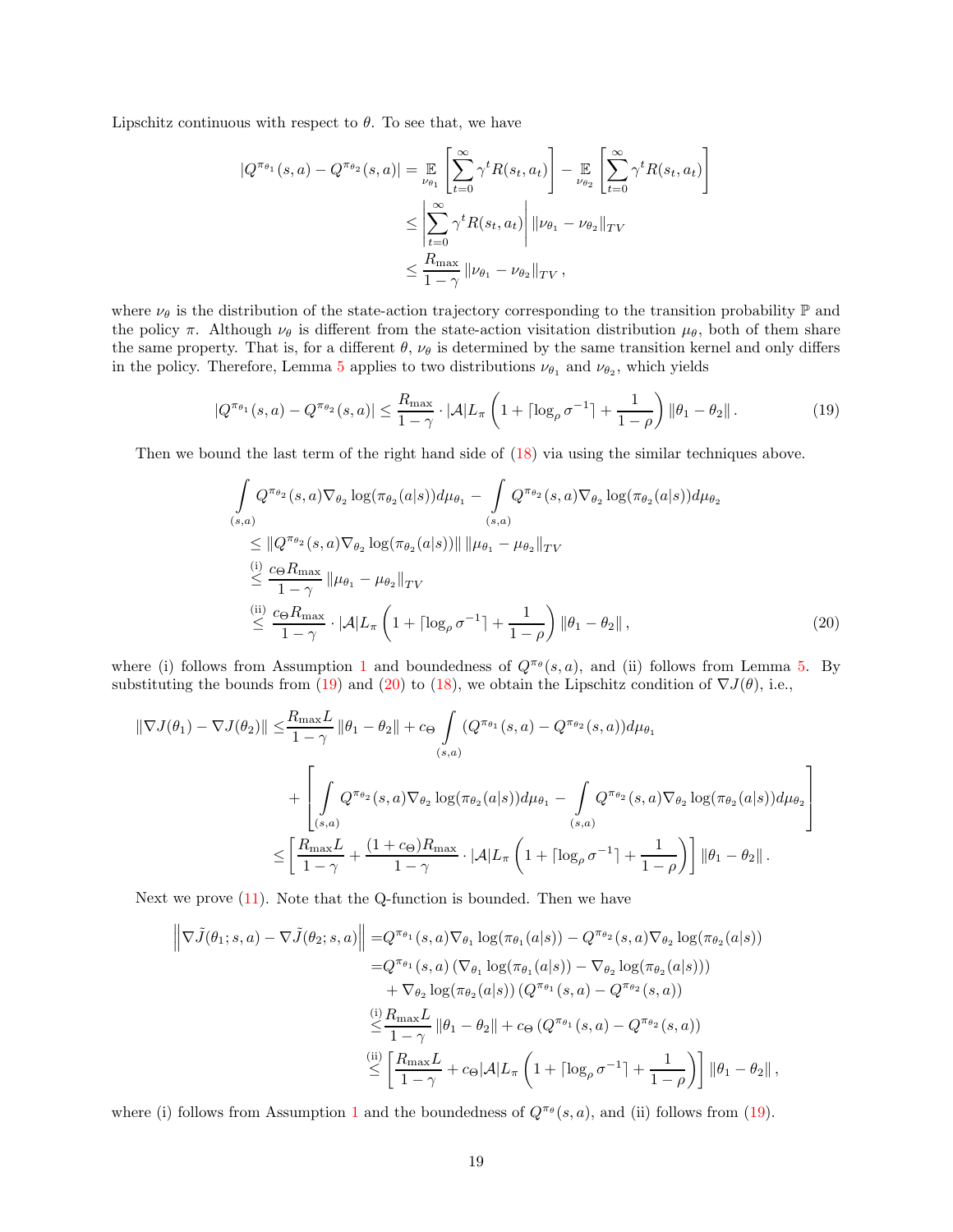Lipschitz continuous with respect to $\theta$. To see that, we have

$$
\begin{aligned}
|Q^{\pi_{\theta_1}}(s,a) - Q^{\pi_{\theta_2}}(s,a)| &= \mathop{\mathbb{E}}_{\nu_{\theta_1}}\left[\sum_{t=0}^{\infty}\gamma^t R(s_t,a_t)\right] - \mathop{\mathbb{E}}_{\nu_{\theta_2}}\left[\sum_{t=0}^{\infty}\gamma^t R(s_t,a_t)\right] \\
&\leq \left|\sum_{t=0}^{\infty}\gamma^t R(s_t,a_t)\right| \|\nu_{\theta_1} - \nu_{\theta_2}\|_{TV} \\
&\leq \frac{R_{\max}}{1-\gamma}\|\nu_{\theta_1} - \nu_{\theta_2}\|_{TV},
\end{aligned}
$$

where $\nu_\theta$ is the distribution of the state-action trajectory corresponding to the transition probability $\mathbb{P}$ and the policy $\pi$. Although $\nu_\theta$ is different from the state-action visitation distribution $\mu_\theta$, both of them share the same property. That is, for a different $\theta$, $\nu_\theta$ is determined by the same transition kernel and only differs in the policy. Therefore, Lemma 5 applies to two distributions $\nu_{\theta_1}$ and $\nu_{\theta_2}$, which yields

$$
|Q^{\pi_{\theta_1}}(s,a) - Q^{\pi_{\theta_2}}(s,a)| \leq \frac{R_{\max}}{1-\gamma}\cdot|\mathcal{A}|L_\pi\left(1 + \lceil\log_\rho\sigma^{-1}\rceil + \frac{1}{1-\rho}\right)\|\theta_1 - \theta_2\|. \tag{19}
$$

Then we bound the last term of the right hand side of (18) via using the similar techniques above.

$$
\begin{aligned}
&\int_{(s,a)} Q^{\pi_{\theta_2}}(s,a)\nabla_{\theta_2}\log(\pi_{\theta_2}(a|s))d\mu_{\theta_1} - \int_{(s,a)} Q^{\pi_{\theta_2}}(s,a)\nabla_{\theta_2}\log(\pi_{\theta_2}(a|s))d\mu_{\theta_2} \\
&\leq \|Q^{\pi_{\theta_2}}(s,a)\nabla_{\theta_2}\log(\pi_{\theta_2}(a|s))\|\,\|\mu_{\theta_1} - \mu_{\theta_2}\|_{TV} \\
&\overset{\text{(i)}}{\leq} \frac{c_\Theta R_{\max}}{1-\gamma}\|\mu_{\theta_1} - \mu_{\theta_2}\|_{TV} \\
&\overset{\text{(ii)}}{\leq} \frac{c_\Theta R_{\max}}{1-\gamma}\cdot|\mathcal{A}|L_\pi\left(1 + \lceil\log_\rho\sigma^{-1}\rceil + \frac{1}{1-\rho}\right)\|\theta_1 - \theta_2\|,
\end{aligned} \tag{20}
$$

where (i) follows from Assumption 1 and boundedness of $Q^{\pi_\theta}(s,a)$, and (ii) follows from Lemma 5. By substituting the bounds from (19) and (20) to (18), we obtain the Lipschitz condition of $\nabla J(\theta)$, i.e.,

$$
\begin{aligned}
\|\nabla J(\theta_1) - \nabla J(\theta_2)\| \leq& \frac{R_{\max}L}{1-\gamma}\|\theta_1 - \theta_2\| + c_\Theta\int_{(s,a)}(Q^{\pi_{\theta_1}}(s,a) - Q^{\pi_{\theta_2}}(s,a))d\mu_{\theta_1} \\
&+ \left[\int_{(s,a)} Q^{\pi_{\theta_2}}(s,a)\nabla_{\theta_2}\log(\pi_{\theta_2}(a|s))d\mu_{\theta_1} - \int_{(s,a)} Q^{\pi_{\theta_2}}(s,a)\nabla_{\theta_2}\log(\pi_{\theta_2}(a|s))d\mu_{\theta_2}\right] \\
\leq& \left[\frac{R_{\max}L}{1-\gamma} + \frac{(1+c_\Theta)R_{\max}}{1-\gamma}\cdot|\mathcal{A}|L_\pi\left(1 + \lceil\log_\rho\sigma^{-1}\rceil + \frac{1}{1-\rho}\right)\right]\|\theta_1 - \theta_2\|.
\end{aligned}
$$

Next we prove (11). Note that the Q-function is bounded. Then we have

$$
\begin{aligned}
\left\|\nabla\tilde{J}(\theta_1;s,a) - \nabla\tilde{J}(\theta_2;s,a)\right\| =& Q^{\pi_{\theta_1}}(s,a)\nabla_{\theta_1}\log(\pi_{\theta_1}(a|s)) - Q^{\pi_{\theta_2}}(s,a)\nabla_{\theta_2}\log(\pi_{\theta_2}(a|s)) \\
=& Q^{\pi_{\theta_1}}(s,a)\left(\nabla_{\theta_1}\log(\pi_{\theta_1}(a|s)) - \nabla_{\theta_2}\log(\pi_{\theta_2}(a|s))\right) \\
&+ \nabla_{\theta_2}\log(\pi_{\theta_2}(a|s))\left(Q^{\pi_{\theta_1}}(s,a) - Q^{\pi_{\theta_2}}(s,a)\right) \\
\overset{\text{(i)}}{\leq}& \frac{R_{\max}L}{1-\gamma}\|\theta_1 - \theta_2\| + c_\Theta\left(Q^{\pi_{\theta_1}}(s,a) - Q^{\pi_{\theta_2}}(s,a)\right) \\
\overset{\text{(ii)}}{\leq}& \left[\frac{R_{\max}L}{1-\gamma} + c_\Theta|\mathcal{A}|L_\pi\left(1 + \lceil\log_\rho\sigma^{-1}\rceil + \frac{1}{1-\rho}\right)\right]\|\theta_1 - \theta_2\|,
\end{aligned}
$$

where (i) follows from Assumption 1 and the boundedness of $Q^{\pi_\theta}(s,a)$, and (ii) follows from (19).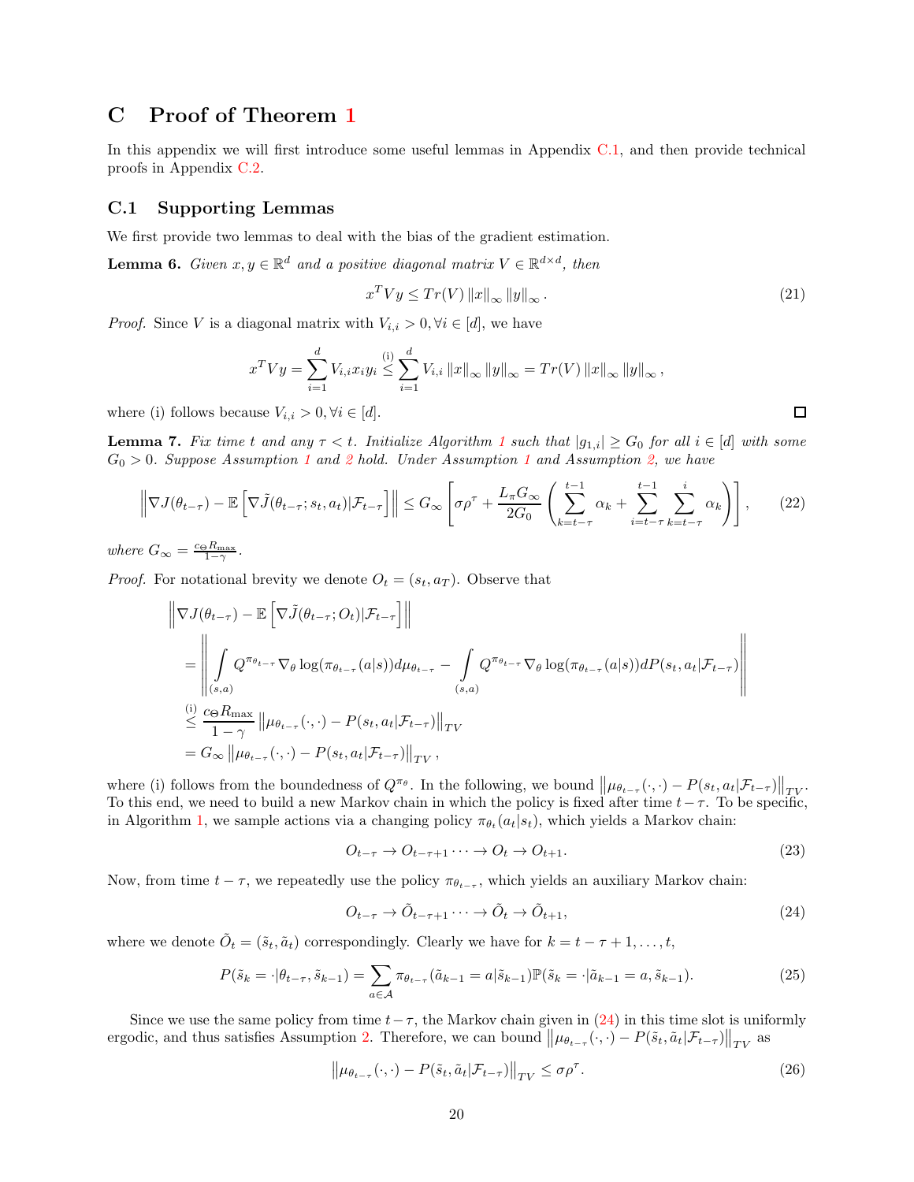# C Proof of Theorem 1

In this appendix we will first introduce some useful lemmas in Appendix C.1, and then provide technical proofs in Appendix C.2.

## C.1 Supporting Lemmas

We first provide two lemmas to deal with the bias of the gradient estimation.

**Lemma 6.** *Given $x, y \in \mathbb{R}^d$ and a positive diagonal matrix $V \in \mathbb{R}^{d\times d}$, then*

$$x^T V y \leq Tr(V) \left\|x\right\|_\infty \left\|y\right\|_\infty . \tag{21}$$

*Proof.* Since $V$ is a diagonal matrix with $V_{i,i} > 0, \forall i \in [d]$, we have

$$x^T V y = \sum_{i=1}^{d} V_{i,i} x_i y_i \overset{\text{(i)}}{\leq} \sum_{i=1}^{d} V_{i,i} \left\|x\right\|_\infty \left\|y\right\|_\infty = Tr(V) \left\|x\right\|_\infty \left\|y\right\|_\infty ,$$

where (i) follows because $V_{i,i} > 0, \forall i \in [d]$. ◻

**Lemma 7.** *Fix time $t$ and any $\tau < t$. Initialize Algorithm 1 such that $|g_{1,i}| \geq G_0$ for all $i \in [d]$ with some $G_0 > 0$. Suppose Assumption 1 and 2 hold. Under Assumption 1 and Assumption 2, we have*

$$\left\|\nabla J(\theta_{t-\tau}) - \mathbb{E}\left[\nabla \tilde{J}(\theta_{t-\tau}; s_t, a_t)|\mathcal{F}_{t-\tau}\right]\right\| \leq G_\infty \left[\sigma\rho^\tau + \frac{L_\pi G_\infty}{2G_0}\left(\sum_{k=t-\tau}^{t-1} \alpha_k + \sum_{i=t-\tau}^{t-1}\sum_{k=t-\tau}^{i} \alpha_k\right)\right], \tag{22}$$

*where $G_\infty = \frac{c_\Theta R_{\max}}{1-\gamma}$.*

*Proof.* For notational brevity we denote $O_t = (s_t, a_T)$. Observe that

$$\begin{aligned}
&\left\|\nabla J(\theta_{t-\tau}) - \mathbb{E}\left[\nabla \tilde{J}(\theta_{t-\tau}; O_t)|\mathcal{F}_{t-\tau}\right]\right\| \\
&= \left\| \int_{(s,a)} Q^{\pi_{\theta_{t-\tau}}} \nabla_\theta \log(\pi_{\theta_{t-\tau}}(a|s)) d\mu_{\theta_{t-\tau}} - \int_{(s,a)} Q^{\pi_{\theta_{t-\tau}}} \nabla_\theta \log(\pi_{\theta_{t-\tau}}(a|s)) dP(s_t, a_t|\mathcal{F}_{t-\tau}) \right\| \\
&\overset{\text{(i)}}{\leq} \frac{c_\Theta R_{\max}}{1-\gamma} \left\|\mu_{\theta_{t-\tau}}(\cdot,\cdot) - P(s_t, a_t|\mathcal{F}_{t-\tau})\right\|_{TV} \\
&= G_\infty \left\|\mu_{\theta_{t-\tau}}(\cdot,\cdot) - P(s_t, a_t|\mathcal{F}_{t-\tau})\right\|_{TV},
\end{aligned}$$

where (i) follows from the boundedness of $Q^{\pi_\theta}$. In the following, we bound $\left\|\mu_{\theta_{t-\tau}}(\cdot,\cdot) - P(s_t, a_t|\mathcal{F}_{t-\tau})\right\|_{TV}$. To this end, we need to build a new Markov chain in which the policy is fixed after time $t-\tau$. To be specific, in Algorithm 1, we sample actions via a changing policy $\pi_{\theta_t}(a_t|s_t)$, which yields a Markov chain:

$$O_{t-\tau} \to O_{t-\tau+1} \cdots \to O_t \to O_{t+1}. \tag{23}$$

Now, from time $t-\tau$, we repeatedly use the policy $\pi_{\theta_{t-\tau}}$, which yields an auxiliary Markov chain:

$$O_{t-\tau} \to \tilde{O}_{t-\tau+1} \cdots \to \tilde{O}_t \to \tilde{O}_{t+1}, \tag{24}$$

where we denote $\tilde{O}_t = (\tilde{s}_t, \tilde{a}_t)$ correspondingly. Clearly we have for $k = t-\tau+1, \ldots, t$,

$$P(\tilde{s}_k = \cdot|\theta_{t-\tau}, \tilde{s}_{k-1}) = \sum_{a\in\mathcal{A}} \pi_{\theta_{t-\tau}}(\tilde{a}_{k-1} = a|\tilde{s}_{k-1}) \mathbb{P}(\tilde{s}_k = \cdot|\tilde{a}_{k-1} = a, \tilde{s}_{k-1}). \tag{25}$$

Since we use the same policy from time $t-\tau$, the Markov chain given in (24) in this time slot is uniformly ergodic, and thus satisfies Assumption 2. Therefore, we can bound $\left\|\mu_{\theta_{t-\tau}}(\cdot,\cdot) - P(\tilde{s}_t, \tilde{a}_t|\mathcal{F}_{t-\tau})\right\|_{TV}$ as

$$\left\|\mu_{\theta_{t-\tau}}(\cdot,\cdot) - P(\tilde{s}_t, \tilde{a}_t|\mathcal{F}_{t-\tau})\right\|_{TV} \leq \sigma\rho^\tau. \tag{26}$$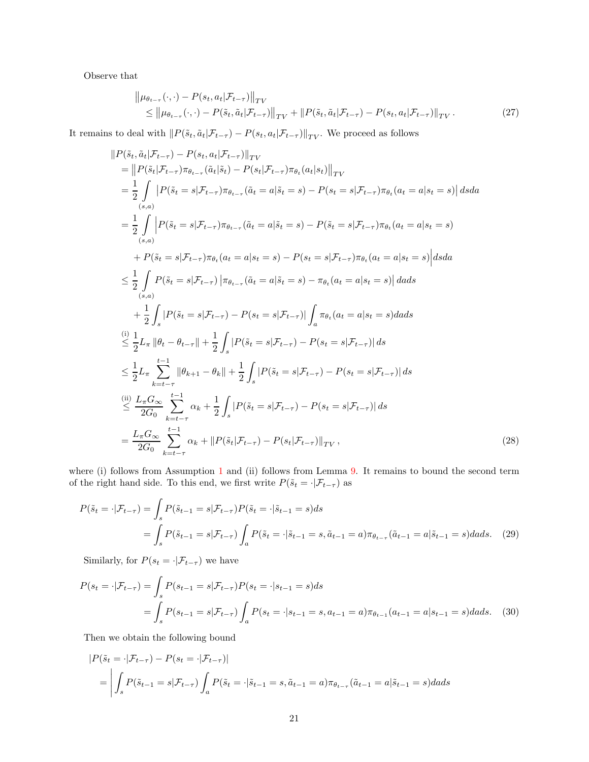Observe that

$$
\begin{aligned}
&\left\|\mu_{\theta_{t-\tau}}(\cdot,\cdot) - P(s_t, a_t|\mathcal{F}_{t-\tau})\right\|_{TV} \\
&\quad \le \left\|\mu_{\theta_{t-\tau}}(\cdot,\cdot) - P(\tilde{s}_t, \tilde{a}_t|\mathcal{F}_{t-\tau})\right\|_{TV} + \left\|P(\tilde{s}_t, \tilde{a}_t|\mathcal{F}_{t-\tau}) - P(s_t, a_t|\mathcal{F}_{t-\tau})\right\|_{TV}.
\end{aligned}
\tag{27}
$$

It remains to deal with $\|P(\tilde{s}_t, \tilde{a}_t|\mathcal{F}_{t-\tau}) - P(s_t, a_t|\mathcal{F}_{t-\tau})\|_{TV}$. We proceed as follows

$$
\begin{aligned}
&\|P(\tilde{s}_t, \tilde{a}_t|\mathcal{F}_{t-\tau}) - P(s_t, a_t|\mathcal{F}_{t-\tau})\|_{TV} \\
&= \left\|P(\tilde{s}_t|\mathcal{F}_{t-\tau})\pi_{\theta_{t-\tau}}(\tilde{a}_t|\tilde{s}_t) - P(s_t|\mathcal{F}_{t-\tau})\pi_{\theta_t}(a_t|s_t)\right\|_{TV} \\
&= \frac{1}{2}\int_{(s,a)} \left|P(\tilde{s}_t = s|\mathcal{F}_{t-\tau})\pi_{\theta_{t-\tau}}(\tilde{a}_t = a|\tilde{s}_t = s) - P(s_t = s|\mathcal{F}_{t-\tau})\pi_{\theta_t}(a_t = a|s_t = s)\right| dsda \\
&= \frac{1}{2}\int_{(s,a)} \Big|P(\tilde{s}_t = s|\mathcal{F}_{t-\tau})\pi_{\theta_{t-\tau}}(\tilde{a}_t = a|\tilde{s}_t = s) - P(\tilde{s}_t = s|\mathcal{F}_{t-\tau})\pi_{\theta_t}(a_t = a|s_t = s) \\
&\quad + P(\tilde{s}_t = s|\mathcal{F}_{t-\tau})\pi_{\theta_t}(a_t = a|s_t = s) - P(s_t = s|\mathcal{F}_{t-\tau})\pi_{\theta_t}(a_t = a|s_t = s)\Big| dsda \\
&\le \frac{1}{2}\int_{(s,a)} P(\tilde{s}_t = s|\mathcal{F}_{t-\tau})\left|\pi_{\theta_{t-\tau}}(\tilde{a}_t = a|\tilde{s}_t = s) - \pi_{\theta_t}(a_t = a|s_t = s)\right| dads \\
&\quad + \frac{1}{2}\int_s \left|P(\tilde{s}_t = s|\mathcal{F}_{t-\tau}) - P(s_t = s|\mathcal{F}_{t-\tau})\right| \int_a \pi_{\theta_t}(a_t = a|s_t = s) dads \\
&\overset{\text{(i)}}{\le} \frac{1}{2}L_\pi \|\theta_t - \theta_{t-\tau}\| + \frac{1}{2}\int_s \left|P(\tilde{s}_t = s|\mathcal{F}_{t-\tau}) - P(s_t = s|\mathcal{F}_{t-\tau})\right| ds \\
&\le \frac{1}{2}L_\pi \sum_{k=t-\tau}^{t-1} \|\theta_{k+1} - \theta_k\| + \frac{1}{2}\int_s \left|P(\tilde{s}_t = s|\mathcal{F}_{t-\tau}) - P(s_t = s|\mathcal{F}_{t-\tau})\right| ds \\
&\overset{\text{(ii)}}{\le} \frac{L_\pi G_\infty}{2G_0}\sum_{k=t-\tau}^{t-1} \alpha_k + \frac{1}{2}\int_s \left|P(\tilde{s}_t = s|\mathcal{F}_{t-\tau}) - P(s_t = s|\mathcal{F}_{t-\tau})\right| ds \\
&= \frac{L_\pi G_\infty}{2G_0}\sum_{k=t-\tau}^{t-1} \alpha_k + \|P(\tilde{s}_t|\mathcal{F}_{t-\tau}) - P(s_t|\mathcal{F}_{t-\tau})\|_{TV},
\end{aligned}
\tag{28}
$$

where (i) follows from Assumption 1 and (ii) follows from Lemma 9. It remains to bound the second term of the right hand side. To this end, we first write $P(\tilde{s}_t = \cdot|\mathcal{F}_{t-\tau})$ as

$$
\begin{aligned}
P(\tilde{s}_t = \cdot|\mathcal{F}_{t-\tau}) &= \int_s P(\tilde{s}_{t-1} = s|\mathcal{F}_{t-\tau})P(\tilde{s}_t = \cdot|\tilde{s}_{t-1} = s)ds \\
&= \int_s P(\tilde{s}_{t-1} = s|\mathcal{F}_{t-\tau})\int_a P(\tilde{s}_t = \cdot|\tilde{s}_{t-1} = s, \tilde{a}_{t-1} = a)\pi_{\theta_{t-\tau}}(\tilde{a}_{t-1} = a|\tilde{s}_{t-1} = s)dads.
\end{aligned}
\tag{29}
$$

Similarly, for $P(s_t = \cdot|\mathcal{F}_{t-\tau})$ we have

$$
\begin{aligned}
P(s_t = \cdot|\mathcal{F}_{t-\tau}) &= \int_s P(s_{t-1} = s|\mathcal{F}_{t-\tau})P(s_t = \cdot|s_{t-1} = s)ds \\
&= \int_s P(s_{t-1} = s|\mathcal{F}_{t-\tau})\int_a P(s_t = \cdot|s_{t-1} = s, a_{t-1} = a)\pi_{\theta_{t-1}}(a_{t-1} = a|s_{t-1} = s)dads.
\end{aligned}
\tag{30}
$$

Then we obtain the following bound

$$
\begin{aligned}
&|P(\tilde{s}_t = \cdot|\mathcal{F}_{t-\tau}) - P(s_t = \cdot|\mathcal{F}_{t-\tau})| \\
&= \Bigg|\int_s P(\tilde{s}_{t-1} = s|\mathcal{F}_{t-\tau})\int_a P(\tilde{s}_t = \cdot|\tilde{s}_{t-1} = s, \tilde{a}_{t-1} = a)\pi_{\theta_{t-\tau}}(\tilde{a}_{t-1} = a|\tilde{s}_{t-1} = s)dads
\end{aligned}
$$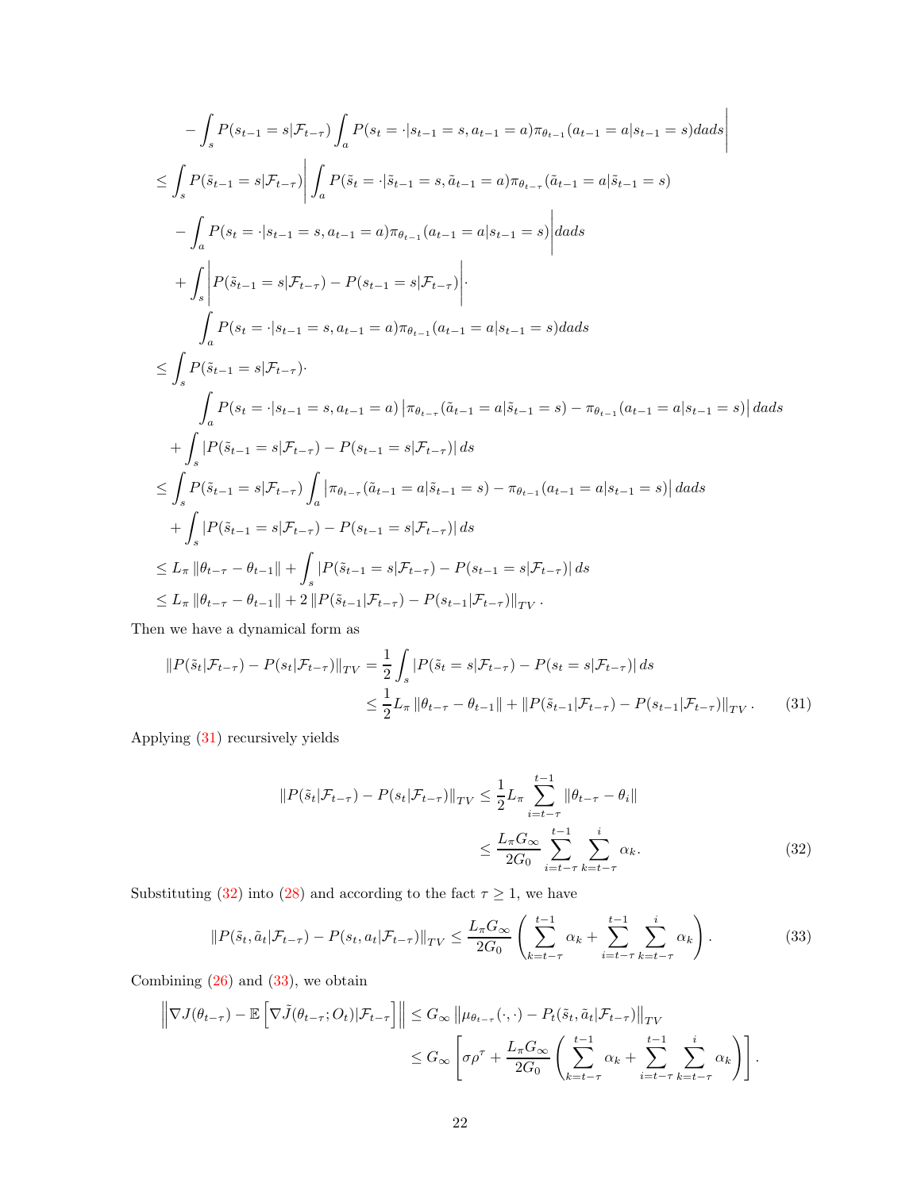$$
\begin{aligned}
&- \int_s P(s_{t-1} = s|\mathcal{F}_{t-\tau}) \int_a P(s_t = \cdot|s_{t-1} = s, a_{t-1} = a)\pi_{\theta_{t-1}}(a_{t-1} = a|s_{t-1} = s) da ds \Bigg| \\
\leq & \int_s P(\tilde{s}_{t-1} = s|\mathcal{F}_{t-\tau}) \Bigg| \int_a P(\tilde{s}_t = \cdot|\tilde{s}_{t-1} = s, \tilde{a}_{t-1} = a)\pi_{\theta_{t-\tau}}(\tilde{a}_{t-1} = a|\tilde{s}_{t-1} = s) \\
&- \int_a P(s_t = \cdot|s_{t-1} = s, a_{t-1} = a)\pi_{\theta_{t-1}}(a_{t-1} = a|s_{t-1} = s) \Bigg| da ds \\
&+ \int_s \Bigg| P(\tilde{s}_{t-1} = s|\mathcal{F}_{t-\tau}) - P(s_{t-1} = s|\mathcal{F}_{t-\tau}) \Bigg| \cdot \\
&\quad \int_a P(s_t = \cdot|s_{t-1} = s, a_{t-1} = a)\pi_{\theta_{t-1}}(a_{t-1} = a|s_{t-1} = s) da ds \\
\leq & \int_s P(\tilde{s}_{t-1} = s|\mathcal{F}_{t-\tau}) \cdot \\
&\quad \int_a P(s_t = \cdot|s_{t-1} = s, a_{t-1} = a) \left| \pi_{\theta_{t-\tau}}(\tilde{a}_{t-1} = a|\tilde{s}_{t-1} = s) - \pi_{\theta_{t-1}}(a_{t-1} = a|s_{t-1} = s) \right| da ds \\
&+ \int_s \left| P(\tilde{s}_{t-1} = s|\mathcal{F}_{t-\tau}) - P(s_{t-1} = s|\mathcal{F}_{t-\tau}) \right| ds \\
\leq & \int_s P(\tilde{s}_{t-1} = s|\mathcal{F}_{t-\tau}) \int_a \left| \pi_{\theta_{t-\tau}}(\tilde{a}_{t-1} = a|\tilde{s}_{t-1} = s) - \pi_{\theta_{t-1}}(a_{t-1} = a|s_{t-1} = s) \right| da ds \\
&+ \int_s \left| P(\tilde{s}_{t-1} = s|\mathcal{F}_{t-\tau}) - P(s_{t-1} = s|\mathcal{F}_{t-\tau}) \right| ds \\
\leq & L_\pi \left\| \theta_{t-\tau} - \theta_{t-1} \right\| + \int_s \left| P(\tilde{s}_{t-1} = s|\mathcal{F}_{t-\tau}) - P(s_{t-1} = s|\mathcal{F}_{t-\tau}) \right| ds \\
\leq & L_\pi \left\| \theta_{t-\tau} - \theta_{t-1} \right\| + 2 \left\| P(\tilde{s}_{t-1}|\mathcal{F}_{t-\tau}) - P(s_{t-1}|\mathcal{F}_{t-\tau}) \right\|_{TV}.
\end{aligned}
$$

Then we have a dynamical form as

$$
\begin{aligned}
\left\| P(\tilde{s}_t|\mathcal{F}_{t-\tau}) - P(s_t|\mathcal{F}_{t-\tau}) \right\|_{TV} &= \frac{1}{2} \int_s \left| P(\tilde{s}_t = s|\mathcal{F}_{t-\tau}) - P(s_t = s|\mathcal{F}_{t-\tau}) \right| ds \\
&\leq \frac{1}{2} L_\pi \left\| \theta_{t-\tau} - \theta_{t-1} \right\| + \left\| P(\tilde{s}_{t-1}|\mathcal{F}_{t-\tau}) - P(s_{t-1}|\mathcal{F}_{t-\tau}) \right\|_{TV}. \quad (31)
\end{aligned}
$$

Applying (31) recursively yields

$$
\begin{aligned}
\left\| P(\tilde{s}_t|\mathcal{F}_{t-\tau}) - P(s_t|\mathcal{F}_{t-\tau}) \right\|_{TV} &\leq \frac{1}{2} L_\pi \sum_{i=t-\tau}^{t-1} \left\| \theta_{t-\tau} - \theta_i \right\| \\
&\leq \frac{L_\pi G_\infty}{2G_0} \sum_{i=t-\tau}^{t-1} \sum_{k=t-\tau}^{i} \alpha_k. \quad (32)
\end{aligned}
$$

Substituting (32) into (28) and according to the fact $\tau \geq 1$, we have

$$
\left\| P(\tilde{s}_t, \tilde{a}_t|\mathcal{F}_{t-\tau}) - P(s_t, a_t|\mathcal{F}_{t-\tau}) \right\|_{TV} \leq \frac{L_\pi G_\infty}{2G_0} \left( \sum_{k=t-\tau}^{t-1} \alpha_k + \sum_{i=t-\tau}^{t-1} \sum_{k=t-\tau}^{i} \alpha_k \right). \quad (33)
$$

Combining (26) and (33), we obtain

$$
\begin{aligned}
\left\| \nabla J(\theta_{t-\tau}) - \mathbb{E}\left[ \nabla \tilde{J}(\theta_{t-\tau}; O_t)|\mathcal{F}_{t-\tau} \right] \right\| &\leq G_\infty \left\| \mu_{\theta_{t-\tau}}(\cdot, \cdot) - P_t(\tilde{s}_t, \tilde{a}_t|\mathcal{F}_{t-\tau}) \right\|_{TV} \\
&\leq G_\infty \left[ \sigma\rho^\tau + \frac{L_\pi G_\infty}{2G_0} \left( \sum_{k=t-\tau}^{t-1} \alpha_k + \sum_{i=t-\tau}^{t-1} \sum_{k=t-\tau}^{i} \alpha_k \right) \right].
\end{aligned}
$$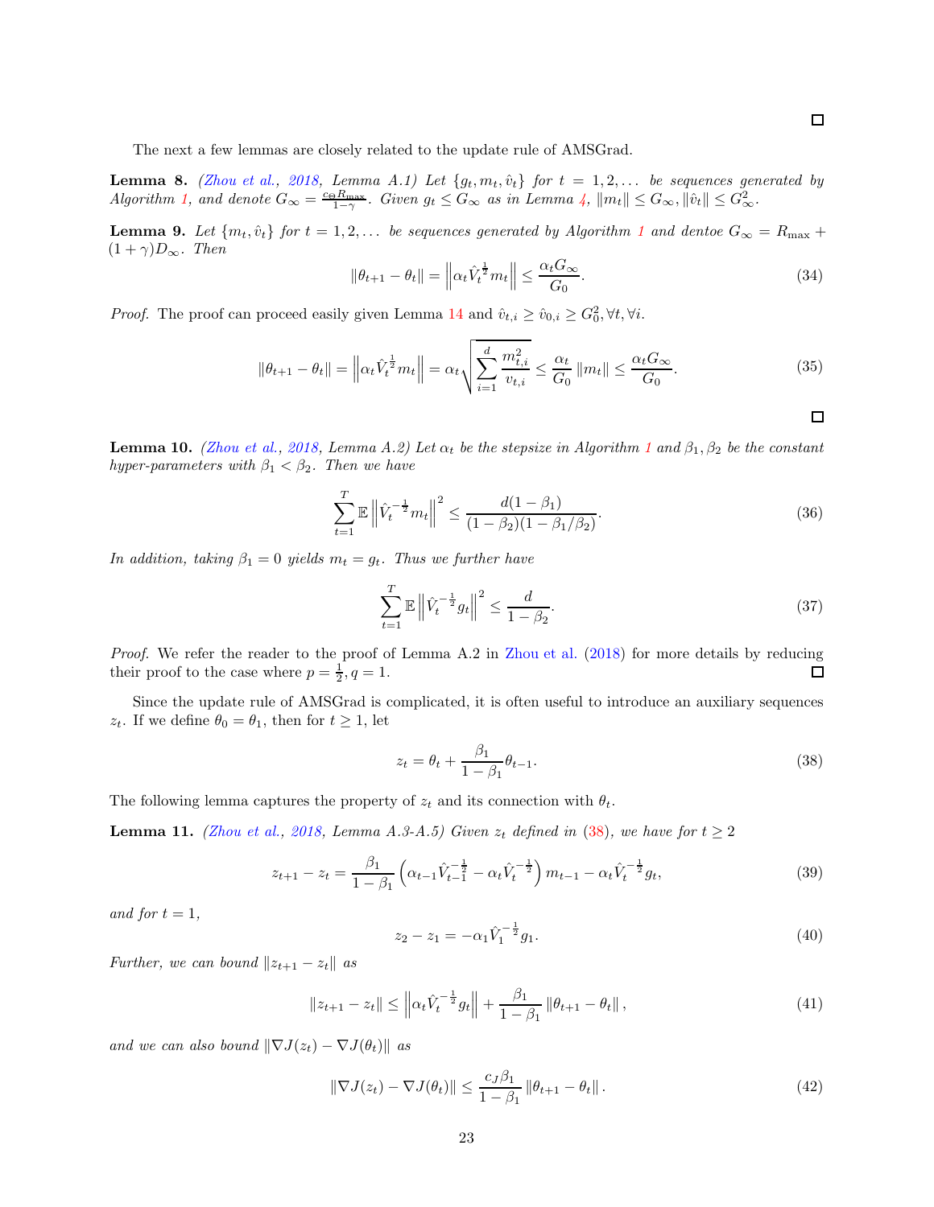□

The next a few lemmas are closely related to the update rule of AMSGrad.

**Lemma 8.** *(Zhou et al., 2018, Lemma A.1) Let $\{g_t, m_t, \hat{v}_t\}$ for $t = 1, 2, \dots$ be sequences generated by Algorithm 1, and denote $G_\infty = \frac{c_\Theta R_{\max}}{1-\gamma}$. Given $g_t \leq G_\infty$ as in Lemma 4, $\|m_t\| \leq G_\infty, \|\hat{v}_t\| \leq G_\infty^2$.*

**Lemma 9.** *Let $\{m_t, \hat{v}_t\}$ for $t = 1, 2, \dots$ be sequences generated by Algorithm 1 and dentoe $G_\infty = R_{\max} + (1+\gamma)D_\infty$. Then*

$$\|\theta_{t+1} - \theta_t\| = \left\|\alpha_t \hat{V}_t^{\frac{1}{2}} m_t\right\| \leq \frac{\alpha_t G_\infty}{G_0}. \tag{34}$$

*Proof.* The proof can proceed easily given Lemma 14 and $\hat{v}_{t,i} \geq \hat{v}_{0,i} \geq G_0^2, \forall t, \forall i$.

$$\|\theta_{t+1} - \theta_t\| = \left\|\alpha_t \hat{V}_t^{\frac{1}{2}} m_t\right\| = \alpha_t \sqrt{\sum_{i=1}^{d} \frac{m_{t,i}^2}{v_{t,i}}} \leq \frac{\alpha_t}{G_0} \|m_t\| \leq \frac{\alpha_t G_\infty}{G_0}. \tag{35}$$

□

**Lemma 10.** *(Zhou et al., 2018, Lemma A.2) Let $\alpha_t$ be the stepsize in Algorithm 1 and $\beta_1, \beta_2$ be the constant hyper-parameters with $\beta_1 < \beta_2$. Then we have*

$$\sum_{t=1}^{T} \mathbb{E}\left\|\hat{V}_t^{-\frac{1}{2}} m_t\right\|^2 \leq \frac{d(1-\beta_1)}{(1-\beta_2)(1-\beta_1/\beta_2)}. \tag{36}$$

*In addition, taking $\beta_1 = 0$ yields $m_t = g_t$. Thus we further have*

$$\sum_{t=1}^{T} \mathbb{E}\left\|\hat{V}_t^{-\frac{1}{2}} g_t\right\|^2 \leq \frac{d}{1-\beta_2}. \tag{37}$$

*Proof.* We refer the reader to the proof of Lemma A.2 in Zhou et al. (2018) for more details by reducing their proof to the case where $p = \frac{1}{2}, q = 1$. □

Since the update rule of AMSGrad is complicated, it is often useful to introduce an auxiliary sequences $z_t$. If we define $\theta_0 = \theta_1$, then for $t \geq 1$, let

$$z_t = \theta_t + \frac{\beta_1}{1-\beta_1}\theta_{t-1}. \tag{38}$$

The following lemma captures the property of $z_t$ and its connection with $\theta_t$.

**Lemma 11.** *(Zhou et al., 2018, Lemma A.3-A.5) Given $z_t$ defined in (38), we have for $t \geq 2$*

$$z_{t+1} - z_t = \frac{\beta_1}{1-\beta_1}\left(\alpha_{t-1}\hat{V}_{t-1}^{-\frac{1}{2}} - \alpha_t \hat{V}_t^{-\frac{1}{2}}\right) m_{t-1} - \alpha_t \hat{V}_t^{-\frac{1}{2}} g_t, \tag{39}$$

*and for $t = 1$,*

$$z_2 - z_1 = -\alpha_1 \hat{V}_1^{-\frac{1}{2}} g_1. \tag{40}$$

*Further, we can bound $\|z_{t+1} - z_t\|$ as*

$$\|z_{t+1} - z_t\| \leq \left\|\alpha_t \hat{V}_t^{-\frac{1}{2}} g_t\right\| + \frac{\beta_1}{1-\beta_1}\|\theta_{t+1} - \theta_t\|, \tag{41}$$

*and we can also bound $\|\nabla J(z_t) - \nabla J(\theta_t)\|$ as*

$$\|\nabla J(z_t) - \nabla J(\theta_t)\| \leq \frac{c_J \beta_1}{1-\beta_1}\|\theta_{t+1} - \theta_t\|. \tag{42}$$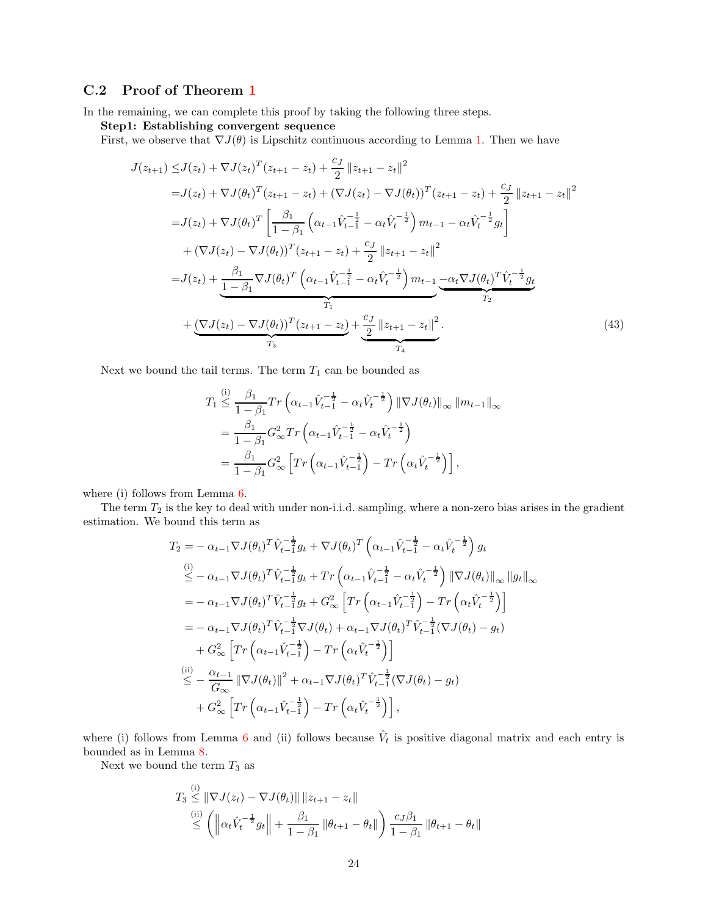## C.2 Proof of Theorem 1

In the remaining, we can complete this proof by taking the following three steps.

**Step1: Establishing convergent sequence**

First, we observe that $\nabla J(\theta)$ is Lipschitz continuous according to Lemma 1. Then we have

$$
\begin{aligned}
J(z_{t+1}) \leq & J(z_t) + \nabla J(z_t)^T (z_{t+1} - z_t) + \frac{c_J}{2} \left\| z_{t+1} - z_t \right\|^2 \\
= & J(z_t) + \nabla J(\theta_t)^T (z_{t+1} - z_t) + (\nabla J(z_t) - \nabla J(\theta_t))^T (z_{t+1} - z_t) + \frac{c_J}{2} \left\| z_{t+1} - z_t \right\|^2 \\
= & J(z_t) + \nabla J(\theta_t)^T \left[ \frac{\beta_1}{1-\beta_1} \left( \alpha_{t-1} \hat{V}_{t-1}^{-\frac{1}{2}} - \alpha_t \hat{V}_t^{-\frac{1}{2}} \right) m_{t-1} - \alpha_t \hat{V}_t^{-\frac{1}{2}} g_t \right] \\
& + (\nabla J(z_t) - \nabla J(\theta_t))^T (z_{t+1} - z_t) + \frac{c_J}{2} \left\| z_{t+1} - z_t \right\|^2 \\
= & J(z_t) + \underbrace{\frac{\beta_1}{1-\beta_1} \nabla J(\theta_t)^T \left( \alpha_{t-1} \hat{V}_{t-1}^{-\frac{1}{2}} - \alpha_t \hat{V}_t^{-\frac{1}{2}} \right) m_{t-1}}_{T_1} \underbrace{- \alpha_t \nabla J(\theta_t)^T \hat{V}_t^{-\frac{1}{2}} g_t}_{T_2} \\
& + \underbrace{(\nabla J(z_t) - \nabla J(\theta_t))^T (z_{t+1} - z_t)}_{T_3} + \underbrace{\frac{c_J}{2} \left\| z_{t+1} - z_t \right\|^2}_{T_4}.
\end{aligned} \tag{43}
$$

Next we bound the tail terms. The term $T_1$ can be bounded as

$$
\begin{aligned}
T_1 & \overset{\text{(i)}}{\leq} \frac{\beta_1}{1-\beta_1} Tr \left( \alpha_{t-1} \hat{V}_{t-1}^{-\frac{1}{2}} - \alpha_t \hat{V}_t^{-\frac{1}{2}} \right) \left\| \nabla J(\theta_t) \right\|_\infty \left\| m_{t-1} \right\|_\infty \\
& = \frac{\beta_1}{1-\beta_1} G_\infty^2 Tr \left( \alpha_{t-1} \hat{V}_{t-1}^{-\frac{1}{2}} - \alpha_t \hat{V}_t^{-\frac{1}{2}} \right) \\
& = \frac{\beta_1}{1-\beta_1} G_\infty^2 \left[ Tr \left( \alpha_{t-1} \hat{V}_{t-1}^{-\frac{1}{2}} \right) - Tr \left( \alpha_t \hat{V}_t^{-\frac{1}{2}} \right) \right],
\end{aligned}
$$

where (i) follows from Lemma 6.

The term $T_2$ is the key to deal with under non-i.i.d. sampling, where a non-zero bias arises in the gradient estimation. We bound this term as

$$
\begin{aligned}
T_2 = & - \alpha_{t-1} \nabla J(\theta_t)^T \hat{V}_{t-1}^{-\frac{1}{2}} g_t + \nabla J(\theta_t)^T \left( \alpha_{t-1} \hat{V}_{t-1}^{-\frac{1}{2}} - \alpha_t \hat{V}_t^{-\frac{1}{2}} \right) g_t \\
\overset{\text{(i)}}{\leq} & - \alpha_{t-1} \nabla J(\theta_t)^T \hat{V}_{t-1}^{-\frac{1}{2}} g_t + Tr \left( \alpha_{t-1} \hat{V}_{t-1}^{-\frac{1}{2}} - \alpha_t \hat{V}_t^{-\frac{1}{2}} \right) \left\| \nabla J(\theta_t) \right\|_\infty \left\| g_t \right\|_\infty \\
= & - \alpha_{t-1} \nabla J(\theta_t)^T \hat{V}_{t-1}^{-\frac{1}{2}} g_t + G_\infty^2 \left[ Tr \left( \alpha_{t-1} \hat{V}_{t-1}^{-\frac{1}{2}} \right) - Tr \left( \alpha_t \hat{V}_t^{-\frac{1}{2}} \right) \right] \\
= & - \alpha_{t-1} \nabla J(\theta_t)^T \hat{V}_{t-1}^{-\frac{1}{2}} \nabla J(\theta_t) + \alpha_{t-1} \nabla J(\theta_t)^T \hat{V}_{t-1}^{-\frac{1}{2}} (\nabla J(\theta_t) - g_t) \\
& + G_\infty^2 \left[ Tr \left( \alpha_{t-1} \hat{V}_{t-1}^{-\frac{1}{2}} \right) - Tr \left( \alpha_t \hat{V}_t^{-\frac{1}{2}} \right) \right] \\
\overset{\text{(ii)}}{\leq} & - \frac{\alpha_{t-1}}{G_\infty} \left\| \nabla J(\theta_t) \right\|^2 + \alpha_{t-1} \nabla J(\theta_t)^T \hat{V}_{t-1}^{-\frac{1}{2}} (\nabla J(\theta_t) - g_t) \\
& + G_\infty^2 \left[ Tr \left( \alpha_{t-1} \hat{V}_{t-1}^{-\frac{1}{2}} \right) - Tr \left( \alpha_t \hat{V}_t^{-\frac{1}{2}} \right) \right],
\end{aligned}
$$

where (i) follows from Lemma 6 and (ii) follows because $\hat{V}_t$ is positive diagonal matrix and each entry is bounded as in Lemma 8.

Next we bound the term $T_3$ as

$$
\begin{aligned}
T_3 & \overset{\text{(i)}}{\leq} \left\| \nabla J(z_t) - \nabla J(\theta_t) \right\| \left\| z_{t+1} - z_t \right\| \\
& \overset{\text{(ii)}}{\leq} \left( \left\| \alpha_t \hat{V}_t^{-\frac{1}{2}} g_t \right\| + \frac{\beta_1}{1-\beta_1} \left\| \theta_{t+1} - \theta_t \right\| \right) \frac{c_J \beta_1}{1-\beta_1} \left\| \theta_{t+1} - \theta_t \right\|
\end{aligned}
$$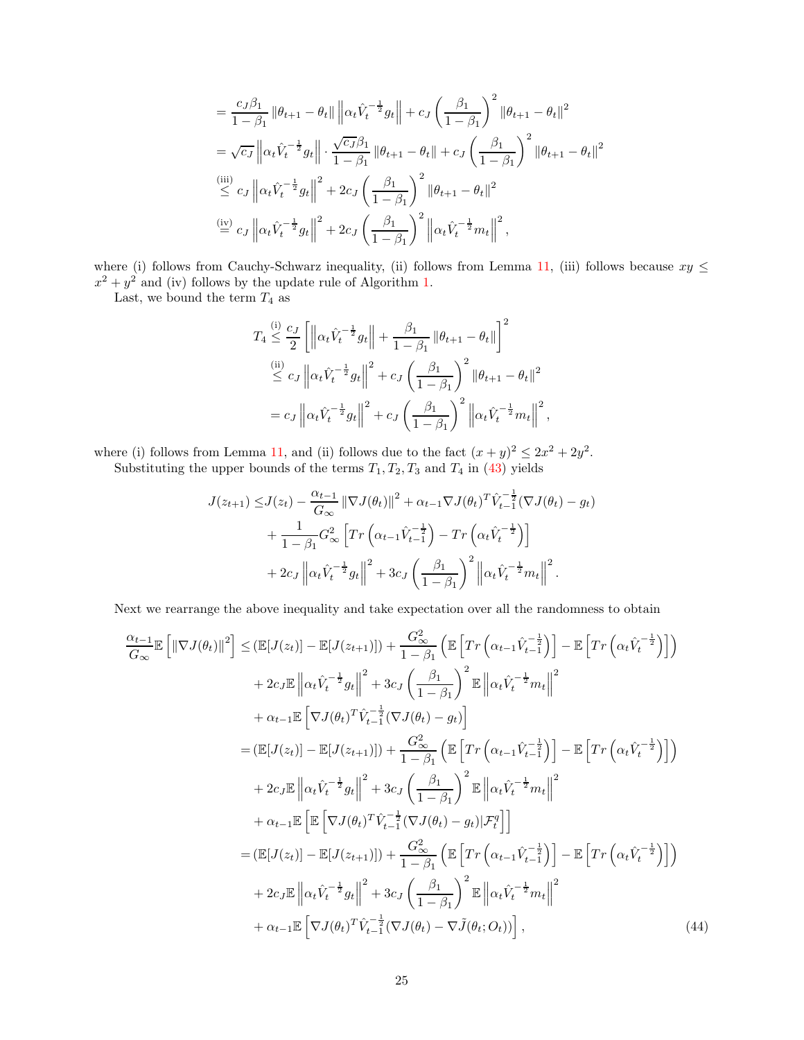$$
\begin{aligned}
&= \frac{c_J\beta_1}{1-\beta_1}\left\|\theta_{t+1}-\theta_t\right\|\left\|\alpha_t\hat{V}_t^{-\frac{1}{2}}g_t\right\| + c_J\left(\frac{\beta_1}{1-\beta_1}\right)^2\left\|\theta_{t+1}-\theta_t\right\|^2 \\
&= \sqrt{c_J}\left\|\alpha_t\hat{V}_t^{-\frac{1}{2}}g_t\right\|\cdot\frac{\sqrt{c_J}\beta_1}{1-\beta_1}\left\|\theta_{t+1}-\theta_t\right\| + c_J\left(\frac{\beta_1}{1-\beta_1}\right)^2\left\|\theta_{t+1}-\theta_t\right\|^2 \\
&\overset{\text{(iii)}}{\leq} c_J\left\|\alpha_t\hat{V}_t^{-\frac{1}{2}}g_t\right\|^2 + 2c_J\left(\frac{\beta_1}{1-\beta_1}\right)^2\left\|\theta_{t+1}-\theta_t\right\|^2 \\
&\overset{\text{(iv)}}{=} c_J\left\|\alpha_t\hat{V}_t^{-\frac{1}{2}}g_t\right\|^2 + 2c_J\left(\frac{\beta_1}{1-\beta_1}\right)^2\left\|\alpha_t\hat{V}_t^{-\frac{1}{2}}m_t\right\|^2,
\end{aligned}
$$

where (i) follows from Cauchy-Schwarz inequality, (ii) follows from Lemma 11, (iii) follows because $xy \leq x^2 + y^2$ and (iv) follows by the update rule of Algorithm 1.

Last, we bound the term $T_4$ as

$$
\begin{aligned}
T_4 &\overset{\text{(i)}}{\leq} \frac{c_J}{2}\left[\left\|\alpha_t\hat{V}_t^{-\frac{1}{2}}g_t\right\| + \frac{\beta_1}{1-\beta_1}\left\|\theta_{t+1}-\theta_t\right\|\right]^2 \\
&\overset{\text{(ii)}}{\leq} c_J\left\|\alpha_t\hat{V}_t^{-\frac{1}{2}}g_t\right\|^2 + c_J\left(\frac{\beta_1}{1-\beta_1}\right)^2\left\|\theta_{t+1}-\theta_t\right\|^2 \\
&= c_J\left\|\alpha_t\hat{V}_t^{-\frac{1}{2}}g_t\right\|^2 + c_J\left(\frac{\beta_1}{1-\beta_1}\right)^2\left\|\alpha_t\hat{V}_t^{-\frac{1}{2}}m_t\right\|^2,
\end{aligned}
$$

where (i) follows from Lemma 11, and (ii) follows due to the fact $(x+y)^2 \leq 2x^2 + 2y^2$.

Substituting the upper bounds of the terms $T_1, T_2, T_3$ and $T_4$ in (43) yields

$$
\begin{aligned}
J(z_{t+1}) \leq& J(z_t) - \frac{\alpha_{t-1}}{G_\infty}\left\|\nabla J(\theta_t)\right\|^2 + \alpha_{t-1}\nabla J(\theta_t)^T\hat{V}_{t-1}^{-\frac{1}{2}}(\nabla J(\theta_t) - g_t) \\
&+ \frac{1}{1-\beta_1}G_\infty^2\left[Tr\left(\alpha_{t-1}\hat{V}_{t-1}^{-\frac{1}{2}}\right) - Tr\left(\alpha_t\hat{V}_t^{-\frac{1}{2}}\right)\right] \\
&+ 2c_J\left\|\alpha_t\hat{V}_t^{-\frac{1}{2}}g_t\right\|^2 + 3c_J\left(\frac{\beta_1}{1-\beta_1}\right)^2\left\|\alpha_t\hat{V}_t^{-\frac{1}{2}}m_t\right\|^2.
\end{aligned}
$$

Next we rearrange the above inequality and take expectation over all the randomness to obtain

$$
\begin{aligned}
\frac{\alpha_{t-1}}{G_\infty}\mathbb{E}\left[\left\|\nabla J(\theta_t)\right\|^2\right] \leq& \left(\mathbb{E}[J(z_t)] - \mathbb{E}[J(z_{t+1})]\right) + \frac{G_\infty^2}{1-\beta_1}\left(\mathbb{E}\left[Tr\left(\alpha_{t-1}\hat{V}_{t-1}^{-\frac{1}{2}}\right)\right] - \mathbb{E}\left[Tr\left(\alpha_t\hat{V}_t^{-\frac{1}{2}}\right)\right]\right) \\
&+ 2c_J\mathbb{E}\left\|\alpha_t\hat{V}_t^{-\frac{1}{2}}g_t\right\|^2 + 3c_J\left(\frac{\beta_1}{1-\beta_1}\right)^2\mathbb{E}\left\|\alpha_t\hat{V}_t^{-\frac{1}{2}}m_t\right\|^2 \\
&+ \alpha_{t-1}\mathbb{E}\left[\nabla J(\theta_t)^T\hat{V}_{t-1}^{-\frac{1}{2}}(\nabla J(\theta_t) - g_t)\right] \\
=& \left(\mathbb{E}[J(z_t)] - \mathbb{E}[J(z_{t+1})]\right) + \frac{G_\infty^2}{1-\beta_1}\left(\mathbb{E}\left[Tr\left(\alpha_{t-1}\hat{V}_{t-1}^{-\frac{1}{2}}\right)\right] - \mathbb{E}\left[Tr\left(\alpha_t\hat{V}_t^{-\frac{1}{2}}\right)\right]\right) \\
&+ 2c_J\mathbb{E}\left\|\alpha_t\hat{V}_t^{-\frac{1}{2}}g_t\right\|^2 + 3c_J\left(\frac{\beta_1}{1-\beta_1}\right)^2\mathbb{E}\left\|\alpha_t\hat{V}_t^{-\frac{1}{2}}m_t\right\|^2 \\
&+ \alpha_{t-1}\mathbb{E}\left[\mathbb{E}\left[\nabla J(\theta_t)^T\hat{V}_{t-1}^{-\frac{1}{2}}(\nabla J(\theta_t) - g_t)|\mathcal{F}_t^q\right]\right] \\
=& \left(\mathbb{E}[J(z_t)] - \mathbb{E}[J(z_{t+1})]\right) + \frac{G_\infty^2}{1-\beta_1}\left(\mathbb{E}\left[Tr\left(\alpha_{t-1}\hat{V}_{t-1}^{-\frac{1}{2}}\right)\right] - \mathbb{E}\left[Tr\left(\alpha_t\hat{V}_t^{-\frac{1}{2}}\right)\right]\right) \\
&+ 2c_J\mathbb{E}\left\|\alpha_t\hat{V}_t^{-\frac{1}{2}}g_t\right\|^2 + 3c_J\left(\frac{\beta_1}{1-\beta_1}\right)^2\mathbb{E}\left\|\alpha_t\hat{V}_t^{-\frac{1}{2}}m_t\right\|^2 \\
&+ \alpha_{t-1}\mathbb{E}\left[\nabla J(\theta_t)^T\hat{V}_{t-1}^{-\frac{1}{2}}(\nabla J(\theta_t) - \nabla\tilde{J}(\theta_t; O_t))\right],
\end{aligned}
\tag{44}
$$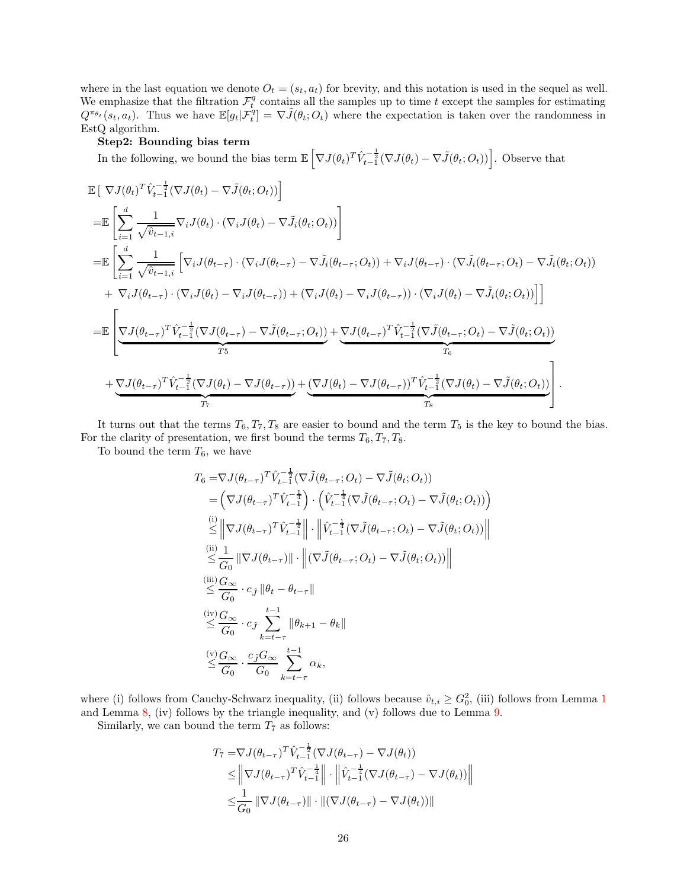where in the last equation we denote $O_t = (s_t, a_t)$ for brevity, and this notation is used in the sequel as well. We emphasize that the filtration $\mathcal{F}_t^q$ contains all the samples up to time $t$ except the samples for estimating $Q^{\pi_{\theta_t}}(s_t, a_t)$. Thus we have $\mathbb{E}[g_t|\mathcal{F}_t^q] = \nabla\tilde{J}(\theta_t; O_t)$ where the expectation is taken over the randomness in EstQ algorithm.

**Step2: Bounding bias term**

In the following, we bound the bias term $\mathbb{E}\left[\nabla J(\theta_t)^T \hat{V}_{t-1}^{-\frac{1}{2}}(\nabla J(\theta_t) - \nabla\tilde{J}(\theta_t; O_t))\right]$. Observe that

$$
\begin{aligned}
&\mathbb{E}\left[\ \nabla J(\theta_t)^T \hat{V}_{t-1}^{-\frac{1}{2}}(\nabla J(\theta_t) - \nabla\tilde{J}(\theta_t; O_t))\right] \\
=&\mathbb{E}\left[\sum_{i=1}^d \frac{1}{\sqrt{\hat{v}_{t-1,i}}} \nabla_i J(\theta_t) \cdot (\nabla_i J(\theta_t) - \nabla\tilde{J}_i(\theta_t; O_t))\right] \\
=&\mathbb{E}\Bigg[\sum_{i=1}^d \frac{1}{\sqrt{\hat{v}_{t-1,i}}} \Big[\nabla_i J(\theta_{t-\tau}) \cdot (\nabla_i J(\theta_{t-\tau}) - \nabla\tilde{J}_i(\theta_{t-\tau}; O_t)) + \nabla_i J(\theta_{t-\tau}) \cdot (\nabla\tilde{J}_i(\theta_{t-\tau}; O_t) - \nabla\tilde{J}_i(\theta_t; O_t)) \\
&+\ \nabla_i J(\theta_{t-\tau}) \cdot (\nabla_i J(\theta_t) - \nabla_i J(\theta_{t-\tau})) + (\nabla_i J(\theta_t) - \nabla_i J(\theta_{t-\tau})) \cdot (\nabla_i J(\theta_t) - \nabla\tilde{J}_i(\theta_t; O_t))\Big]\Bigg] \\
=&\mathbb{E}\Bigg[\underbrace{\nabla J(\theta_{t-\tau})^T \hat{V}_{t-1}^{-\frac{1}{2}}(\nabla J(\theta_{t-\tau}) - \nabla\tilde{J}(\theta_{t-\tau}; O_t))}_{T5} + \underbrace{\nabla J(\theta_{t-\tau})^T \hat{V}_{t-1}^{-\frac{1}{2}}(\nabla\tilde{J}(\theta_{t-\tau}; O_t) - \nabla\tilde{J}(\theta_t; O_t))}_{T_6} \\
&+ \underbrace{\nabla J(\theta_{t-\tau})^T \hat{V}_{t-1}^{-\frac{1}{2}}(\nabla J(\theta_t) - \nabla J(\theta_{t-\tau}))}_{T_7} + \underbrace{(\nabla J(\theta_t) - \nabla J(\theta_{t-\tau}))^T \hat{V}_{t-1}^{-\frac{1}{2}}(\nabla J(\theta_t) - \nabla\tilde{J}(\theta_t; O_t))}_{T_8}\Bigg].
\end{aligned}
$$

It turns out that the terms $T_6, T_7, T_8$ are easier to bound and the term $T_5$ is the key to bound the bias. For the clarity of presentation, we first bound the terms $T_6, T_7, T_8$.

To bound the term $T_6$, we have

$$
\begin{aligned}
T_6 =&\nabla J(\theta_{t-\tau})^T \hat{V}_{t-1}^{-\frac{1}{2}}(\nabla\tilde{J}(\theta_{t-\tau}; O_t) - \nabla\tilde{J}(\theta_t; O_t)) \\
=&\left(\nabla J(\theta_{t-\tau})^T \hat{V}_{t-1}^{-\frac{1}{4}}\right) \cdot \left(\hat{V}_{t-1}^{-\frac{1}{4}}(\nabla\tilde{J}(\theta_{t-\tau}; O_t) - \nabla\tilde{J}(\theta_t; O_t))\right) \\
\overset{\text{(i)}}{\leq}&\left\|\nabla J(\theta_{t-\tau})^T \hat{V}_{t-1}^{-\frac{1}{4}}\right\| \cdot \left\|\hat{V}_{t-1}^{-\frac{1}{4}}(\nabla\tilde{J}(\theta_{t-\tau}; O_t) - \nabla\tilde{J}(\theta_t; O_t))\right\| \\
\overset{\text{(ii)}}{\leq}&\frac{1}{G_0}\left\|\nabla J(\theta_{t-\tau})\right\| \cdot \left\|(\nabla\tilde{J}(\theta_{t-\tau}; O_t) - \nabla\tilde{J}(\theta_t; O_t))\right\| \\
\overset{\text{(iii)}}{\leq}&\frac{G_\infty}{G_0} \cdot c_{\tilde{J}}\left\|\theta_t - \theta_{t-\tau}\right\| \\
\overset{\text{(iv)}}{\leq}&\frac{G_\infty}{G_0} \cdot c_{\tilde{J}}\sum_{k=t-\tau}^{t-1}\left\|\theta_{k+1} - \theta_k\right\| \\
\overset{\text{(v)}}{\leq}&\frac{G_\infty}{G_0} \cdot \frac{c_{\tilde{J}}G_\infty}{G_0}\sum_{k=t-\tau}^{t-1}\alpha_k,
\end{aligned}
$$

where (i) follows from Cauchy-Schwarz inequality, (ii) follows because $\hat{v}_{t,i} \geq G_0^2$, (iii) follows from Lemma 1 and Lemma 8, (iv) follows by the triangle inequality, and (v) follows due to Lemma 9.

Similarly, we can bound the term $T_7$ as follows:

$$
\begin{aligned}
T_7 =&\nabla J(\theta_{t-\tau})^T \hat{V}_{t-1}^{-\frac{1}{2}}(\nabla J(\theta_{t-\tau}) - \nabla J(\theta_t)) \\
\leq&\left\|\nabla J(\theta_{t-\tau})^T \hat{V}_{t-1}^{-\frac{1}{4}}\right\| \cdot \left\|\hat{V}_{t-1}^{-\frac{1}{4}}(\nabla J(\theta_{t-\tau}) - \nabla J(\theta_t))\right\| \\
\leq&\frac{1}{G_0}\left\|\nabla J(\theta_{t-\tau})\right\| \cdot \left\|(\nabla J(\theta_{t-\tau}) - \nabla J(\theta_t))\right\|
\end{aligned}
$$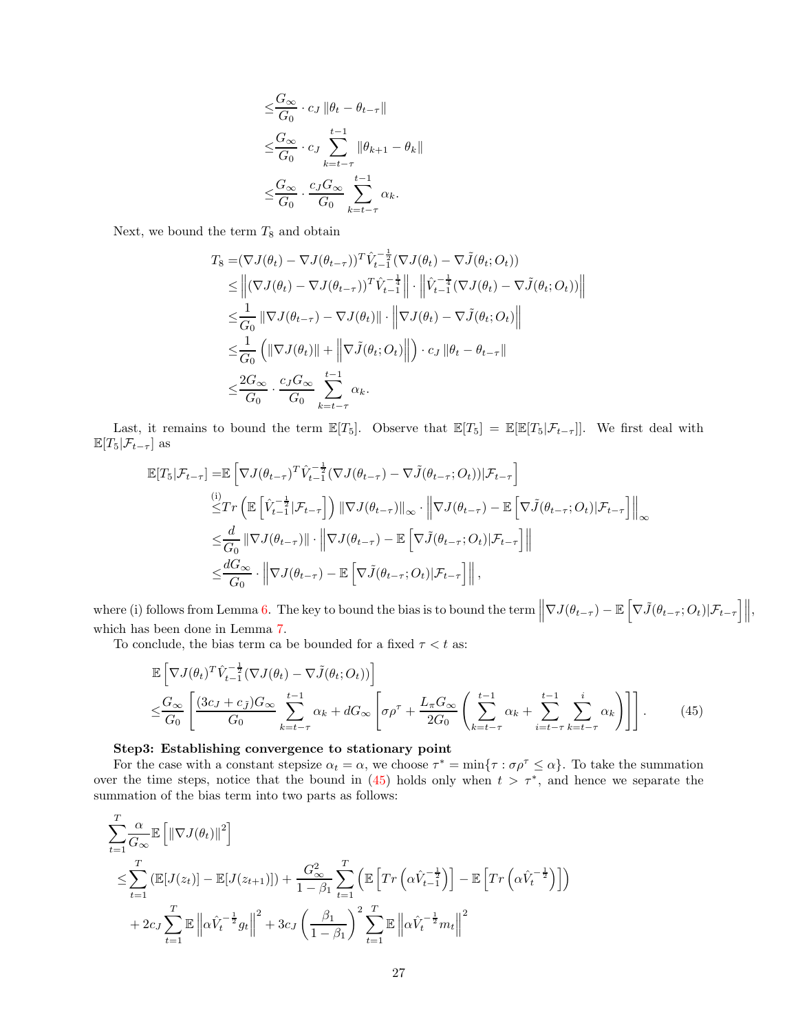$$
\begin{aligned}
&\leq \frac{G_\infty}{G_0} \cdot c_J \left\| \theta_t - \theta_{t-\tau} \right\| \\
&\leq \frac{G_\infty}{G_0} \cdot c_J \sum_{k=t-\tau}^{t-1} \left\| \theta_{k+1} - \theta_k \right\| \\
&\leq \frac{G_\infty}{G_0} \cdot \frac{c_J G_\infty}{G_0} \sum_{k=t-\tau}^{t-1} \alpha_k.
\end{aligned}
$$

Next, we bound the term $T_8$ and obtain

$$
\begin{aligned}
T_8 =& (\nabla J(\theta_t) - \nabla J(\theta_{t-\tau}))^T \hat{V}_{t-1}^{-\frac{1}{2}} (\nabla J(\theta_t) - \nabla \tilde{J}(\theta_t; O_t)) \\
\leq& \left\| (\nabla J(\theta_t) - \nabla J(\theta_{t-\tau}))^T \hat{V}_{t-1}^{-\frac{1}{4}} \right\| \cdot \left\| \hat{V}_{t-1}^{-\frac{1}{4}} (\nabla J(\theta_t) - \nabla \tilde{J}(\theta_t; O_t)) \right\| \\
\leq& \frac{1}{G_0} \left\| \nabla J(\theta_{t-\tau}) - \nabla J(\theta_t) \right\| \cdot \left\| \nabla J(\theta_t) - \nabla \tilde{J}(\theta_t; O_t) \right\| \\
\leq& \frac{1}{G_0} \left( \left\| \nabla J(\theta_t) \right\| + \left\| \nabla \tilde{J}(\theta_t; O_t) \right\| \right) \cdot c_J \left\| \theta_t - \theta_{t-\tau} \right\| \\
\leq& \frac{2G_\infty}{G_0} \cdot \frac{c_J G_\infty}{G_0} \sum_{k=t-\tau}^{t-1} \alpha_k.
\end{aligned}
$$

Last, it remains to bound the term $\mathbb{E}[T_5]$. Observe that $\mathbb{E}[T_5] = \mathbb{E}[\mathbb{E}[T_5|\mathcal{F}_{t-\tau}]]$. We first deal with $\mathbb{E}[T_5|\mathcal{F}_{t-\tau}]$ as

$$
\begin{aligned}
\mathbb{E}[T_5|\mathcal{F}_{t-\tau}] =& \mathbb{E}\left[ \nabla J(\theta_{t-\tau})^T \hat{V}_{t-1}^{-\frac{1}{2}} (\nabla J(\theta_{t-\tau}) - \nabla \tilde{J}(\theta_{t-\tau}; O_t)) | \mathcal{F}_{t-\tau} \right] \\
\overset{\text{(i)}}{\leq}& Tr\left( \mathbb{E}\left[ \hat{V}_{t-1}^{-\frac{1}{2}} | \mathcal{F}_{t-\tau} \right] \right) \left\| \nabla J(\theta_{t-\tau}) \right\|_\infty \cdot \left\| \nabla J(\theta_{t-\tau}) - \mathbb{E}\left[ \nabla \tilde{J}(\theta_{t-\tau}; O_t) | \mathcal{F}_{t-\tau} \right] \right\|_\infty \\
\leq& \frac{d}{G_0} \left\| \nabla J(\theta_{t-\tau}) \right\| \cdot \left\| \nabla J(\theta_{t-\tau}) - \mathbb{E}\left[ \nabla \tilde{J}(\theta_{t-\tau}; O_t) | \mathcal{F}_{t-\tau} \right] \right\| \\
\leq& \frac{dG_\infty}{G_0} \cdot \left\| \nabla J(\theta_{t-\tau}) - \mathbb{E}\left[ \nabla \tilde{J}(\theta_{t-\tau}; O_t) | \mathcal{F}_{t-\tau} \right] \right\|,
\end{aligned}
$$

where (i) follows from Lemma 6. The key to bound the bias is to bound the term $\left\| \nabla J(\theta_{t-\tau}) - \mathbb{E}\left[ \nabla \tilde{J}(\theta_{t-\tau}; O_t) | \mathcal{F}_{t-\tau} \right] \right\|$, which has been done in Lemma 7.

To conclude, the bias term ca be bounded for a fixed $\tau < t$ as:

$$
\begin{aligned}
&\mathbb{E}\left[ \nabla J(\theta_t)^T \hat{V}_{t-1}^{-\frac{1}{2}} (\nabla J(\theta_t) - \nabla \tilde{J}(\theta_t; O_t)) \right] \\
&\leq \frac{G_\infty}{G_0} \left[ \frac{(3c_J + c_{\tilde{J}}) G_\infty}{G_0} \sum_{k=t-\tau}^{t-1} \alpha_k + dG_\infty \left[ \sigma \rho^\tau + \frac{L_\pi G_\infty}{2G_0} \left( \sum_{k=t-\tau}^{t-1} \alpha_k + \sum_{i=t-\tau}^{t-1} \sum_{k=t-\tau}^{i} \alpha_k \right) \right] \right]. \qquad (45)
\end{aligned}
$$

**Step3: Establishing convergence to stationary point**

For the case with a constant stepsize $\alpha_t = \alpha$, we choose $\tau^* = \min\{\tau : \sigma\rho^\tau \leq \alpha\}$. To take the summation over the time steps, notice that the bound in (45) holds only when $t > \tau^*$, and hence we separate the summation of the bias term into two parts as follows:

$$
\begin{aligned}
&\sum_{t=1}^{T} \frac{\alpha}{G_\infty} \mathbb{E}\left[ \left\| \nabla J(\theta_t) \right\|^2 \right] \\
&\leq \sum_{t=1}^{T} \left( \mathbb{E}[J(z_t)] - \mathbb{E}[J(z_{t+1})] \right) + \frac{G_\infty^2}{1-\beta_1} \sum_{t=1}^{T} \left( \mathbb{E}\left[ Tr\left( \alpha \hat{V}_{t-1}^{-\frac{1}{2}} \right) \right] - \mathbb{E}\left[ Tr\left( \alpha \hat{V}_t^{-\frac{1}{2}} \right) \right] \right) \\
&\quad + 2c_J \sum_{t=1}^{T} \mathbb{E}\left\| \alpha \hat{V}_t^{-\frac{1}{2}} g_t \right\|^2 + 3c_J \left( \frac{\beta_1}{1-\beta_1} \right)^2 \sum_{t=1}^{T} \mathbb{E}\left\| \alpha \hat{V}_t^{-\frac{1}{2}} m_t \right\|^2
\end{aligned}
$$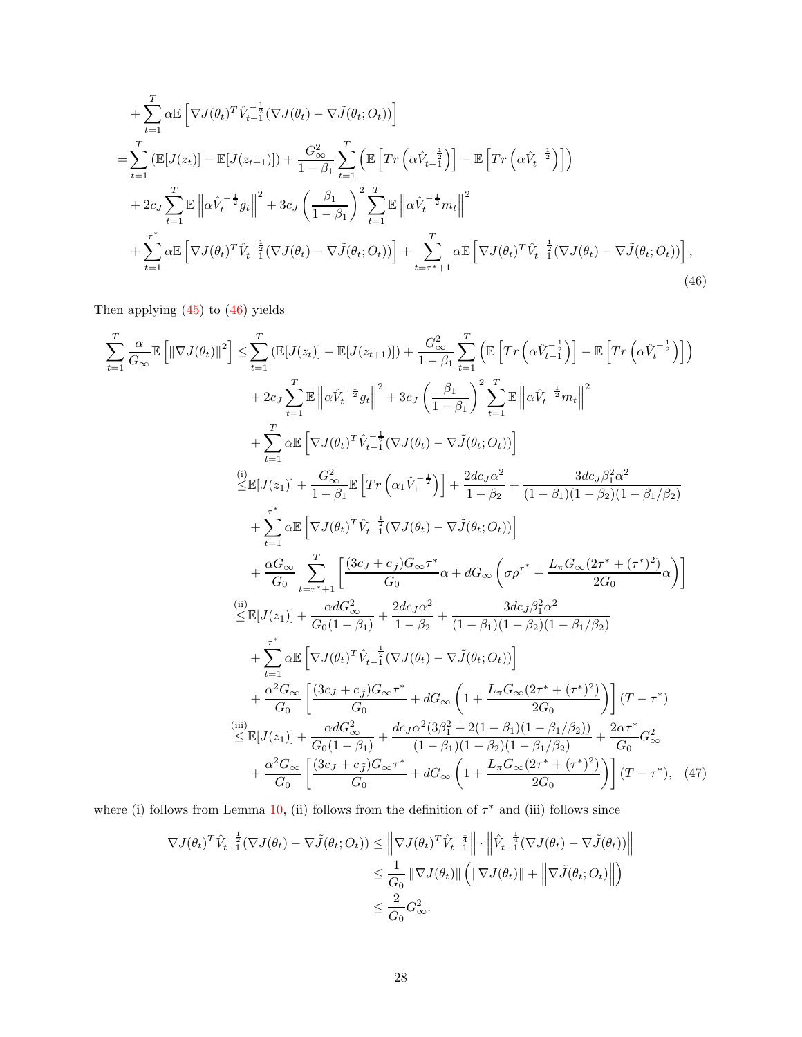$$
\begin{aligned}
&+\sum_{t=1}^{T}\alpha\mathbb{E}\left[\nabla J(\theta_t)^T\hat{V}_{t-1}^{-\frac{1}{2}}(\nabla J(\theta_t)-\nabla\tilde{J}(\theta_t;O_t))\right]\\
=&\sum_{t=1}^{T}\left(\mathbb{E}[J(z_t)]-\mathbb{E}[J(z_{t+1})]\right)+\frac{G_\infty^2}{1-\beta_1}\sum_{t=1}^{T}\left(\mathbb{E}\left[Tr\left(\alpha\hat{V}_{t-1}^{-\frac{1}{2}}\right)\right]-\mathbb{E}\left[Tr\left(\alpha\hat{V}_t^{-\frac{1}{2}}\right)\right]\right)\\
&+2c_J\sum_{t=1}^{T}\mathbb{E}\left\|\alpha\hat{V}_t^{-\frac{1}{2}}g_t\right\|^2+3c_J\left(\frac{\beta_1}{1-\beta_1}\right)^2\sum_{t=1}^{T}\mathbb{E}\left\|\alpha\hat{V}_t^{-\frac{1}{2}}m_t\right\|^2\\
&+\sum_{t=1}^{\tau^*}\alpha\mathbb{E}\left[\nabla J(\theta_t)^T\hat{V}_{t-1}^{-\frac{1}{2}}(\nabla J(\theta_t)-\nabla\tilde{J}(\theta_t;O_t))\right]+\sum_{t=\tau^*+1}^{T}\alpha\mathbb{E}\left[\nabla J(\theta_t)^T\hat{V}_{t-1}^{-\frac{1}{2}}(\nabla J(\theta_t)-\nabla\tilde{J}(\theta_t;O_t))\right],
\end{aligned}
\tag{46}
$$

Then applying (45) to (46) yields

$$
\begin{aligned}
\sum_{t=1}^{T}\frac{\alpha}{G_\infty}\mathbb{E}\left[\|\nabla J(\theta_t)\|^2\right]\leq&\sum_{t=1}^{T}\left(\mathbb{E}[J(z_t)]-\mathbb{E}[J(z_{t+1})]\right)+\frac{G_\infty^2}{1-\beta_1}\sum_{t=1}^{T}\left(\mathbb{E}\left[Tr\left(\alpha\hat{V}_{t-1}^{-\frac{1}{2}}\right)\right]-\mathbb{E}\left[Tr\left(\alpha\hat{V}_t^{-\frac{1}{2}}\right)\right]\right)\\
&+2c_J\sum_{t=1}^{T}\mathbb{E}\left\|\alpha\hat{V}_t^{-\frac{1}{2}}g_t\right\|^2+3c_J\left(\frac{\beta_1}{1-\beta_1}\right)^2\sum_{t=1}^{T}\mathbb{E}\left\|\alpha\hat{V}_t^{-\frac{1}{2}}m_t\right\|^2\\
&+\sum_{t=1}^{T}\alpha\mathbb{E}\left[\nabla J(\theta_t)^T\hat{V}_{t-1}^{-\frac{1}{2}}(\nabla J(\theta_t)-\nabla\tilde{J}(\theta_t;O_t))\right]\\
\overset{\text{(i)}}{\leq}&\mathbb{E}[J(z_1)]+\frac{G_\infty^2}{1-\beta_1}\mathbb{E}\left[Tr\left(\alpha_1\hat{V}_1^{-\frac{1}{2}}\right)\right]+\frac{2dc_J\alpha^2}{1-\beta_2}+\frac{3dc_J\beta_1^2\alpha^2}{(1-\beta_1)(1-\beta_2)(1-\beta_1/\beta_2)}\\
&+\sum_{t=1}^{\tau^*}\alpha\mathbb{E}\left[\nabla J(\theta_t)^T\hat{V}_{t-1}^{-\frac{1}{2}}(\nabla J(\theta_t)-\nabla\tilde{J}(\theta_t;O_t))\right]\\
&+\frac{\alpha G_\infty}{G_0}\sum_{t=\tau^*+1}^{T}\left[\frac{(3c_J+c_{\tilde{J}})G_\infty\tau^*}{G_0}\alpha+dG_\infty\left(\sigma\rho^{\tau^*}+\frac{L_\pi G_\infty(2\tau^*+(\tau^*)^2)}{2G_0}\alpha\right)\right]\\
\overset{\text{(ii)}}{\leq}&\mathbb{E}[J(z_1)]+\frac{\alpha dG_\infty^2}{G_0(1-\beta_1)}+\frac{2dc_J\alpha^2}{1-\beta_2}+\frac{3dc_J\beta_1^2\alpha^2}{(1-\beta_1)(1-\beta_2)(1-\beta_1/\beta_2)}\\
&+\sum_{t=1}^{\tau^*}\alpha\mathbb{E}\left[\nabla J(\theta_t)^T\hat{V}_{t-1}^{-\frac{1}{2}}(\nabla J(\theta_t)-\nabla\tilde{J}(\theta_t;O_t))\right]\\
&+\frac{\alpha^2G_\infty}{G_0}\left[\frac{(3c_J+c_{\tilde{J}})G_\infty\tau^*}{G_0}+dG_\infty\left(1+\frac{L_\pi G_\infty(2\tau^*+(\tau^*)^2)}{2G_0}\right)\right](T-\tau^*)\\
\overset{\text{(iii)}}{\leq}&\mathbb{E}[J(z_1)]+\frac{\alpha dG_\infty^2}{G_0(1-\beta_1)}+\frac{dc_J\alpha^2(3\beta_1^2+2(1-\beta_1)(1-\beta_1/\beta_2))}{(1-\beta_1)(1-\beta_2)(1-\beta_1/\beta_2)}+\frac{2\alpha\tau^*}{G_0}G_\infty^2\\
&+\frac{\alpha^2G_\infty}{G_0}\left[\frac{(3c_J+c_{\tilde{J}})G_\infty\tau^*}{G_0}+dG_\infty\left(1+\frac{L_\pi G_\infty(2\tau^*+(\tau^*)^2)}{2G_0}\right)\right](T-\tau^*),
\end{aligned}
\tag{47}
$$

where (i) follows from Lemma 10, (ii) follows from the definition of $\tau^*$ and (iii) follows since

$$
\begin{aligned}
\nabla J(\theta_t)^T\hat{V}_{t-1}^{-\frac{1}{2}}(\nabla J(\theta_t)-\nabla\tilde{J}(\theta_t;O_t))&\leq\left\|\nabla J(\theta_t)^T\hat{V}_{t-1}^{-\frac{1}{4}}\right\|\cdot\left\|\hat{V}_{t-1}^{-\frac{1}{4}}(\nabla J(\theta_t)-\nabla\tilde{J}(\theta_t))\right\|\\
&\leq\frac{1}{G_0}\|\nabla J(\theta_t)\|\left(\|\nabla J(\theta_t)\|+\left\|\nabla\tilde{J}(\theta_t;O_t)\right\|\right)\\
&\leq\frac{2}{G_0}G_\infty^2.
\end{aligned}
$$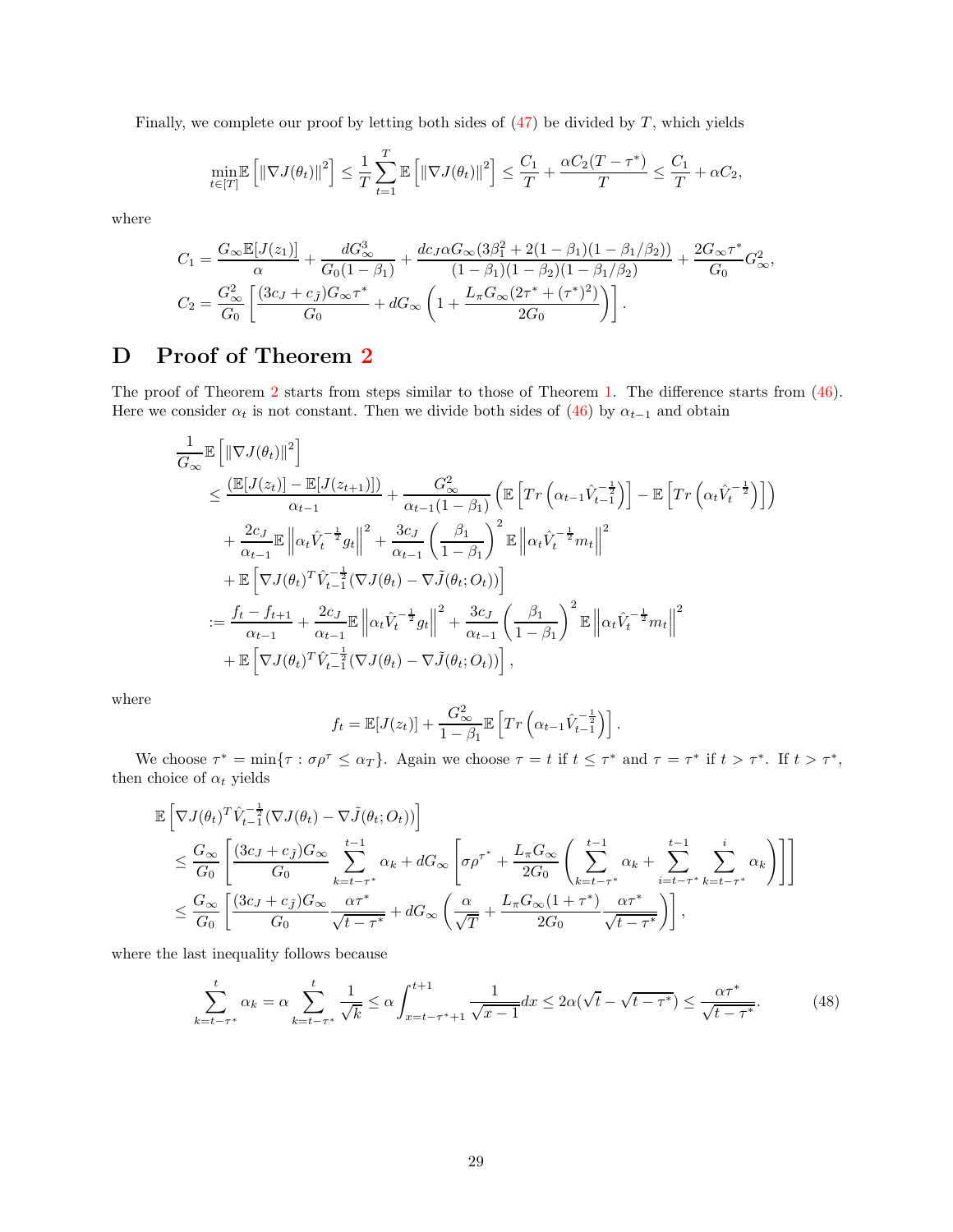Finally, we complete our proof by letting both sides of (47) be divided by $T$, which yields

$$
\min_{t\in[T]} \mathbb{E}\left[\|\nabla J(\theta_t)\|^2\right] \leq \frac{1}{T}\sum_{t=1}^{T}\mathbb{E}\left[\|\nabla J(\theta_t)\|^2\right] \leq \frac{C_1}{T} + \frac{\alpha C_2 (T-\tau^*)}{T} \leq \frac{C_1}{T} + \alpha C_2,
$$

where

$$
\begin{aligned}
C_1 &= \frac{G_\infty \mathbb{E}[J(z_1)]}{\alpha} + \frac{dG_\infty^3}{G_0(1-\beta_1)} + \frac{dc_J \alpha G_\infty (3\beta_1^2 + 2(1-\beta_1)(1-\beta_1/\beta_2))}{(1-\beta_1)(1-\beta_2)(1-\beta_1/\beta_2)} + \frac{2G_\infty \tau^*}{G_0} G_\infty^2, \\
C_2 &= \frac{G_\infty^2}{G_0}\left[\frac{(3c_J + c_{\tilde{J}})G_\infty \tau^*}{G_0} + dG_\infty\left(1 + \frac{L_\pi G_\infty (2\tau^* + (\tau^*)^2)}{2G_0}\right)\right].
\end{aligned}
$$

# D Proof of Theorem 2

The proof of Theorem 2 starts from steps similar to those of Theorem 1. The difference starts from (46). Here we consider $\alpha_t$ is not constant. Then we divide both sides of (46) by $\alpha_{t-1}$ and obtain

$$
\begin{aligned}
&\frac{1}{G_\infty}\mathbb{E}\left[\|\nabla J(\theta_t)\|^2\right] \\
&\leq \frac{(\mathbb{E}[J(z_t)] - \mathbb{E}[J(z_{t+1})])}{\alpha_{t-1}} + \frac{G_\infty^2}{\alpha_{t-1}(1-\beta_1)}\left(\mathbb{E}\left[Tr\left(\alpha_{t-1}\hat{V}_{t-1}^{-\frac{1}{2}}\right)\right] - \mathbb{E}\left[Tr\left(\alpha_t \hat{V}_t^{-\frac{1}{2}}\right)\right]\right) \\
&\quad + \frac{2c_J}{\alpha_{t-1}}\mathbb{E}\left\|\alpha_t \hat{V}_t^{-\frac{1}{2}} g_t\right\|^2 + \frac{3c_J}{\alpha_{t-1}}\left(\frac{\beta_1}{1-\beta_1}\right)^2 \mathbb{E}\left\|\alpha_t \hat{V}_t^{-\frac{1}{2}} m_t\right\|^2 \\
&\quad + \mathbb{E}\left[\nabla J(\theta_t)^T \hat{V}_{t-1}^{-\frac{1}{2}}(\nabla J(\theta_t) - \nabla\tilde{J}(\theta_t; O_t))\right] \\
&:= \frac{f_t - f_{t+1}}{\alpha_{t-1}} + \frac{2c_J}{\alpha_{t-1}}\mathbb{E}\left\|\alpha_t \hat{V}_t^{-\frac{1}{2}} g_t\right\|^2 + \frac{3c_J}{\alpha_{t-1}}\left(\frac{\beta_1}{1-\beta_1}\right)^2 \mathbb{E}\left\|\alpha_t \hat{V}_t^{-\frac{1}{2}} m_t\right\|^2 \\
&\quad + \mathbb{E}\left[\nabla J(\theta_t)^T \hat{V}_{t-1}^{-\frac{1}{2}}(\nabla J(\theta_t) - \nabla\tilde{J}(\theta_t; O_t))\right],
\end{aligned}
$$

where

$$
f_t = \mathbb{E}[J(z_t)] + \frac{G_\infty^2}{1-\beta_1}\mathbb{E}\left[Tr\left(\alpha_{t-1}\hat{V}_{t-1}^{-\frac{1}{2}}\right)\right].
$$

We choose $\tau^* = \min\{\tau : \sigma\rho^\tau \leq \alpha_T\}$. Again we choose $\tau = t$ if $t \leq \tau^*$ and $\tau = \tau^*$ if $t > \tau^*$. If $t > \tau^*$, then choice of $\alpha_t$ yields

$$
\begin{aligned}
&\mathbb{E}\left[\nabla J(\theta_t)^T \hat{V}_{t-1}^{-\frac{1}{2}}(\nabla J(\theta_t) - \nabla\tilde{J}(\theta_t; O_t))\right] \\
&\leq \frac{G_\infty}{G_0}\left[\frac{(3c_J + c_{\tilde{J}})G_\infty}{G_0}\sum_{k=t-\tau^*}^{t-1}\alpha_k + dG_\infty\left[\sigma\rho^{\tau^*} + \frac{L_\pi G_\infty}{2G_0}\left(\sum_{k=t-\tau^*}^{t-1}\alpha_k + \sum_{i=t-\tau^*}^{t-1}\sum_{k=t-\tau^*}^{i}\alpha_k\right)\right]\right] \\
&\leq \frac{G_\infty}{G_0}\left[\frac{(3c_J + c_{\tilde{J}})G_\infty}{G_0}\frac{\alpha\tau^*}{\sqrt{t-\tau^*}} + dG_\infty\left(\frac{\alpha}{\sqrt{T}} + \frac{L_\pi G_\infty(1+\tau^*)}{2G_0}\frac{\alpha\tau^*}{\sqrt{t-\tau^*}}\right)\right],
\end{aligned}
$$

where the last inequality follows because

$$
\sum_{k=t-\tau^*}^{t}\alpha_k = \alpha\sum_{k=t-\tau^*}^{t}\frac{1}{\sqrt{k}} \leq \alpha\int_{x=t-\tau^*+1}^{t+1}\frac{1}{\sqrt{x-1}}dx \leq 2\alpha(\sqrt{t} - \sqrt{t-\tau^*}) \leq \frac{\alpha\tau^*}{\sqrt{t-\tau^*}}. \tag{48}
$$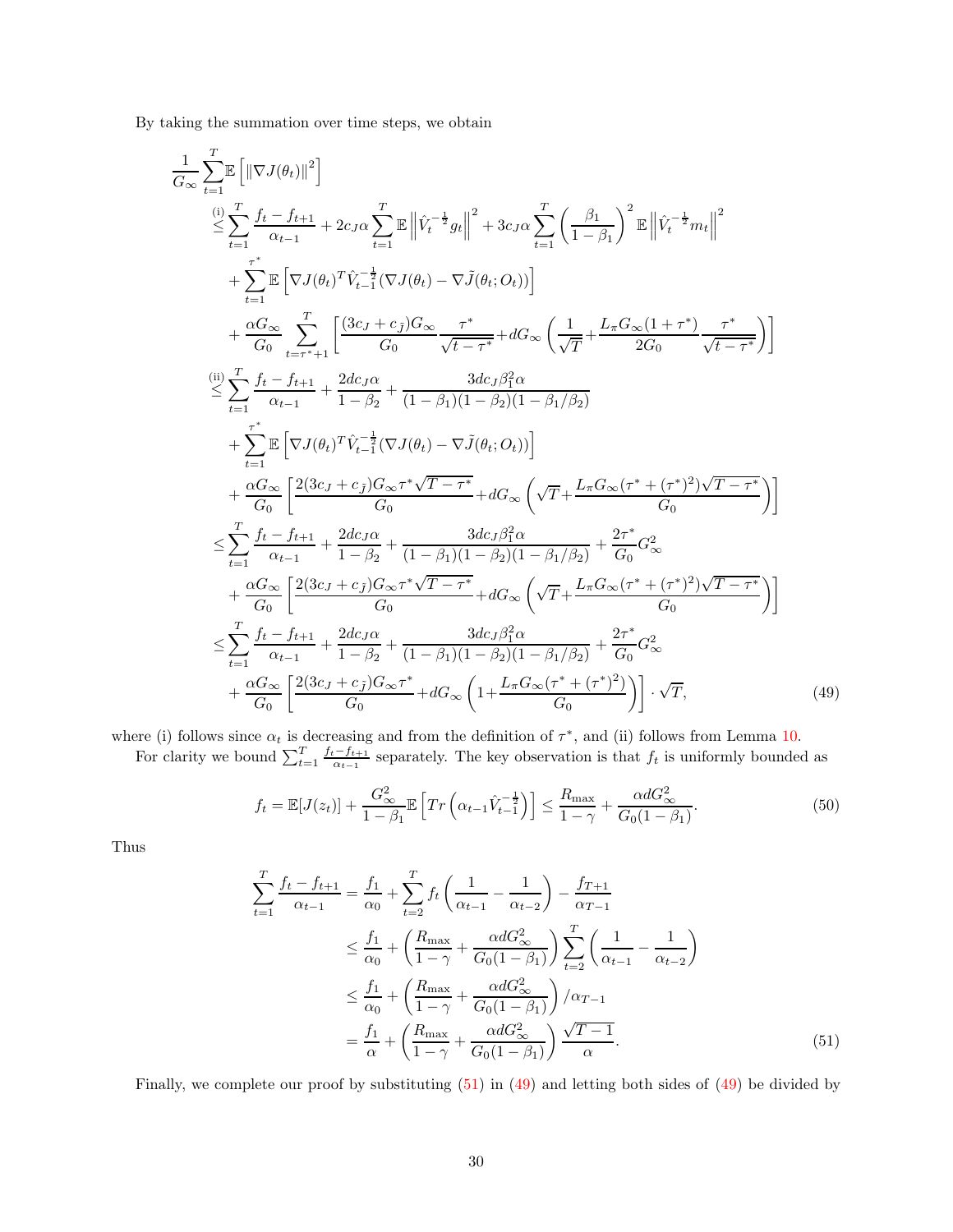By taking the summation over time steps, we obtain

$$
\begin{aligned}
&\frac{1}{G_\infty}\sum_{t=1}^{T}\mathbb{E}\left[\left\|\nabla J(\theta_t)\right\|^2\right] \\
&\overset{\text{(i)}}{\le} \sum_{t=1}^{T}\frac{f_t - f_{t+1}}{\alpha_{t-1}} + 2c_J\alpha\sum_{t=1}^{T}\mathbb{E}\left\|\hat{V}_t^{-\frac{1}{2}}g_t\right\|^2 + 3c_J\alpha\sum_{t=1}^{T}\left(\frac{\beta_1}{1-\beta_1}\right)^2\mathbb{E}\left\|\hat{V}_t^{-\frac{1}{2}}m_t\right\|^2 \\
&\quad + \sum_{t=1}^{\tau^*}\mathbb{E}\left[\nabla J(\theta_t)^T\hat{V}_{t-1}^{-\frac{1}{2}}(\nabla J(\theta_t) - \nabla\tilde{J}(\theta_t;O_t))\right] \\
&\quad + \frac{\alpha G_\infty}{G_0}\sum_{t=\tau^*+1}^{T}\left[\frac{(3c_J + c_{\tilde{J}})G_\infty}{G_0}\frac{\tau^*}{\sqrt{t-\tau^*}} + dG_\infty\left(\frac{1}{\sqrt{T}} + \frac{L_\pi G_\infty(1+\tau^*)}{2G_0}\frac{\tau^*}{\sqrt{t-\tau^*}}\right)\right] \\
&\overset{\text{(ii)}}{\le} \sum_{t=1}^{T}\frac{f_t - f_{t+1}}{\alpha_{t-1}} + \frac{2dc_J\alpha}{1-\beta_2} + \frac{3dc_J\beta_1^2\alpha}{(1-\beta_1)(1-\beta_2)(1-\beta_1/\beta_2)} \\
&\quad + \sum_{t=1}^{\tau^*}\mathbb{E}\left[\nabla J(\theta_t)^T\hat{V}_{t-1}^{-\frac{1}{2}}(\nabla J(\theta_t) - \nabla\tilde{J}(\theta_t;O_t))\right] \\
&\quad + \frac{\alpha G_\infty}{G_0}\left[\frac{2(3c_J + c_{\tilde{J}})G_\infty\tau^*\sqrt{T-\tau^*}}{G_0} + dG_\infty\left(\sqrt{T} + \frac{L_\pi G_\infty(\tau^* + (\tau^*)^2)\sqrt{T-\tau^*}}{G_0}\right)\right] \\
&\le \sum_{t=1}^{T}\frac{f_t - f_{t+1}}{\alpha_{t-1}} + \frac{2dc_J\alpha}{1-\beta_2} + \frac{3dc_J\beta_1^2\alpha}{(1-\beta_1)(1-\beta_2)(1-\beta_1/\beta_2)} + \frac{2\tau^*}{G_0}G_\infty^2 \\
&\quad + \frac{\alpha G_\infty}{G_0}\left[\frac{2(3c_J + c_{\tilde{J}})G_\infty\tau^*\sqrt{T-\tau^*}}{G_0} + dG_\infty\left(\sqrt{T} + \frac{L_\pi G_\infty(\tau^* + (\tau^*)^2)\sqrt{T-\tau^*}}{G_0}\right)\right] \\
&\le \sum_{t=1}^{T}\frac{f_t - f_{t+1}}{\alpha_{t-1}} + \frac{2dc_J\alpha}{1-\beta_2} + \frac{3dc_J\beta_1^2\alpha}{(1-\beta_1)(1-\beta_2)(1-\beta_1/\beta_2)} + \frac{2\tau^*}{G_0}G_\infty^2 \\
&\quad + \frac{\alpha G_\infty}{G_0}\left[\frac{2(3c_J + c_{\tilde{J}})G_\infty\tau^*}{G_0} + dG_\infty\left(1 + \frac{L_\pi G_\infty(\tau^* + (\tau^*)^2)}{G_0}\right)\right]\cdot\sqrt{T},
\end{aligned}
\tag{49}
$$

where (i) follows since $\alpha_t$ is decreasing and from the definition of $\tau^*$, and (ii) follows from Lemma 10.

For clarity we bound $\sum_{t=1}^{T}\frac{f_t - f_{t+1}}{\alpha_{t-1}}$ separately. The key observation is that $f_t$ is uniformly bounded as

$$
f_t = \mathbb{E}[J(z_t)] + \frac{G_\infty^2}{1-\beta_1}\mathbb{E}\left[Tr\left(\alpha_{t-1}\hat{V}_{t-1}^{-\frac{1}{2}}\right)\right] \le \frac{R_{\max}}{1-\gamma} + \frac{\alpha d G_\infty^2}{G_0(1-\beta_1)}.
\tag{50}
$$

Thus

$$
\begin{aligned}
\sum_{t=1}^{T}\frac{f_t - f_{t+1}}{\alpha_{t-1}} &= \frac{f_1}{\alpha_0} + \sum_{t=2}^{T}f_t\left(\frac{1}{\alpha_{t-1}} - \frac{1}{\alpha_{t-2}}\right) - \frac{f_{T+1}}{\alpha_{T-1}} \\
&\le \frac{f_1}{\alpha_0} + \left(\frac{R_{\max}}{1-\gamma} + \frac{\alpha d G_\infty^2}{G_0(1-\beta_1)}\right)\sum_{t=2}^{T}\left(\frac{1}{\alpha_{t-1}} - \frac{1}{\alpha_{t-2}}\right) \\
&\le \frac{f_1}{\alpha_0} + \left(\frac{R_{\max}}{1-\gamma} + \frac{\alpha d G_\infty^2}{G_0(1-\beta_1)}\right)/\alpha_{T-1} \\
&= \frac{f_1}{\alpha} + \left(\frac{R_{\max}}{1-\gamma} + \frac{\alpha d G_\infty^2}{G_0(1-\beta_1)}\right)\frac{\sqrt{T-1}}{\alpha}.
\end{aligned}
\tag{51}
$$

Finally, we complete our proof by substituting (51) in (49) and letting both sides of (49) be divided by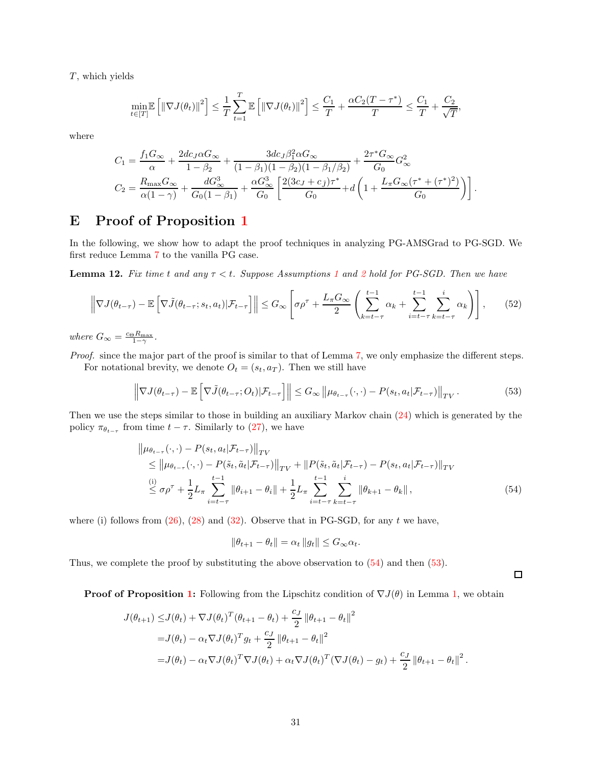$T$, which yields

$$\min_{t\in[T]} \mathbb{E}\left[\|\nabla J(\theta_t)\|^2\right] \le \frac{1}{T}\sum_{t=1}^{T} \mathbb{E}\left[\|\nabla J(\theta_t)\|^2\right] \le \frac{C_1}{T} + \frac{\alpha C_2 (T-\tau^*)}{T} \le \frac{C_1}{T} + \frac{C_2}{\sqrt{T}},$$

where

$$C_1 = \frac{f_1 G_\infty}{\alpha} + \frac{2dc_J \alpha G_\infty}{1-\beta_2} + \frac{3dc_J\beta_1^2 \alpha G_\infty}{(1-\beta_1)(1-\beta_2)(1-\beta_1/\beta_2)} + \frac{2\tau^* G_\infty}{G_0} G_\infty^2$$
$$C_2 = \frac{R_{\max} G_\infty}{\alpha(1-\gamma)} + \frac{dG_\infty^3}{G_0(1-\beta_1)} + \frac{\alpha G_\infty^3}{G_0}\left[\frac{2(3c_J + c_{\tilde{J}})\tau^*}{G_0} + d\left(1 + \frac{L_\pi G_\infty(\tau^* + (\tau^*)^2)}{G_0}\right)\right].$$

# E Proof of Proposition 1

In the following, we show how to adapt the proof techniques in analyzing PG-AMSGrad to PG-SGD. We first reduce Lemma 7 to the vanilla PG case.

**Lemma 12.** *Fix time $t$ and any $\tau < t$. Suppose Assumptions 1 and 2 hold for PG-SGD. Then we have*

$$\left\|\nabla J(\theta_{t-\tau}) - \mathbb{E}\left[\nabla \tilde{J}(\theta_{t-\tau}; s_t, a_t)|\mathcal{F}_{t-\tau}\right]\right\| \le G_\infty \left[\sigma\rho^\tau + \frac{L_\pi G_\infty}{2}\left(\sum_{k=t-\tau}^{t-1}\alpha_k + \sum_{i=t-\tau}^{t-1}\sum_{k=t-\tau}^{i}\alpha_k\right)\right], \tag{52}$$

*where $G_\infty = \frac{c_\Theta R_{\max}}{1-\gamma}$.*

*Proof.* since the major part of the proof is similar to that of Lemma 7, we only emphasize the different steps.

For notational brevity, we denote $O_t = (s_t, a_T)$. Then we still have

$$\left\|\nabla J(\theta_{t-\tau}) - \mathbb{E}\left[\nabla \tilde{J}(\theta_{t-\tau}; O_t)|\mathcal{F}_{t-\tau}\right]\right\| \le G_\infty \left\|\mu_{\theta_{t-\tau}}(\cdot,\cdot) - P(s_t, a_t|\mathcal{F}_{t-\tau})\right\|_{TV}. \tag{53}$$

Then we use the steps similar to those in building an auxiliary Markov chain (24) which is generated by the policy $\pi_{\theta_{t-\tau}}$ from time $t-\tau$. Similarly to (27), we have

$$\begin{aligned}
&\left\|\mu_{\theta_{t-\tau}}(\cdot,\cdot) - P(s_t, a_t|\mathcal{F}_{t-\tau})\right\|_{TV} \\
&\le \left\|\mu_{\theta_{t-\tau}}(\cdot,\cdot) - P(\tilde{s}_t, \tilde{a}_t|\mathcal{F}_{t-\tau})\right\|_{TV} + \left\|P(\tilde{s}_t, \tilde{a}_t|\mathcal{F}_{t-\tau}) - P(s_t, a_t|\mathcal{F}_{t-\tau})\right\|_{TV} \\
&\overset{\text{(i)}}{\le} \sigma\rho^\tau + \frac{1}{2}L_\pi \sum_{i=t-\tau}^{t-1}\|\theta_{i+1} - \theta_i\| + \frac{1}{2}L_\pi \sum_{i=t-\tau}^{t-1}\sum_{k=t-\tau}^{i}\|\theta_{k+1} - \theta_k\|,
\end{aligned} \tag{54}$$

where (i) follows from (26), (28) and (32). Observe that in PG-SGD, for any $t$ we have,

$$\|\theta_{t+1} - \theta_t\| = \alpha_t \|g_t\| \le G_\infty \alpha_t.$$

Thus, we complete the proof by substituting the above observation to (54) and then (53). $\square$

**Proof of Proposition 1:** Following from the Lipschitz condition of $\nabla J(\theta)$ in Lemma 1, we obtain

$$\begin{aligned}
J(\theta_{t+1}) &\le J(\theta_t) + \nabla J(\theta_t)^T(\theta_{t+1} - \theta_t) + \frac{c_J}{2}\|\theta_{t+1} - \theta_t\|^2 \\
&= J(\theta_t) - \alpha_t \nabla J(\theta_t)^T g_t + \frac{c_J}{2}\|\theta_{t+1} - \theta_t\|^2 \\
&= J(\theta_t) - \alpha_t \nabla J(\theta_t)^T \nabla J(\theta_t) + \alpha_t \nabla J(\theta_t)^T(\nabla J(\theta_t) - g_t) + \frac{c_J}{2}\|\theta_{t+1} - \theta_t\|^2.
\end{aligned}$$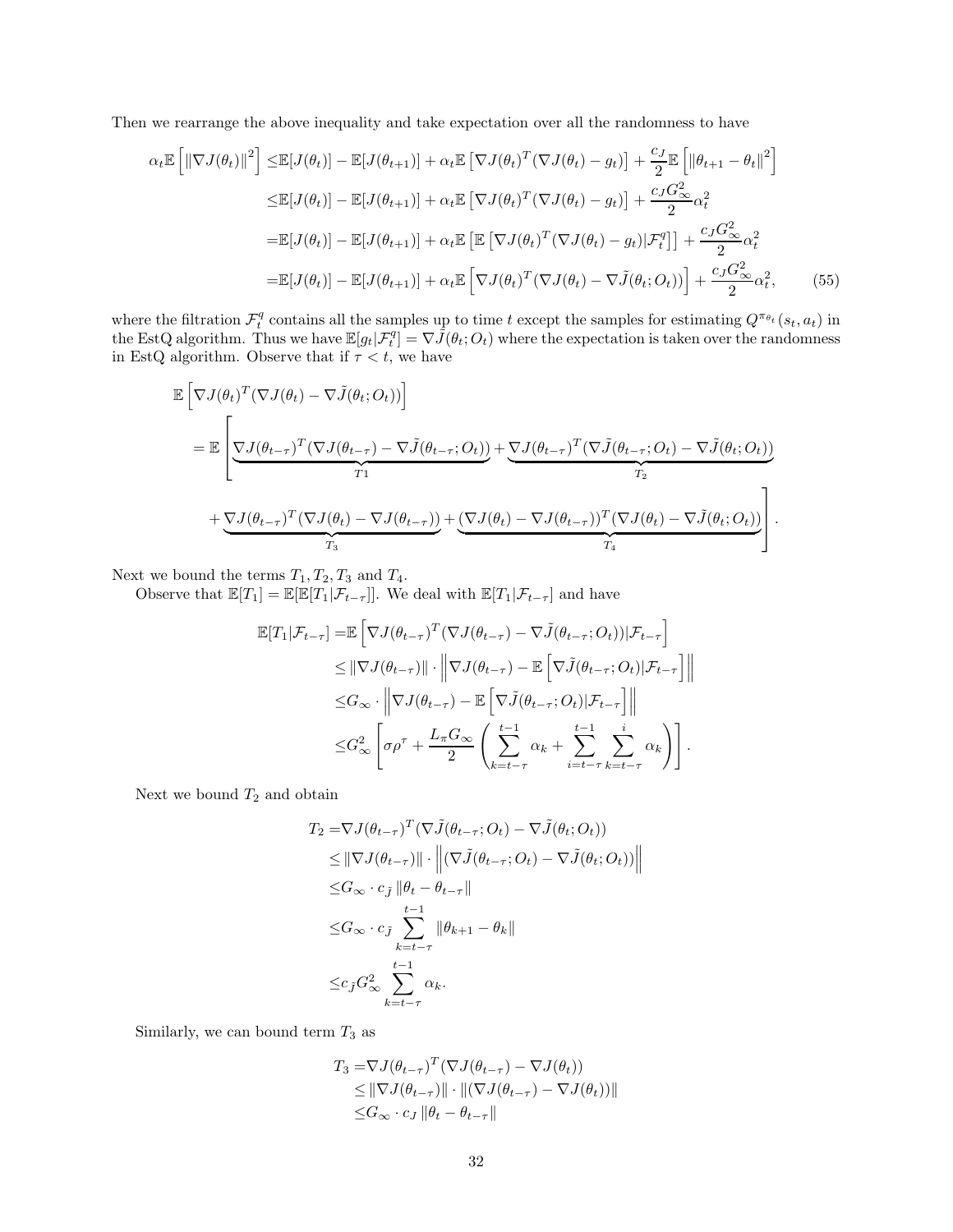Then we rearrange the above inequality and take expectation over all the randomness to have

$$
\begin{aligned}
\alpha_t \mathbb{E}\left[\|\nabla J(\theta_t)\|^2\right] \leq & \mathbb{E}[J(\theta_t)] - \mathbb{E}[J(\theta_{t+1})] + \alpha_t \mathbb{E}\left[\nabla J(\theta_t)^T(\nabla J(\theta_t) - g_t)\right] + \frac{c_J}{2}\mathbb{E}\left[\|\theta_{t+1} - \theta_t\|^2\right] \\
\leq & \mathbb{E}[J(\theta_t)] - \mathbb{E}[J(\theta_{t+1})] + \alpha_t \mathbb{E}\left[\nabla J(\theta_t)^T(\nabla J(\theta_t) - g_t)\right] + \frac{c_J G_\infty^2}{2}\alpha_t^2 \\
= & \mathbb{E}[J(\theta_t)] - \mathbb{E}[J(\theta_{t+1})] + \alpha_t \mathbb{E}\left[\mathbb{E}\left[\nabla J(\theta_t)^T(\nabla J(\theta_t) - g_t)|\mathcal{F}_t^q\right]\right] + \frac{c_J G_\infty^2}{2}\alpha_t^2 \\
= & \mathbb{E}[J(\theta_t)] - \mathbb{E}[J(\theta_{t+1})] + \alpha_t \mathbb{E}\left[\nabla J(\theta_t)^T(\nabla J(\theta_t) - \nabla\tilde{J}(\theta_t; O_t))\right] + \frac{c_J G_\infty^2}{2}\alpha_t^2, \qquad (55)
\end{aligned}
$$

where the filtration $\mathcal{F}_t^q$ contains all the samples up to time $t$ except the samples for estimating $Q^{\pi_{\theta_t}}(s_t, a_t)$ in the EstQ algorithm. Thus we have $\mathbb{E}[g_t|\mathcal{F}_t^q] = \nabla\tilde{J}(\theta_t; O_t)$ where the expectation is taken over the randomness in EstQ algorithm. Observe that if $\tau < t$, we have

$$
\begin{aligned}
& \mathbb{E}\left[\nabla J(\theta_t)^T(\nabla J(\theta_t) - \nabla\tilde{J}(\theta_t; O_t))\right] \\
= & \mathbb{E}\Bigg[\underbrace{\nabla J(\theta_{t-\tau})^T(\nabla J(\theta_{t-\tau}) - \nabla\tilde{J}(\theta_{t-\tau}; O_t))}_{T1} + \underbrace{\nabla J(\theta_{t-\tau})^T(\nabla\tilde{J}(\theta_{t-\tau}; O_t) - \nabla\tilde{J}(\theta_t; O_t))}_{T_2} \\
& + \underbrace{\nabla J(\theta_{t-\tau})^T(\nabla J(\theta_t) - \nabla J(\theta_{t-\tau}))}_{T_3} + \underbrace{(\nabla J(\theta_t) - \nabla J(\theta_{t-\tau}))^T(\nabla J(\theta_t) - \nabla\tilde{J}(\theta_t; O_t))}_{T_4}\Bigg].
\end{aligned}
$$

Next we bound the terms $T_1, T_2, T_3$ and $T_4$.

Observe that $\mathbb{E}[T_1] = \mathbb{E}[\mathbb{E}[T_1|\mathcal{F}_{t-\tau}]]$. We deal with $\mathbb{E}[T_1|\mathcal{F}_{t-\tau}]$ and have

$$
\begin{aligned}
\mathbb{E}[T_1|\mathcal{F}_{t-\tau}] = & \mathbb{E}\left[\nabla J(\theta_{t-\tau})^T(\nabla J(\theta_{t-\tau}) - \nabla\tilde{J}(\theta_{t-\tau}; O_t))|\mathcal{F}_{t-\tau}\right] \\
\leq & \|\nabla J(\theta_{t-\tau})\| \cdot \left\|\nabla J(\theta_{t-\tau}) - \mathbb{E}\left[\nabla\tilde{J}(\theta_{t-\tau}; O_t)|\mathcal{F}_{t-\tau}\right]\right\| \\
\leq & G_\infty \cdot \left\|\nabla J(\theta_{t-\tau}) - \mathbb{E}\left[\nabla\tilde{J}(\theta_{t-\tau}; O_t)|\mathcal{F}_{t-\tau}\right]\right\| \\
\leq & G_\infty^2\left[\sigma\rho^\tau + \frac{L_\pi G_\infty}{2}\left(\sum_{k=t-\tau}^{t-1}\alpha_k + \sum_{i=t-\tau}^{t-1}\sum_{k=t-\tau}^{i}\alpha_k\right)\right].
\end{aligned}
$$

Next we bound $T_2$ and obtain

$$
\begin{aligned}
T_2 = & \nabla J(\theta_{t-\tau})^T(\nabla\tilde{J}(\theta_{t-\tau}; O_t) - \nabla\tilde{J}(\theta_t; O_t)) \\
\leq & \|\nabla J(\theta_{t-\tau})\| \cdot \left\|(\nabla\tilde{J}(\theta_{t-\tau}; O_t) - \nabla\tilde{J}(\theta_t; O_t))\right\| \\
\leq & G_\infty \cdot c_{\tilde{J}}\|\theta_t - \theta_{t-\tau}\| \\
\leq & G_\infty \cdot c_{\tilde{J}}\sum_{k=t-\tau}^{t-1}\|\theta_{k+1} - \theta_k\| \\
\leq & c_{\tilde{J}}G_\infty^2\sum_{k=t-\tau}^{t-1}\alpha_k.
\end{aligned}
$$

Similarly, we can bound term $T_3$ as

$$
\begin{aligned}
T_3 = & \nabla J(\theta_{t-\tau})^T(\nabla J(\theta_{t-\tau}) - \nabla J(\theta_t)) \\
\leq & \|\nabla J(\theta_{t-\tau})\| \cdot \|(\nabla J(\theta_{t-\tau}) - \nabla J(\theta_t))\| \\
\leq & G_\infty \cdot c_J\|\theta_t - \theta_{t-\tau}\|
\end{aligned}
$$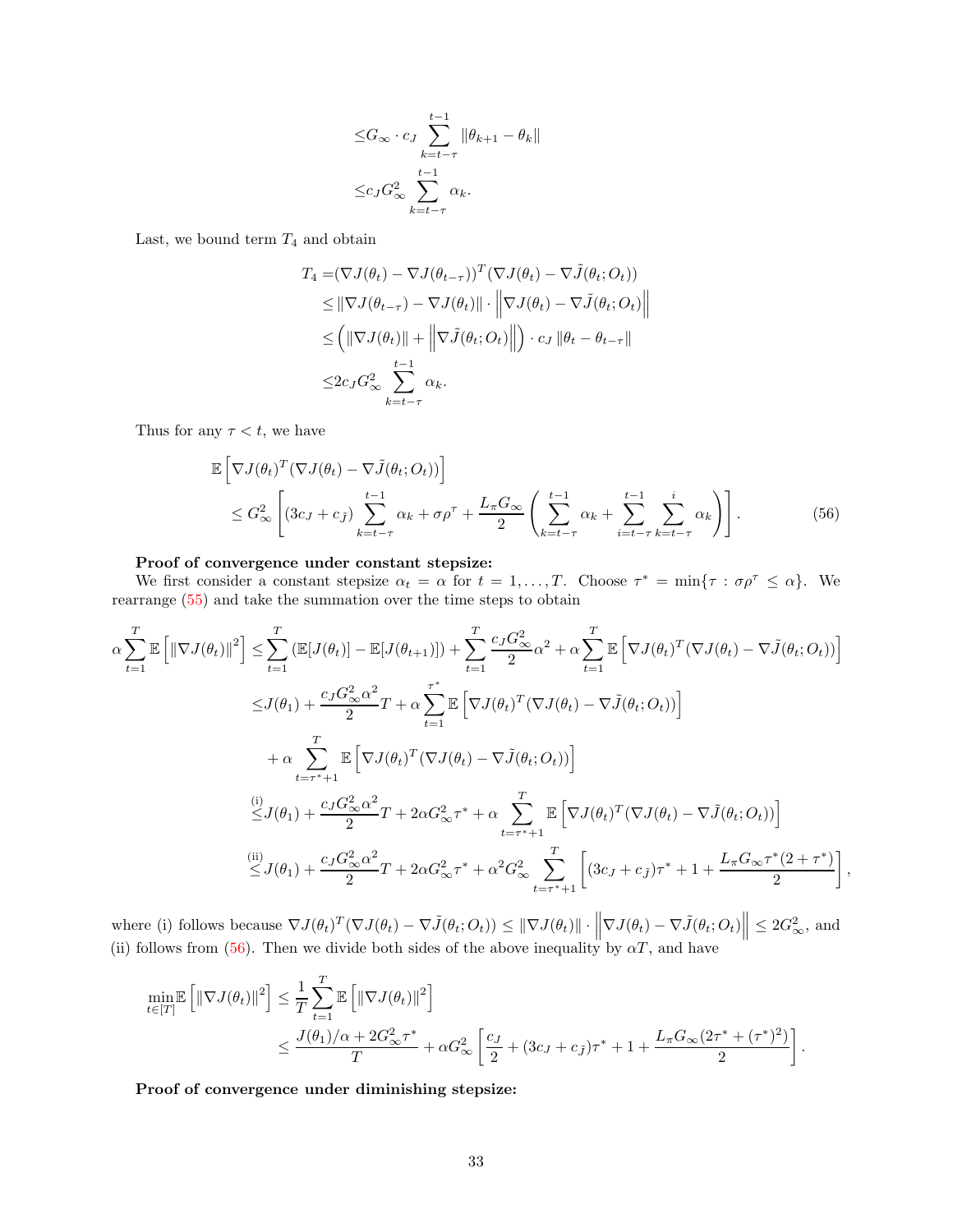$$
\begin{aligned}
&\leq G_\infty \cdot c_J \sum_{k=t-\tau}^{t-1} \|\theta_{k+1} - \theta_k\| \\
&\leq c_J G_\infty^2 \sum_{k=t-\tau}^{t-1} \alpha_k.
\end{aligned}
$$

Last, we bound term $T_4$ and obtain

$$
\begin{aligned}
T_4 =& (\nabla J(\theta_t) - \nabla J(\theta_{t-\tau}))^T (\nabla J(\theta_t) - \nabla \tilde{J}(\theta_t; O_t)) \\
\leq& \|\nabla J(\theta_{t-\tau}) - \nabla J(\theta_t)\| \cdot \left\| \nabla J(\theta_t) - \nabla \tilde{J}(\theta_t; O_t) \right\| \\
\leq& \left( \|\nabla J(\theta_t)\| + \left\| \nabla \tilde{J}(\theta_t; O_t) \right\| \right) \cdot c_J \|\theta_t - \theta_{t-\tau}\| \\
\leq& 2 c_J G_\infty^2 \sum_{k=t-\tau}^{t-1} \alpha_k.
\end{aligned}
$$

Thus for any $\tau < t$, we have

$$
\begin{aligned}
&\mathbb{E}\left[ \nabla J(\theta_t)^T (\nabla J(\theta_t) - \nabla \tilde{J}(\theta_t; O_t)) \right] \\
&\leq G_\infty^2 \left[ (3c_J + c_{\tilde{J}}) \sum_{k=t-\tau}^{t-1} \alpha_k + \sigma \rho^\tau + \frac{L_\pi G_\infty}{2} \left( \sum_{k=t-\tau}^{t-1} \alpha_k + \sum_{i=t-\tau}^{t-1} \sum_{k=t-\tau}^{i} \alpha_k \right) \right].
\end{aligned} \tag{56}
$$

**Proof of convergence under constant stepsize:**

We first consider a constant stepsize $\alpha_t = \alpha$ for $t = 1, \ldots, T$. Choose $\tau^* = \min\{\tau : \sigma \rho^\tau \leq \alpha\}$. We rearrange (55) and take the summation over the time steps to obtain

$$
\begin{aligned}
\alpha \sum_{t=1}^{T} \mathbb{E}\left[ \|\nabla J(\theta_t)\|^2 \right] \leq& \sum_{t=1}^{T} (\mathbb{E}[J(\theta_t)] - \mathbb{E}[J(\theta_{t+1})]) + \sum_{t=1}^{T} \frac{c_J G_\infty^2}{2} \alpha^2 + \alpha \sum_{t=1}^{T} \mathbb{E}\left[ \nabla J(\theta_t)^T (\nabla J(\theta_t) - \nabla \tilde{J}(\theta_t; O_t)) \right] \\
\leq& J(\theta_1) + \frac{c_J G_\infty^2 \alpha^2}{2} T + \alpha \sum_{t=1}^{\tau^*} \mathbb{E}\left[ \nabla J(\theta_t)^T (\nabla J(\theta_t) - \nabla \tilde{J}(\theta_t; O_t)) \right] \\
&+ \alpha \sum_{t=\tau^*+1}^{T} \mathbb{E}\left[ \nabla J(\theta_t)^T (\nabla J(\theta_t) - \nabla \tilde{J}(\theta_t; O_t)) \right] \\
\overset{\text{(i)}}{\leq}& J(\theta_1) + \frac{c_J G_\infty^2 \alpha^2}{2} T + 2\alpha G_\infty^2 \tau^* + \alpha \sum_{t=\tau^*+1}^{T} \mathbb{E}\left[ \nabla J(\theta_t)^T (\nabla J(\theta_t) - \nabla \tilde{J}(\theta_t; O_t)) \right] \\
\overset{\text{(ii)}}{\leq}& J(\theta_1) + \frac{c_J G_\infty^2 \alpha^2}{2} T + 2\alpha G_\infty^2 \tau^* + \alpha^2 G_\infty^2 \sum_{t=\tau^*+1}^{T} \left[ (3c_J + c_{\tilde{J}}) \tau^* + 1 + \frac{L_\pi G_\infty \tau^* (2 + \tau^*)}{2} \right],
\end{aligned}
$$

where (i) follows because $\nabla J(\theta_t)^T (\nabla J(\theta_t) - \nabla \tilde{J}(\theta_t; O_t)) \leq \|\nabla J(\theta_t)\| \cdot \left\| \nabla J(\theta_t) - \nabla \tilde{J}(\theta_t; O_t) \right\| \leq 2G_\infty^2$, and (ii) follows from (56). Then we divide both sides of the above inequality by $\alpha T$, and have

$$
\begin{aligned}
\min_{t \in [T]} \mathbb{E}\left[ \|\nabla J(\theta_t)\|^2 \right] \leq& \frac{1}{T} \sum_{t=1}^{T} \mathbb{E}\left[ \|\nabla J(\theta_t)\|^2 \right] \\
\leq& \frac{J(\theta_1)/\alpha + 2G_\infty^2 \tau^*}{T} + \alpha G_\infty^2 \left[ \frac{c_J}{2} + (3c_J + c_{\tilde{J}}) \tau^* + 1 + \frac{L_\pi G_\infty (2\tau^* + (\tau^*)^2)}{2} \right].
\end{aligned}
$$

**Proof of convergence under diminishing stepsize:**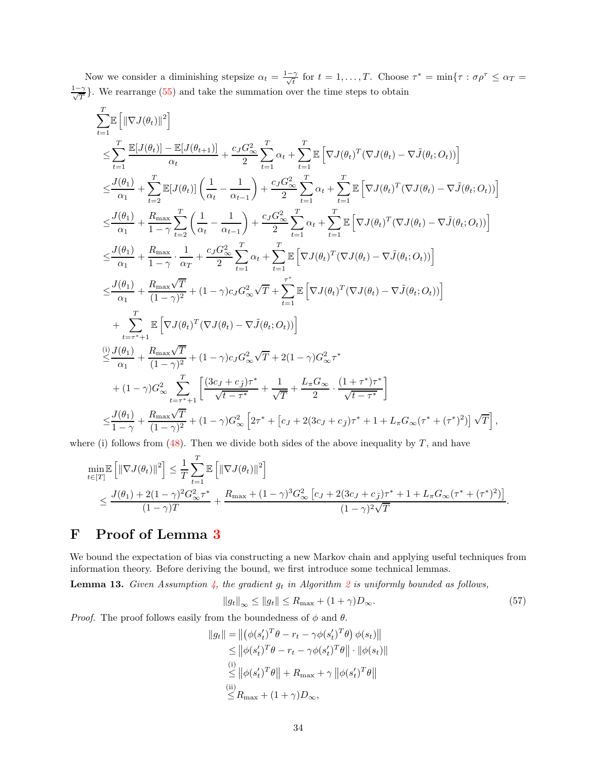Now we consider a diminishing stepsize $\alpha_t = \frac{1-\gamma}{\sqrt{t}}$ for $t = 1, \ldots, T$. Choose $\tau^* = \min\{\tau : \sigma\rho^\tau \leq \alpha_T = \frac{1-\gamma}{\sqrt{T}}\}$. We rearrange (55) and take the summation over the time steps to obtain

$$
\begin{aligned}
&\sum_{t=1}^{T} \mathbb{E}\left[\|\nabla J(\theta_t)\|^2\right] \\
\leq &\sum_{t=1}^{T} \frac{\mathbb{E}[J(\theta_t)] - \mathbb{E}[J(\theta_{t+1})]}{\alpha_t} + \frac{c_J G_\infty^2}{2}\sum_{t=1}^{T}\alpha_t + \sum_{t=1}^{T}\mathbb{E}\left[\nabla J(\theta_t)^T(\nabla J(\theta_t) - \nabla\tilde{J}(\theta_t; O_t))\right] \\
\leq &\frac{J(\theta_1)}{\alpha_1} + \sum_{t=2}^{T}\mathbb{E}[J(\theta_t)]\left(\frac{1}{\alpha_t} - \frac{1}{\alpha_{t-1}}\right) + \frac{c_J G_\infty^2}{2}\sum_{t=1}^{T}\alpha_t + \sum_{t=1}^{T}\mathbb{E}\left[\nabla J(\theta_t)^T(\nabla J(\theta_t) - \nabla\tilde{J}(\theta_t; O_t))\right] \\
\leq &\frac{J(\theta_1)}{\alpha_1} + \frac{R_{\max}}{1-\gamma}\sum_{t=2}^{T}\left(\frac{1}{\alpha_t} - \frac{1}{\alpha_{t-1}}\right) + \frac{c_J G_\infty^2}{2}\sum_{t=1}^{T}\alpha_t + \sum_{t=1}^{T}\mathbb{E}\left[\nabla J(\theta_t)^T(\nabla J(\theta_t) - \nabla\tilde{J}(\theta_t; O_t))\right] \\
\leq &\frac{J(\theta_1)}{\alpha_1} + \frac{R_{\max}}{1-\gamma}\cdot\frac{1}{\alpha_T} + \frac{c_J G_\infty^2}{2}\sum_{t=1}^{T}\alpha_t + \sum_{t=1}^{T}\mathbb{E}\left[\nabla J(\theta_t)^T(\nabla J(\theta_t) - \nabla\tilde{J}(\theta_t; O_t))\right] \\
\leq &\frac{J(\theta_1)}{\alpha_1} + \frac{R_{\max}\sqrt{T}}{(1-\gamma)^2} + (1-\gamma)c_J G_\infty^2\sqrt{T} + \sum_{t=1}^{\tau^*}\mathbb{E}\left[\nabla J(\theta_t)^T(\nabla J(\theta_t) - \nabla\tilde{J}(\theta_t; O_t))\right] \\
&+ \sum_{t=\tau^*+1}^{T}\mathbb{E}\left[\nabla J(\theta_t)^T(\nabla J(\theta_t) - \nabla\tilde{J}(\theta_t; O_t))\right] \\
\overset{\text{(i)}}{\leq} &\frac{J(\theta_1)}{\alpha_1} + \frac{R_{\max}\sqrt{T}}{(1-\gamma)^2} + (1-\gamma)c_J G_\infty^2\sqrt{T} + 2(1-\gamma)G_\infty^2\tau^* \\
&+ (1-\gamma)G_\infty^2\sum_{t=\tau^*+1}^{T}\left[\frac{(3c_J + c_{\tilde{J}})\tau^*}{\sqrt{t-\tau^*}} + \frac{1}{\sqrt{T}} + \frac{L_\pi G_\infty}{2}\cdot\frac{(1+\tau^*)\tau^*}{\sqrt{t-\tau^*}}\right] \\
\leq &\frac{J(\theta_1)}{1-\gamma} + \frac{R_{\max}\sqrt{T}}{(1-\gamma)^2} + (1-\gamma)G_\infty^2\left[2\tau^* + \left[c_J + 2(3c_J + c_{\tilde{J}})\tau^* + 1 + L_\pi G_\infty(\tau^* + (\tau^*)^2)\right]\sqrt{T}\right],
\end{aligned}
$$

where (i) follows from (48). Then we divide both sides of the above inequality by $T$, and have

$$
\begin{aligned}
&\min_{t\in[T]}\mathbb{E}\left[\|\nabla J(\theta_t)\|^2\right] \leq \frac{1}{T}\sum_{t=1}^{T}\mathbb{E}\left[\|\nabla J(\theta_t)\|^2\right] \\
&\leq \frac{J(\theta_1) + 2(1-\gamma)^2 G_\infty^2\tau^*}{(1-\gamma)T} + \frac{R_{\max} + (1-\gamma)^3 G_\infty^2\left[c_J + 2(3c_J + c_{\tilde{J}})\tau^* + 1 + L_\pi G_\infty(\tau^* + (\tau^*)^2)\right]}{(1-\gamma)^2\sqrt{T}}.
\end{aligned}
$$

# F Proof of Lemma 3

We bound the expectation of bias via constructing a new Markov chain and applying useful techniques from information theory. Before deriving the bound, we first introduce some technical lemmas.

**Lemma 13.** *Given Assumption 4, the gradient $g_t$ in Algorithm 2 is uniformly bounded as follows,*

$$
\|g_t\|_\infty \leq \|g_t\| \leq R_{\max} + (1+\gamma)D_\infty. \tag{57}
$$

*Proof.* The proof follows easily from the boundedness of $\phi$ and $\theta$.

$$
\begin{aligned}
\|g_t\| &= \left\|\left(\phi(s_t')^T\theta - r_t - \gamma\phi(s_t')^T\theta\right)\phi(s_t)\right\| \\
&\leq \left\|\phi(s_t')^T\theta - r_t - \gamma\phi(s_t')^T\theta\right\|\cdot\|\phi(s_t)\| \\
&\overset{\text{(i)}}{\leq} \left\|\phi(s_t')^T\theta\right\| + R_{\max} + \gamma\left\|\phi(s_t')^T\theta\right\| \\
&\overset{\text{(ii)}}{\leq} R_{\max} + (1+\gamma)D_\infty,
\end{aligned}
$$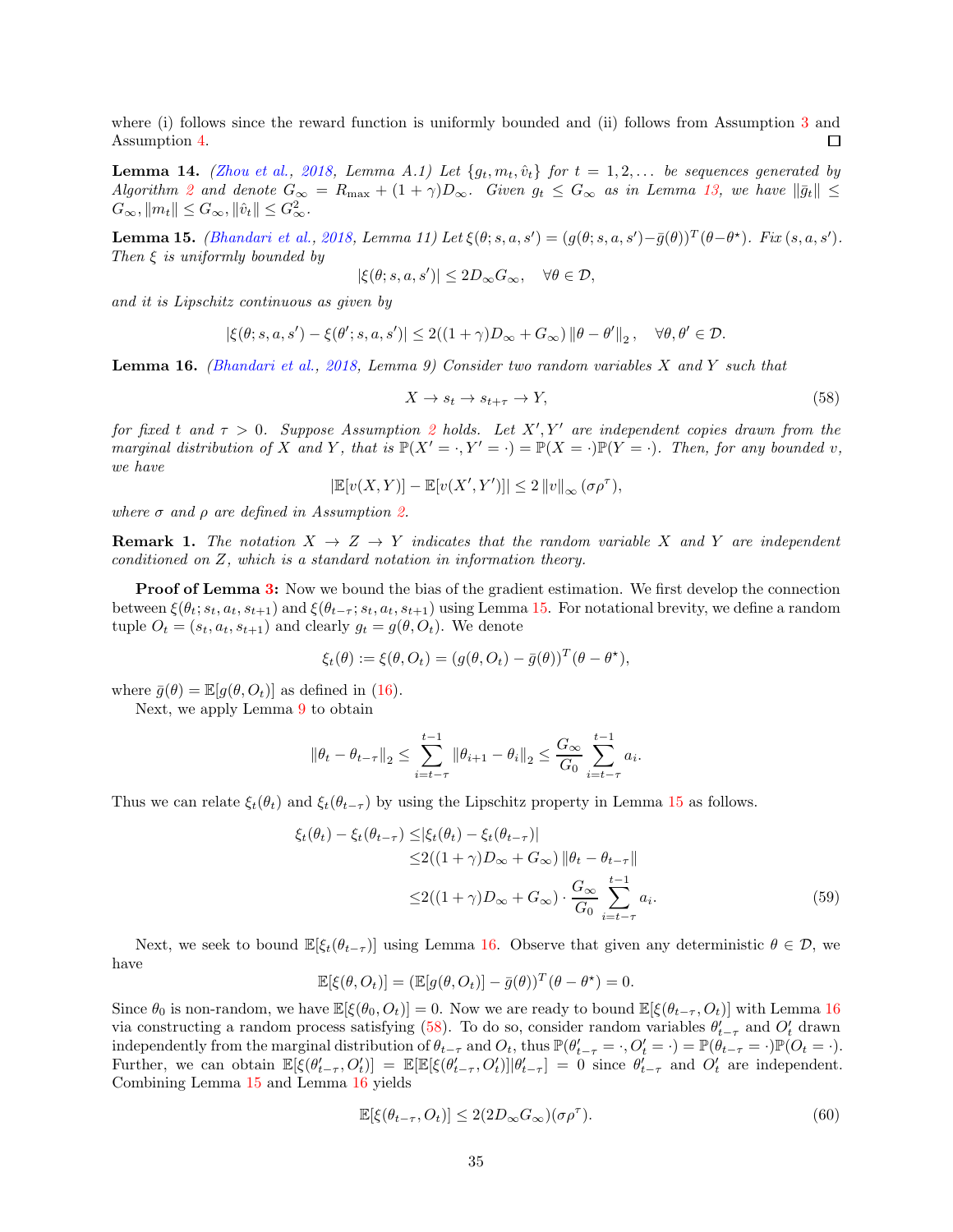where (i) follows since the reward function is uniformly bounded and (ii) follows from Assumption 3 and Assumption 4. ∎

**Lemma 14.** *(Zhou et al., 2018, Lemma A.1) Let $\{g_t, m_t, \hat{v}_t\}$ for $t = 1, 2, \ldots$ be sequences generated by Algorithm 2 and denote $G_\infty = R_{\max} + (1+\gamma)D_\infty$. Given $g_t \leq G_\infty$ as in Lemma 13, we have $\|\bar{g}_t\| \leq G_\infty, \|m_t\| \leq G_\infty, \|\hat{v}_t\| \leq G_\infty^2$.*

**Lemma 15.** *(Bhandari et al., 2018, Lemma 11) Let $\xi(\theta; s, a, s') = (g(\theta; s, a, s') - \bar{g}(\theta))^T(\theta - \theta^\star)$. Fix $(s, a, s')$. Then $\xi$ is uniformly bounded by*

$$|\xi(\theta; s, a, s')| \leq 2D_\infty G_\infty, \quad \forall \theta \in \mathcal{D},$$

*and it is Lipschitz continuous as given by*

$$|\xi(\theta; s, a, s') - \xi(\theta'; s, a, s')| \leq 2((1+\gamma)D_\infty + G_\infty)\|\theta - \theta'\|_2, \quad \forall \theta, \theta' \in \mathcal{D}.$$

**Lemma 16.** *(Bhandari et al., 2018, Lemma 9) Consider two random variables $X$ and $Y$ such that*

$$X \to s_t \to s_{t+\tau} \to Y, \tag{58}$$

*for fixed $t$ and $\tau > 0$. Suppose Assumption 2 holds. Let $X', Y'$ are independent copies drawn from the marginal distribution of $X$ and $Y$, that is $\mathbb{P}(X' = \cdot, Y' = \cdot) = \mathbb{P}(X = \cdot)\mathbb{P}(Y = \cdot)$. Then, for any bounded $v$, we have*

$$|\mathbb{E}[v(X, Y)] - \mathbb{E}[v(X', Y')]| \leq 2\|v\|_\infty (\sigma\rho^\tau),$$

*where $\sigma$ and $\rho$ are defined in Assumption 2.*

**Remark 1.** *The notation $X \to Z \to Y$ indicates that the random variable $X$ and $Y$ are independent conditioned on $Z$, which is a standard notation in information theory.*

**Proof of Lemma 3:** Now we bound the bias of the gradient estimation. We first develop the connection between $\xi(\theta_t; s_t, a_t, s_{t+1})$ and $\xi(\theta_{t-\tau}; s_t, a_t, s_{t+1})$ using Lemma 15. For notational brevity, we define a random tuple $O_t = (s_t, a_t, s_{t+1})$ and clearly $g_t = g(\theta, O_t)$. We denote

$$\xi_t(\theta) := \xi(\theta, O_t) = (g(\theta, O_t) - \bar{g}(\theta))^T(\theta - \theta^\star),$$

where $\bar{g}(\theta) = \mathbb{E}[g(\theta, O_t)]$ as defined in (16).

Next, we apply Lemma 9 to obtain

$$\|\theta_t - \theta_{t-\tau}\|_2 \leq \sum_{i=t-\tau}^{t-1} \|\theta_{i+1} - \theta_i\|_2 \leq \frac{G_\infty}{G_0}\sum_{i=t-\tau}^{t-1} a_i.$$

Thus we can relate $\xi_t(\theta_t)$ and $\xi_t(\theta_{t-\tau})$ by using the Lipschitz property in Lemma 15 as follows.

$$\begin{aligned}
\xi_t(\theta_t) - \xi_t(\theta_{t-\tau}) \leq & |\xi_t(\theta_t) - \xi_t(\theta_{t-\tau})| \\
\leq & 2((1+\gamma)D_\infty + G_\infty)\|\theta_t - \theta_{t-\tau}\| \\
\leq & 2((1+\gamma)D_\infty + G_\infty) \cdot \frac{G_\infty}{G_0}\sum_{i=t-\tau}^{t-1} a_i.
\end{aligned} \tag{59}$$

Next, we seek to bound $\mathbb{E}[\xi_t(\theta_{t-\tau})]$ using Lemma 16. Observe that given any deterministic $\theta \in \mathcal{D}$, we have

$$\mathbb{E}[\xi(\theta, O_t)] = (\mathbb{E}[g(\theta, O_t)] - \bar{g}(\theta))^T(\theta - \theta^\star) = 0.$$

Since $\theta_0$ is non-random, we have $\mathbb{E}[\xi(\theta_0, O_t)] = 0$. Now we are ready to bound $\mathbb{E}[\xi(\theta_{t-\tau}, O_t)]$ with Lemma 16 via constructing a random process satisfying (58). To do so, consider random variables $\theta'_{t-\tau}$ and $O'_t$ drawn independently from the marginal distribution of $\theta_{t-\tau}$ and $O_t$, thus $\mathbb{P}(\theta'_{t-\tau} = \cdot, O'_t = \cdot) = \mathbb{P}(\theta_{t-\tau} = \cdot)\mathbb{P}(O_t = \cdot)$. Further, we can obtain $\mathbb{E}[\xi(\theta'_{t-\tau}, O'_t)] = \mathbb{E}[\mathbb{E}[\xi(\theta'_{t-\tau}, O'_t)]|\theta'_{t-\tau}] = 0$ since $\theta'_{t-\tau}$ and $O'_t$ are independent. Combining Lemma 15 and Lemma 16 yields

$$\mathbb{E}[\xi(\theta_{t-\tau}, O_t)] \leq 2(2D_\infty G_\infty)(\sigma\rho^\tau). \tag{60}$$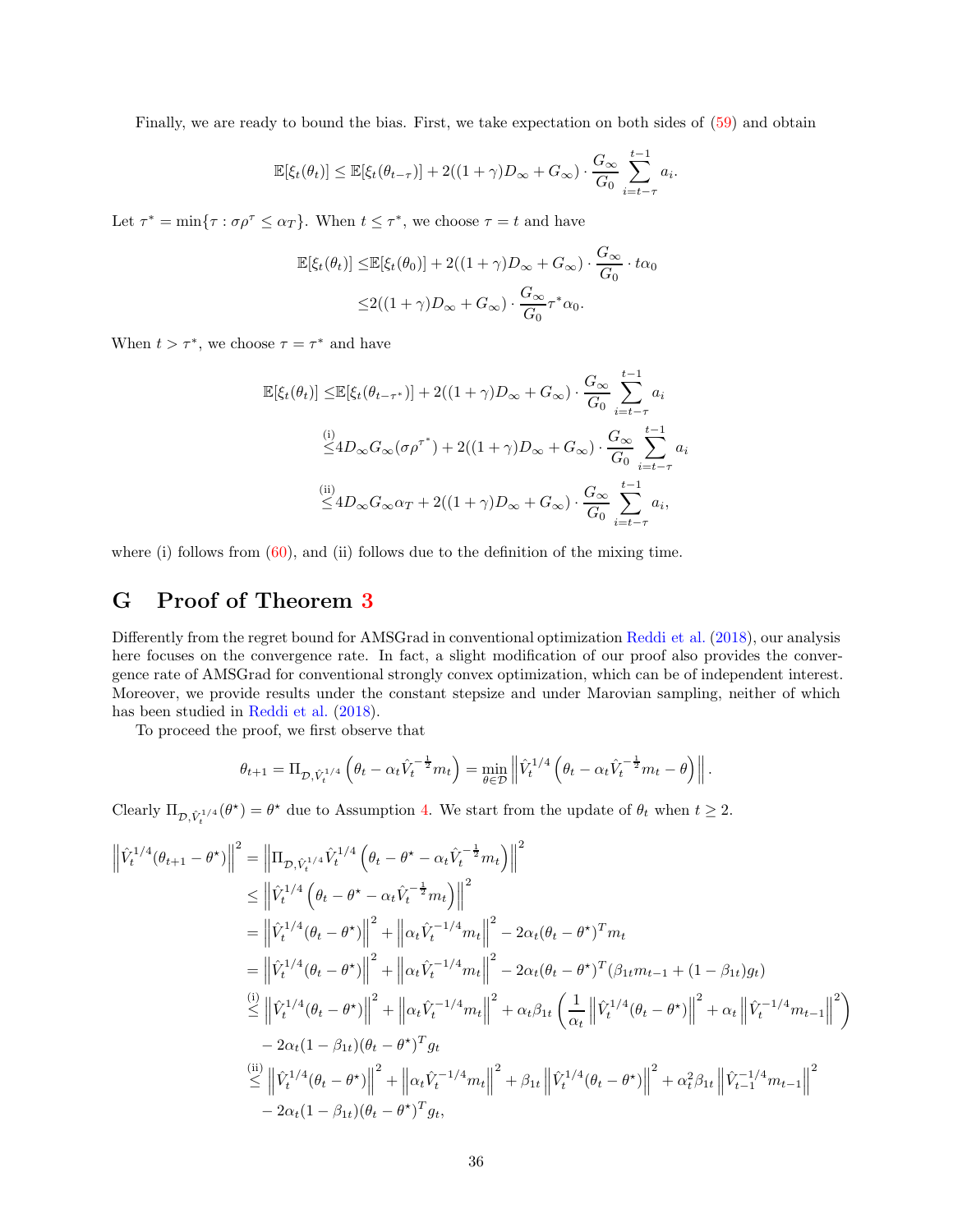Finally, we are ready to bound the bias. First, we take expectation on both sides of (59) and obtain

$$\mathbb{E}[\xi_t(\theta_t)] \leq \mathbb{E}[\xi_t(\theta_{t-\tau})] + 2((1+\gamma)D_\infty + G_\infty) \cdot \frac{G_\infty}{G_0} \sum_{i=t-\tau}^{t-1} a_i.$$

Let $\tau^* = \min\{\tau : \sigma\rho^\tau \leq \alpha_T\}$. When $t \leq \tau^*$, we choose $\tau = t$ and have

$$\begin{aligned}
\mathbb{E}[\xi_t(\theta_t)] \leq& \mathbb{E}[\xi_t(\theta_0)] + 2((1+\gamma)D_\infty + G_\infty) \cdot \frac{G_\infty}{G_0} \cdot t\alpha_0 \\
\leq& 2((1+\gamma)D_\infty + G_\infty) \cdot \frac{G_\infty}{G_0} \tau^* \alpha_0.
\end{aligned}$$

When $t > \tau^*$, we choose $\tau = \tau^*$ and have

$$\begin{aligned}
\mathbb{E}[\xi_t(\theta_t)] \leq& \mathbb{E}[\xi_t(\theta_{t-\tau^*})] + 2((1+\gamma)D_\infty + G_\infty) \cdot \frac{G_\infty}{G_0} \sum_{i=t-\tau}^{t-1} a_i \\
\overset{\text{(i)}}{\leq}& 4D_\infty G_\infty(\sigma\rho^{\tau^*}) + 2((1+\gamma)D_\infty + G_\infty) \cdot \frac{G_\infty}{G_0} \sum_{i=t-\tau}^{t-1} a_i \\
\overset{\text{(ii)}}{\leq}& 4D_\infty G_\infty \alpha_T + 2((1+\gamma)D_\infty + G_\infty) \cdot \frac{G_\infty}{G_0} \sum_{i=t-\tau}^{t-1} a_i,
\end{aligned}$$

where (i) follows from (60), and (ii) follows due to the definition of the mixing time.

# G Proof of Theorem 3

Differently from the regret bound for AMSGrad in conventional optimization Reddi et al. (2018), our analysis here focuses on the convergence rate. In fact, a slight modification of our proof also provides the convergence rate of AMSGrad for conventional strongly convex optimization, which can be of independent interest. Moreover, we provide results under the constant stepsize and under Marovian sampling, neither of which has been studied in Reddi et al. (2018).

To proceed the proof, we first observe that

$$\theta_{t+1} = \Pi_{\mathcal{D},\hat{V}_t^{1/4}}\left(\theta_t - \alpha_t \hat{V}_t^{-\frac{1}{2}} m_t\right) = \min_{\theta \in \mathcal{D}} \left\| \hat{V}_t^{1/4}\left(\theta_t - \alpha_t \hat{V}_t^{-\frac{1}{2}} m_t - \theta\right)\right\|.$$

Clearly $\Pi_{\mathcal{D},\hat{V}_t^{1/4}}(\theta^\star) = \theta^\star$ due to Assumption 4. We start from the update of $\theta_t$ when $t \geq 2$.

$$\begin{aligned}
\left\|\hat{V}_t^{1/4}(\theta_{t+1} - \theta^\star)\right\|^2 =& \left\|\Pi_{\mathcal{D},\hat{V}_t^{1/4}} \hat{V}_t^{1/4}\left(\theta_t - \theta^\star - \alpha_t \hat{V}_t^{-\frac{1}{2}} m_t\right)\right\|^2 \\
\leq& \left\|\hat{V}_t^{1/4}\left(\theta_t - \theta^\star - \alpha_t \hat{V}_t^{-\frac{1}{2}} m_t\right)\right\|^2 \\
=& \left\|\hat{V}_t^{1/4}(\theta_t - \theta^\star)\right\|^2 + \left\|\alpha_t \hat{V}_t^{-1/4} m_t\right\|^2 - 2\alpha_t(\theta_t - \theta^\star)^T m_t \\
=& \left\|\hat{V}_t^{1/4}(\theta_t - \theta^\star)\right\|^2 + \left\|\alpha_t \hat{V}_t^{-1/4} m_t\right\|^2 - 2\alpha_t(\theta_t - \theta^\star)^T(\beta_{1t} m_{t-1} + (1-\beta_{1t})g_t) \\
\overset{\text{(i)}}{\leq}& \left\|\hat{V}_t^{1/4}(\theta_t - \theta^\star)\right\|^2 + \left\|\alpha_t \hat{V}_t^{-1/4} m_t\right\|^2 + \alpha_t\beta_{1t}\left(\frac{1}{\alpha_t}\left\|\hat{V}_t^{1/4}(\theta_t - \theta^\star)\right\|^2 + \alpha_t\left\|\hat{V}_t^{-1/4} m_{t-1}\right\|^2\right) \\
&- 2\alpha_t(1-\beta_{1t})(\theta_t - \theta^\star)^T g_t \\
\overset{\text{(ii)}}{\leq}& \left\|\hat{V}_t^{1/4}(\theta_t - \theta^\star)\right\|^2 + \left\|\alpha_t \hat{V}_t^{-1/4} m_t\right\|^2 + \beta_{1t}\left\|\hat{V}_t^{1/4}(\theta_t - \theta^\star)\right\|^2 + \alpha_t^2\beta_{1t}\left\|\hat{V}_{t-1}^{-1/4} m_{t-1}\right\|^2 \\
&- 2\alpha_t(1-\beta_{1t})(\theta_t - \theta^\star)^T g_t,
\end{aligned}$$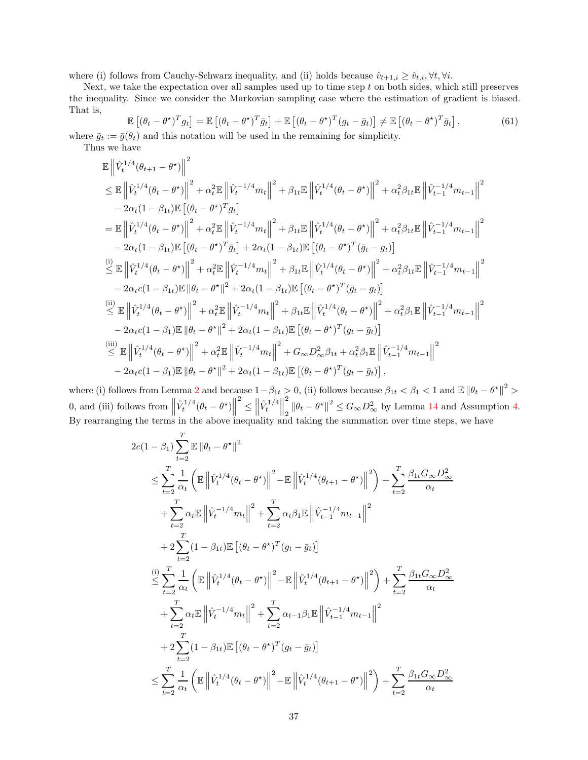where (i) follows from Cauchy-Schwarz inequality, and (ii) holds because $\hat{v}_{t+1,i} \geq \hat{v}_{t,i}, \forall t, \forall i$.

Next, we take the expectation over all samples used up to time step $t$ on both sides, which still preserves the inequality. Since we consider the Markovian sampling case where the estimation of gradient is biased. That is,

$$
\mathbb{E}\left[(\theta_t - \theta^\star)^T g_t\right] = \mathbb{E}\left[(\theta_t - \theta^\star)^T \bar{g}_t\right] + \mathbb{E}\left[(\theta_t - \theta^\star)^T (g_t - \bar{g}_t)\right] \neq \mathbb{E}\left[(\theta_t - \theta^\star)^T \bar{g}_t\right], \tag{61}
$$

where $\bar{g}_t := \bar{g}(\theta_t)$ and this notation will be used in the remaining for simplicity.

Thus we have

$$
\begin{aligned}
&\mathbb{E}\left\|\hat{V}_t^{1/4}(\theta_{t+1} - \theta^\star)\right\|^2 \\
&\leq \mathbb{E}\left\|\hat{V}_t^{1/4}(\theta_t - \theta^\star)\right\|^2 + \alpha_t^2 \mathbb{E}\left\|\hat{V}_t^{-1/4} m_t\right\|^2 + \beta_{1t}\mathbb{E}\left\|\hat{V}_t^{1/4}(\theta_t - \theta^\star)\right\|^2 + \alpha_t^2 \beta_{1t}\mathbb{E}\left\|\hat{V}_{t-1}^{-1/4} m_{t-1}\right\|^2 \\
&\quad - 2\alpha_t(1-\beta_{1t})\mathbb{E}\left[(\theta_t - \theta^\star)^T g_t\right] \\
&= \mathbb{E}\left\|\hat{V}_t^{1/4}(\theta_t - \theta^\star)\right\|^2 + \alpha_t^2 \mathbb{E}\left\|\hat{V}_t^{-1/4} m_t\right\|^2 + \beta_{1t}\mathbb{E}\left\|\hat{V}_t^{1/4}(\theta_t - \theta^\star)\right\|^2 + \alpha_t^2 \beta_{1t}\mathbb{E}\left\|\hat{V}_{t-1}^{-1/4} m_{t-1}\right\|^2 \\
&\quad - 2\alpha_t(1-\beta_{1t})\mathbb{E}\left[(\theta_t - \theta^\star)^T \bar{g}_t\right] + 2\alpha_t(1-\beta_{1t})\mathbb{E}\left[(\theta_t - \theta^\star)^T(\bar{g}_t - g_t)\right] \\
&\overset{\text{(i)}}{\leq} \mathbb{E}\left\|\hat{V}_t^{1/4}(\theta_t - \theta^\star)\right\|^2 + \alpha_t^2 \mathbb{E}\left\|\hat{V}_t^{-1/4} m_t\right\|^2 + \beta_{1t}\mathbb{E}\left\|\hat{V}_t^{1/4}(\theta_t - \theta^\star)\right\|^2 + \alpha_t^2 \beta_{1t}\mathbb{E}\left\|\hat{V}_{t-1}^{-1/4} m_{t-1}\right\|^2 \\
&\quad - 2\alpha_t c(1-\beta_{1t})\mathbb{E}\left\|\theta_t - \theta^\star\right\|^2 + 2\alpha_t(1-\beta_{1t})\mathbb{E}\left[(\theta_t - \theta^\star)^T(\bar{g}_t - g_t)\right] \\
&\overset{\text{(ii)}}{\leq} \mathbb{E}\left\|\hat{V}_t^{1/4}(\theta_t - \theta^\star)\right\|^2 + \alpha_t^2 \mathbb{E}\left\|\hat{V}_t^{-1/4} m_t\right\|^2 + \beta_{1t}\mathbb{E}\left\|\hat{V}_t^{1/4}(\theta_t - \theta^\star)\right\|^2 + \alpha_t^2 \beta_{1}\mathbb{E}\left\|\hat{V}_{t-1}^{-1/4} m_{t-1}\right\|^2 \\
&\quad - 2\alpha_t c(1-\beta_{1})\mathbb{E}\left\|\theta_t - \theta^\star\right\|^2 + 2\alpha_t(1-\beta_{1t})\mathbb{E}\left[(\theta_t - \theta^\star)^T(g_t - \bar{g}_t)\right] \\
&\overset{\text{(iii)}}{\leq} \mathbb{E}\left\|\hat{V}_t^{1/4}(\theta_t - \theta^\star)\right\|^2 + \alpha_t^2 \mathbb{E}\left\|\hat{V}_t^{-1/4} m_t\right\|^2 + G_\infty D_\infty^2 \beta_{1t} + \alpha_t^2 \beta_{1}\mathbb{E}\left\|\hat{V}_{t-1}^{-1/4} m_{t-1}\right\|^2 \\
&\quad - 2\alpha_t c(1-\beta_{1})\mathbb{E}\left\|\theta_t - \theta^\star\right\|^2 + 2\alpha_t(1-\beta_{1t})\mathbb{E}\left[(\theta_t - \theta^\star)^T(g_t - \bar{g}_t)\right],
\end{aligned}
$$

where (i) follows from Lemma 2 and because $1-\beta_{1t} > 0$, (ii) follows because $\beta_{1t} < \beta_1 < 1$ and $\mathbb{E}\left\|\theta_t - \theta^\star\right\|^2 > 0$, and (iii) follows from $\left\|\hat{V}_t^{1/4}(\theta_t - \theta^\star)\right\|^2 \leq \left\|\hat{V}_t^{1/4}\right\|_2^2 \left\|\theta_t - \theta^\star\right\|^2 \leq G_\infty D_\infty^2$ by Lemma 14 and Assumption 4. By rearranging the terms in the above inequality and taking the summation over time steps, we have

$$
\begin{aligned}
&2c(1-\beta_1)\sum_{t=2}^{T}\mathbb{E}\left\|\theta_t - \theta^\star\right\|^2 \\
&\leq \sum_{t=2}^{T}\frac{1}{\alpha_t}\left(\mathbb{E}\left\|\hat{V}_t^{1/4}(\theta_t - \theta^\star)\right\|^2 - \mathbb{E}\left\|\hat{V}_t^{1/4}(\theta_{t+1} - \theta^\star)\right\|^2\right) + \sum_{t=2}^{T}\frac{\beta_{1t}G_\infty D_\infty^2}{\alpha_t} \\
&\quad + \sum_{t=2}^{T}\alpha_t \mathbb{E}\left\|\hat{V}_t^{-1/4} m_t\right\|^2 + \sum_{t=2}^{T}\alpha_t \beta_1 \mathbb{E}\left\|\hat{V}_{t-1}^{-1/4} m_{t-1}\right\|^2 \\
&\quad + 2\sum_{t=2}^{T}(1-\beta_{1t})\mathbb{E}\left[(\theta_t - \theta^\star)^T(g_t - \bar{g}_t)\right] \\
&\overset{\text{(i)}}{\leq} \sum_{t=2}^{T}\frac{1}{\alpha_t}\left(\mathbb{E}\left\|\hat{V}_t^{1/4}(\theta_t - \theta^\star)\right\|^2 - \mathbb{E}\left\|\hat{V}_t^{1/4}(\theta_{t+1} - \theta^\star)\right\|^2\right) + \sum_{t=2}^{T}\frac{\beta_{1t}G_\infty D_\infty^2}{\alpha_t} \\
&\quad + \sum_{t=2}^{T}\alpha_t \mathbb{E}\left\|\hat{V}_t^{-1/4} m_t\right\|^2 + \sum_{t=2}^{T}\alpha_{t-1} \beta_1 \mathbb{E}\left\|\hat{V}_{t-1}^{-1/4} m_{t-1}\right\|^2 \\
&\quad + 2\sum_{t=2}^{T}(1-\beta_{1t})\mathbb{E}\left[(\theta_t - \theta^\star)^T(g_t - \bar{g}_t)\right] \\
&\leq \sum_{t=2}^{T}\frac{1}{\alpha_t}\left(\mathbb{E}\left\|\hat{V}_t^{1/4}(\theta_t - \theta^\star)\right\|^2 - \mathbb{E}\left\|\hat{V}_t^{1/4}(\theta_{t+1} - \theta^\star)\right\|^2\right) + \sum_{t=2}^{T}\frac{\beta_{1t}G_\infty D_\infty^2}{\alpha_t}
\end{aligned}
$$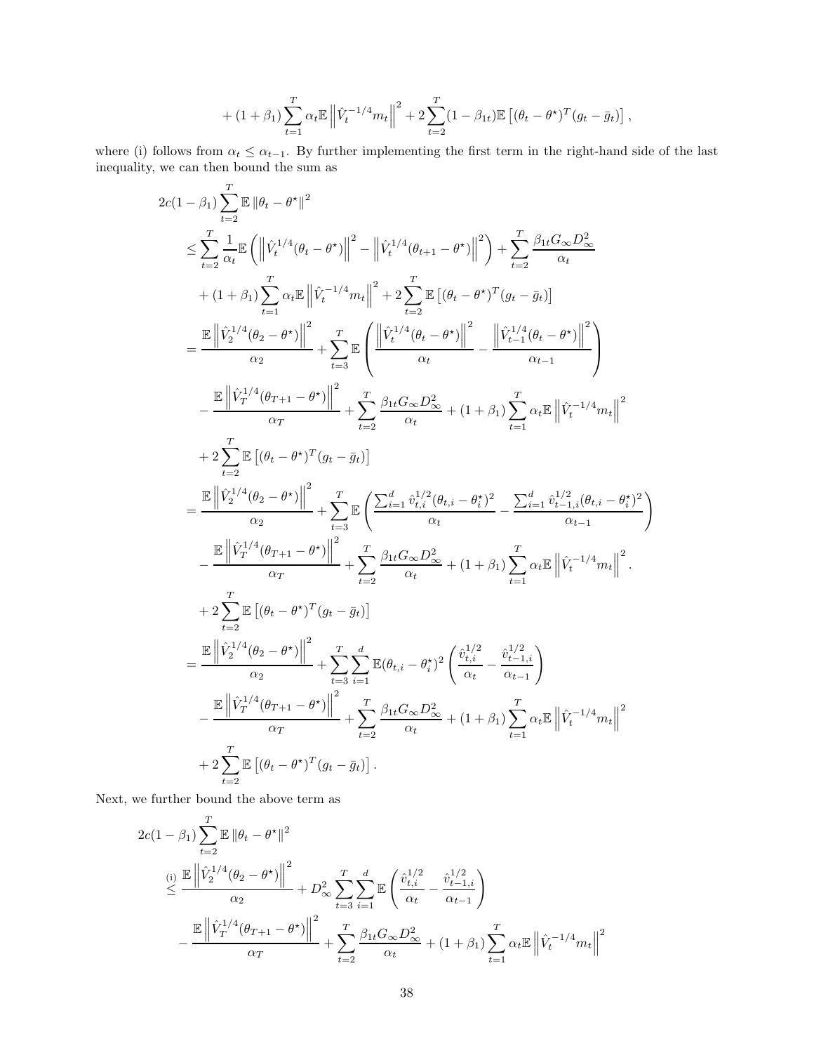$$
+ (1+\beta_1)\sum_{t=1}^{T}\alpha_t \mathbb{E}\left\|\hat{V}_t^{-1/4}m_t\right\|^2 + 2\sum_{t=2}^{T}(1-\beta_{1t})\mathbb{E}\left[(\theta_t-\theta^\star)^T(g_t-\bar{g}_t)\right],
$$

where (i) follows from $\alpha_t \leq \alpha_{t-1}$. By further implementing the first term in the right-hand side of the last inequality, we can then bound the sum as

$$
\begin{aligned}
&2c(1-\beta_1)\sum_{t=2}^{T}\mathbb{E}\left\|\theta_t-\theta^\star\right\|^2 \\
&\leq \sum_{t=2}^{T}\frac{1}{\alpha_t}\mathbb{E}\left(\left\|\hat{V}_t^{1/4}(\theta_t-\theta^\star)\right\|^2 - \left\|\hat{V}_t^{1/4}(\theta_{t+1}-\theta^\star)\right\|^2\right) + \sum_{t=2}^{T}\frac{\beta_{1t}G_\infty D_\infty^2}{\alpha_t} \\
&\quad + (1+\beta_1)\sum_{t=1}^{T}\alpha_t\mathbb{E}\left\|\hat{V}_t^{-1/4}m_t\right\|^2 + 2\sum_{t=2}^{T}\mathbb{E}\left[(\theta_t-\theta^\star)^T(g_t-\bar{g}_t)\right] \\
&= \frac{\mathbb{E}\left\|\hat{V}_2^{1/4}(\theta_2-\theta^\star)\right\|^2}{\alpha_2} + \sum_{t=3}^{T}\mathbb{E}\left(\frac{\left\|\hat{V}_t^{1/4}(\theta_t-\theta^\star)\right\|^2}{\alpha_t} - \frac{\left\|\hat{V}_{t-1}^{1/4}(\theta_t-\theta^\star)\right\|^2}{\alpha_{t-1}}\right) \\
&\quad - \frac{\mathbb{E}\left\|\hat{V}_T^{1/4}(\theta_{T+1}-\theta^\star)\right\|^2}{\alpha_T} + \sum_{t=2}^{T}\frac{\beta_{1t}G_\infty D_\infty^2}{\alpha_t} + (1+\beta_1)\sum_{t=1}^{T}\alpha_t\mathbb{E}\left\|\hat{V}_t^{-1/4}m_t\right\|^2 \\
&\quad + 2\sum_{t=2}^{T}\mathbb{E}\left[(\theta_t-\theta^\star)^T(g_t-\bar{g}_t)\right] \\
&= \frac{\mathbb{E}\left\|\hat{V}_2^{1/4}(\theta_2-\theta^\star)\right\|^2}{\alpha_2} + \sum_{t=3}^{T}\mathbb{E}\left(\frac{\sum_{i=1}^{d}\hat{v}_{t,i}^{1/2}(\theta_{t,i}-\theta_i^\star)^2}{\alpha_t} - \frac{\sum_{i=1}^{d}\hat{v}_{t-1,i}^{1/2}(\theta_{t,i}-\theta_i^\star)^2}{\alpha_{t-1}}\right) \\
&\quad - \frac{\mathbb{E}\left\|\hat{V}_T^{1/4}(\theta_{T+1}-\theta^\star)\right\|^2}{\alpha_T} + \sum_{t=2}^{T}\frac{\beta_{1t}G_\infty D_\infty^2}{\alpha_t} + (1+\beta_1)\sum_{t=1}^{T}\alpha_t\mathbb{E}\left\|\hat{V}_t^{-1/4}m_t\right\|^2. \\
&\quad + 2\sum_{t=2}^{T}\mathbb{E}\left[(\theta_t-\theta^\star)^T(g_t-\bar{g}_t)\right] \\
&= \frac{\mathbb{E}\left\|\hat{V}_2^{1/4}(\theta_2-\theta^\star)\right\|^2}{\alpha_2} + \sum_{t=3}^{T}\sum_{i=1}^{d}\mathbb{E}(\theta_{t,i}-\theta_i^\star)^2\left(\frac{\hat{v}_{t,i}^{1/2}}{\alpha_t} - \frac{\hat{v}_{t-1,i}^{1/2}}{\alpha_{t-1}}\right) \\
&\quad - \frac{\mathbb{E}\left\|\hat{V}_T^{1/4}(\theta_{T+1}-\theta^\star)\right\|^2}{\alpha_T} + \sum_{t=2}^{T}\frac{\beta_{1t}G_\infty D_\infty^2}{\alpha_t} + (1+\beta_1)\sum_{t=1}^{T}\alpha_t\mathbb{E}\left\|\hat{V}_t^{-1/4}m_t\right\|^2 \\
&\quad + 2\sum_{t=2}^{T}\mathbb{E}\left[(\theta_t-\theta^\star)^T(g_t-\bar{g}_t)\right].
\end{aligned}
$$

Next, we further bound the above term as

$$
\begin{aligned}
&2c(1-\beta_1)\sum_{t=2}^{T}\mathbb{E}\left\|\theta_t-\theta^\star\right\|^2 \\
&\overset{\text{(i)}}{\leq} \frac{\mathbb{E}\left\|\hat{V}_2^{1/4}(\theta_2-\theta^\star)\right\|^2}{\alpha_2} + D_\infty^2\sum_{t=3}^{T}\sum_{i=1}^{d}\mathbb{E}\left(\frac{\hat{v}_{t,i}^{1/2}}{\alpha_t} - \frac{\hat{v}_{t-1,i}^{1/2}}{\alpha_{t-1}}\right) \\
&\quad - \frac{\mathbb{E}\left\|\hat{V}_T^{1/4}(\theta_{T+1}-\theta^\star)\right\|^2}{\alpha_T} + \sum_{t=2}^{T}\frac{\beta_{1t}G_\infty D_\infty^2}{\alpha_t} + (1+\beta_1)\sum_{t=1}^{T}\alpha_t\mathbb{E}\left\|\hat{V}_t^{-1/4}m_t\right\|^2
\end{aligned}
$$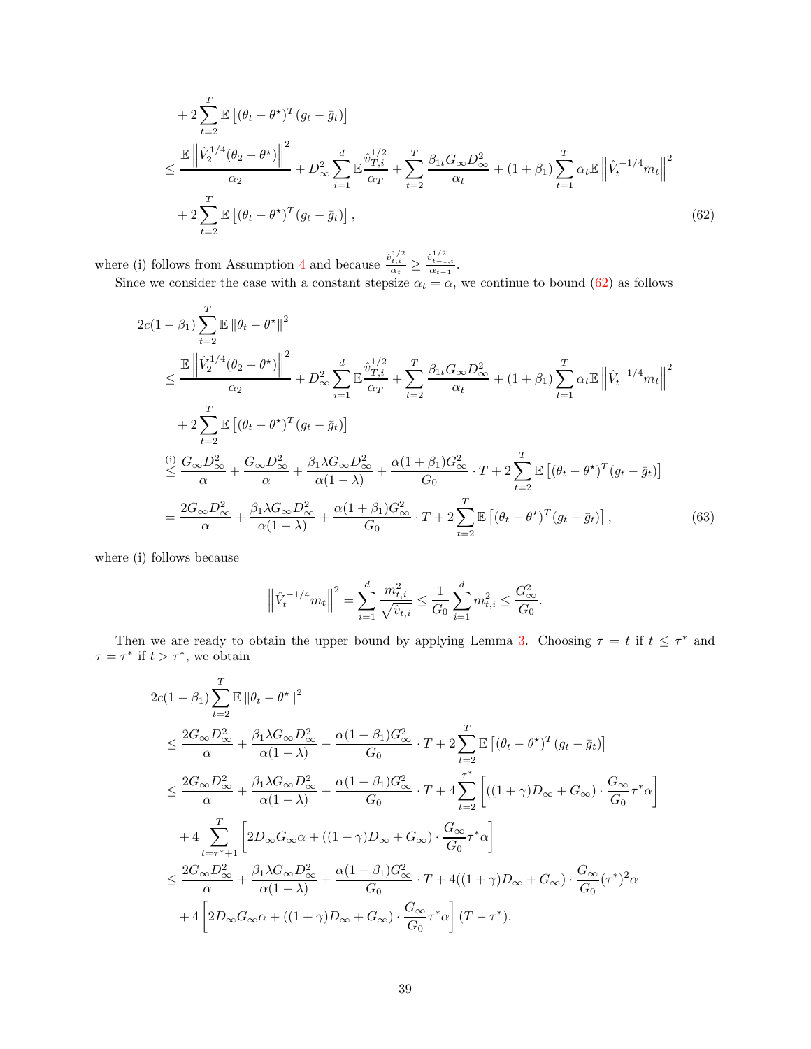$$
\begin{aligned}
&+ 2\sum_{t=2}^{T}\mathbb{E}\left[(\theta_t-\theta^\star)^T(g_t-\bar{g}_t)\right] \\
&\leq \frac{\mathbb{E}\left\|\hat{V}_2^{1/4}(\theta_2-\theta^\star)\right\|^2}{\alpha_2} + D_\infty^2\sum_{i=1}^{d}\mathbb{E}\frac{\hat{v}_{T,i}^{1/2}}{\alpha_T} + \sum_{t=2}^{T}\frac{\beta_{1t}G_\infty D_\infty^2}{\alpha_t} + (1+\beta_1)\sum_{t=1}^{T}\alpha_t\mathbb{E}\left\|\hat{V}_t^{-1/4}m_t\right\|^2 \\
&\quad + 2\sum_{t=2}^{T}\mathbb{E}\left[(\theta_t-\theta^\star)^T(g_t-\bar{g}_t)\right], \qquad (62)
\end{aligned}
$$

where (i) follows from Assumption 4 and because $\frac{\hat{v}_{t,i}^{1/2}}{\alpha_t} \geq \frac{\hat{v}_{t-1,i}^{1/2}}{\alpha_{t-1}}$.

Since we consider the case with a constant stepsize $\alpha_t = \alpha$, we continue to bound (62) as follows

$$
\begin{aligned}
&2c(1-\beta_1)\sum_{t=2}^{T}\mathbb{E}\left\|\theta_t-\theta^\star\right\|^2 \\
&\leq \frac{\mathbb{E}\left\|\hat{V}_2^{1/4}(\theta_2-\theta^\star)\right\|^2}{\alpha_2} + D_\infty^2\sum_{i=1}^{d}\mathbb{E}\frac{\hat{v}_{T,i}^{1/2}}{\alpha_T} + \sum_{t=2}^{T}\frac{\beta_{1t}G_\infty D_\infty^2}{\alpha_t} + (1+\beta_1)\sum_{t=1}^{T}\alpha_t\mathbb{E}\left\|\hat{V}_t^{-1/4}m_t\right\|^2 \\
&\quad + 2\sum_{t=2}^{T}\mathbb{E}\left[(\theta_t-\theta^\star)^T(g_t-\bar{g}_t)\right] \\
&\overset{\text{(i)}}{\leq} \frac{G_\infty D_\infty^2}{\alpha} + \frac{G_\infty D_\infty^2}{\alpha} + \frac{\beta_1\lambda G_\infty D_\infty^2}{\alpha(1-\lambda)} + \frac{\alpha(1+\beta_1)G_\infty^2}{G_0}\cdot T + 2\sum_{t=2}^{T}\mathbb{E}\left[(\theta_t-\theta^\star)^T(g_t-\bar{g}_t)\right] \\
&= \frac{2G_\infty D_\infty^2}{\alpha} + \frac{\beta_1\lambda G_\infty D_\infty^2}{\alpha(1-\lambda)} + \frac{\alpha(1+\beta_1)G_\infty^2}{G_0}\cdot T + 2\sum_{t=2}^{T}\mathbb{E}\left[(\theta_t-\theta^\star)^T(g_t-\bar{g}_t)\right], \qquad (63)
\end{aligned}
$$

where (i) follows because

$$
\left\|\hat{V}_t^{-1/4}m_t\right\|^2 = \sum_{i=1}^{d}\frac{m_{t,i}^2}{\sqrt{\hat{v}_{t,i}}} \leq \frac{1}{G_0}\sum_{i=1}^{d}m_{t,i}^2 \leq \frac{G_\infty^2}{G_0}.
$$

Then we are ready to obtain the upper bound by applying Lemma 3. Choosing $\tau = t$ if $t \leq \tau^*$ and $\tau = \tau^*$ if $t > \tau^*$, we obtain

$$
\begin{aligned}
&2c(1-\beta_1)\sum_{t=2}^{T}\mathbb{E}\left\|\theta_t-\theta^*\right\|^2 \\
&\leq \frac{2G_\infty D_\infty^2}{\alpha} + \frac{\beta_1\lambda G_\infty D_\infty^2}{\alpha(1-\lambda)} + \frac{\alpha(1+\beta_1)G_\infty^2}{G_0}\cdot T + 2\sum_{t=2}^{T}\mathbb{E}\left[(\theta_t-\theta^\star)^T(g_t-\bar{g}_t)\right] \\
&\leq \frac{2G_\infty D_\infty^2}{\alpha} + \frac{\beta_1\lambda G_\infty D_\infty^2}{\alpha(1-\lambda)} + \frac{\alpha(1+\beta_1)G_\infty^2}{G_0}\cdot T + 4\sum_{t=2}^{\tau^*}\left[((1+\gamma)D_\infty + G_\infty)\cdot\frac{G_\infty}{G_0}\tau^*\alpha\right] \\
&\quad + 4\sum_{t=\tau^*+1}^{T}\left[2D_\infty G_\infty\alpha + ((1+\gamma)D_\infty + G_\infty)\cdot\frac{G_\infty}{G_0}\tau^*\alpha\right] \\
&\leq \frac{2G_\infty D_\infty^2}{\alpha} + \frac{\beta_1\lambda G_\infty D_\infty^2}{\alpha(1-\lambda)} + \frac{\alpha(1+\beta_1)G_\infty^2}{G_0}\cdot T + 4((1+\gamma)D_\infty + G_\infty)\cdot\frac{G_\infty}{G_0}(\tau^*)^2\alpha \\
&\quad + 4\left[2D_\infty G_\infty\alpha + ((1+\gamma)D_\infty + G_\infty)\cdot\frac{G_\infty}{G_0}\tau^*\alpha\right](T-\tau^*).
\end{aligned}
$$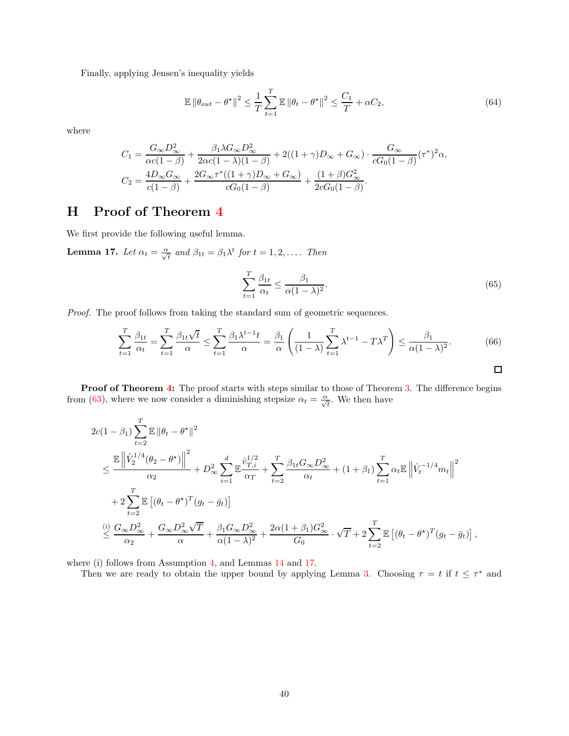Finally, applying Jensen's inequality yields

$$
\mathbb{E}\left\|\theta_{out}-\theta^\star\right\|^2 \leq \frac{1}{T}\sum_{t=1}^{T}\mathbb{E}\left\|\theta_t-\theta^\star\right\|^2 \leq \frac{C_1}{T}+\alpha C_2, \tag{64}
$$

where

$$
C_1 = \frac{G_\infty D_\infty^2}{\alpha c(1-\beta)} + \frac{\beta_1 \lambda G_\infty D_\infty^2}{2\alpha c(1-\lambda)(1-\beta)} + 2((1+\gamma)D_\infty + G_\infty)\cdot\frac{G_\infty}{cG_0(1-\beta)}(\tau^*)^2\alpha,
$$
$$
C_2 = \frac{4D_\infty G_\infty}{c(1-\beta)} + \frac{2G_\infty \tau^*((1+\gamma)D_\infty + G_\infty)}{cG_0(1-\beta)} + \frac{(1+\beta)G_\infty^2}{2cG_0(1-\beta)}.
$$

# H Proof of Theorem 4

We first provide the following useful lemma.

**Lemma 17.** *Let $\alpha_t = \frac{\alpha}{\sqrt{t}}$ and $\beta_{1t} = \beta_1\lambda^t$ for $t = 1, 2, \ldots$. Then*

$$
\sum_{t=1}^{T}\frac{\beta_{1t}}{\alpha_t} \leq \frac{\beta_1}{\alpha(1-\lambda)^2}. \tag{65}
$$

*Proof.* The proof follows from taking the standard sum of geometric sequences.

$$
\sum_{t=1}^{T}\frac{\beta_{1t}}{\alpha_t} = \sum_{t=1}^{T}\frac{\beta_{1t}\sqrt{t}}{\alpha} \leq \sum_{t=1}^{T}\frac{\beta_1\lambda^{t-1}t}{\alpha} = \frac{\beta_1}{\alpha}\left(\frac{1}{(1-\lambda)}\sum_{t=1}^{T}\lambda^{t-1} - T\lambda^T\right) \leq \frac{\beta_1}{\alpha(1-\lambda)^2}. \tag{66}
$$

□

**Proof of Theorem 4:** The proof starts with steps similar to those of Theorem 3. The difference begins from (63), where we now consider a diminishing stepsize $\alpha_t = \frac{\alpha}{\sqrt{t}}$. We then have

$$
\begin{aligned}
&2c(1-\beta_1)\sum_{t=2}^{T}\mathbb{E}\left\|\theta_t-\theta^\star\right\|^2 \\
&\leq \frac{\mathbb{E}\left\|\hat{V}_2^{1/4}(\theta_2-\theta^\star)\right\|^2}{\alpha_2} + D_\infty^2\sum_{i=1}^{d}\mathbb{E}\frac{\hat{v}_{T,i}^{1/2}}{\alpha_T} + \sum_{t=2}^{T}\frac{\beta_{1t}G_\infty D_\infty^2}{\alpha_t} + (1+\beta_1)\sum_{t=1}^{T}\alpha_t\mathbb{E}\left\|\hat{V}_t^{-1/4}m_t\right\|^2 \\
&\quad + 2\sum_{t=2}^{T}\mathbb{E}\left[(\theta_t-\theta^\star)^T(g_t-\bar{g}_t)\right] \\
&\overset{\text{(i)}}{\leq} \frac{G_\infty D_\infty^2}{\alpha_2} + \frac{G_\infty D_\infty^2\sqrt{T}}{\alpha} + \frac{\beta_1 G_\infty D_\infty^2}{\alpha(1-\lambda)^2} + \frac{2\alpha(1+\beta_1)G_\infty^2}{G_0}\cdot\sqrt{T} + 2\sum_{t=2}^{T}\mathbb{E}\left[(\theta_t-\theta^\star)^T(g_t-\bar{g}_t)\right],
\end{aligned}
$$

where (i) follows from Assumption 4, and Lemmas 14 and 17.

Then we are ready to obtain the upper bound by applying Lemma 3. Choosing $\tau = t$ if $t \leq \tau^*$ and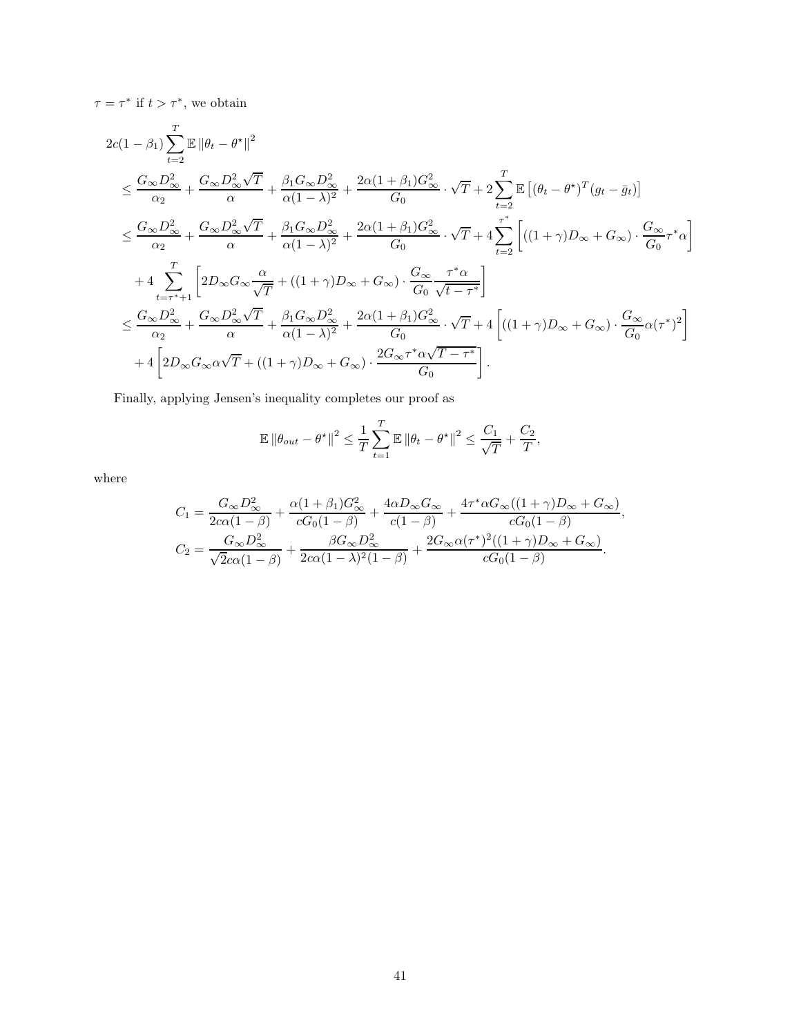$\tau = \tau^*$ if $t > \tau^*$, we obtain

$$
\begin{aligned}
&2c(1-\beta_1)\sum_{t=2}^{T}\mathbb{E}\left\|\theta_t - \theta^\star\right\|^2 \\
&\leq \frac{G_\infty D_\infty^2}{\alpha_2} + \frac{G_\infty D_\infty^2 \sqrt{T}}{\alpha} + \frac{\beta_1 G_\infty D_\infty^2}{\alpha(1-\lambda)^2} + \frac{2\alpha(1+\beta_1)G_\infty^2}{G_0}\cdot\sqrt{T} + 2\sum_{t=2}^{T}\mathbb{E}\left[(\theta_t - \theta^\star)^T(g_t - \bar{g}_t)\right] \\
&\leq \frac{G_\infty D_\infty^2}{\alpha_2} + \frac{G_\infty D_\infty^2 \sqrt{T}}{\alpha} + \frac{\beta_1 G_\infty D_\infty^2}{\alpha(1-\lambda)^2} + \frac{2\alpha(1+\beta_1)G_\infty^2}{G_0}\cdot\sqrt{T} + 4\sum_{t=2}^{\tau^*}\left[((1+\gamma)D_\infty + G_\infty)\cdot\frac{G_\infty}{G_0}\tau^*\alpha\right] \\
&\quad + 4\sum_{t=\tau^*+1}^{T}\left[2D_\infty G_\infty\frac{\alpha}{\sqrt{T}} + ((1+\gamma)D_\infty + G_\infty)\cdot\frac{G_\infty}{G_0}\frac{\tau^*\alpha}{\sqrt{t-\tau^*}}\right] \\
&\leq \frac{G_\infty D_\infty^2}{\alpha_2} + \frac{G_\infty D_\infty^2 \sqrt{T}}{\alpha} + \frac{\beta_1 G_\infty D_\infty^2}{\alpha(1-\lambda)^2} + \frac{2\alpha(1+\beta_1)G_\infty^2}{G_0}\cdot\sqrt{T} + 4\left[((1+\gamma)D_\infty + G_\infty)\cdot\frac{G_\infty}{G_0}\alpha(\tau^*)^2\right] \\
&\quad + 4\left[2D_\infty G_\infty \alpha\sqrt{T} + ((1+\gamma)D_\infty + G_\infty)\cdot\frac{2G_\infty\tau^*\alpha\sqrt{T-\tau^*}}{G_0}\right].
\end{aligned}
$$

Finally, applying Jensen's inequality completes our proof as

$$
\mathbb{E}\left\|\theta_{out} - \theta^\star\right\|^2 \leq \frac{1}{T}\sum_{t=1}^{T}\mathbb{E}\left\|\theta_t - \theta^\star\right\|^2 \leq \frac{C_1}{\sqrt{T}} + \frac{C_2}{T},
$$

where

$$
\begin{aligned}
C_1 &= \frac{G_\infty D_\infty^2}{2c\alpha(1-\beta)} + \frac{\alpha(1+\beta_1)G_\infty^2}{cG_0(1-\beta)} + \frac{4\alpha D_\infty G_\infty}{c(1-\beta)} + \frac{4\tau^*\alpha G_\infty((1+\gamma)D_\infty + G_\infty)}{cG_0(1-\beta)}, \\
C_2 &= \frac{G_\infty D_\infty^2}{\sqrt{2}c\alpha(1-\beta)} + \frac{\beta G_\infty D_\infty^2}{2c\alpha(1-\lambda)^2(1-\beta)} + \frac{2G_\infty\alpha(\tau^*)^2((1+\gamma)D_\infty + G_\infty)}{cG_0(1-\beta)}.
\end{aligned}
$$